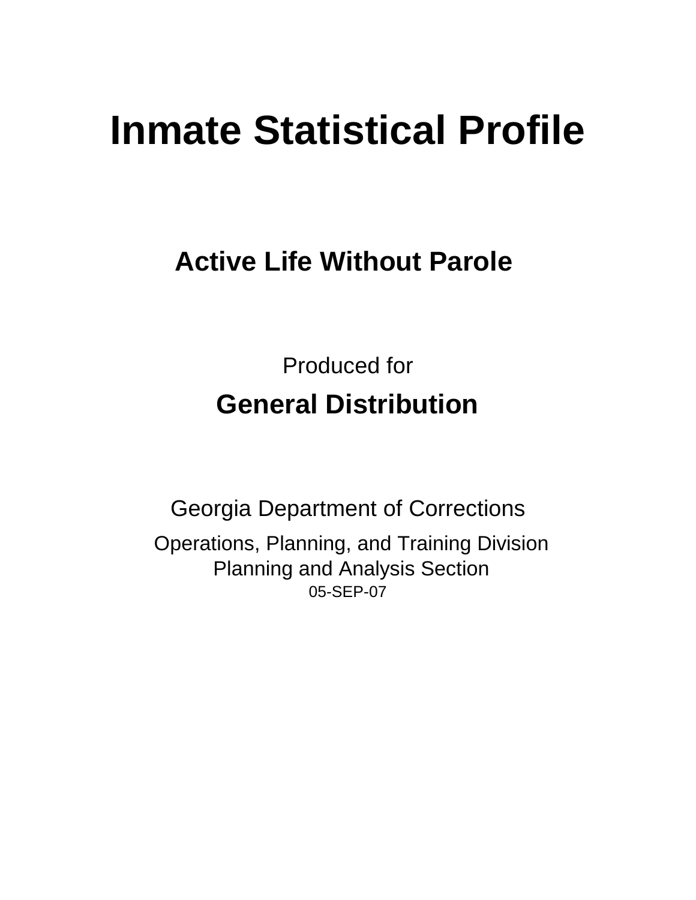# Inmate Statistical Profile

## Active Life Without Parole

Produced for

## General Distribution

Georgia Department of Corrections

Operations, Planning, and Training Division
Planning and Analysis Section
05-SEP-07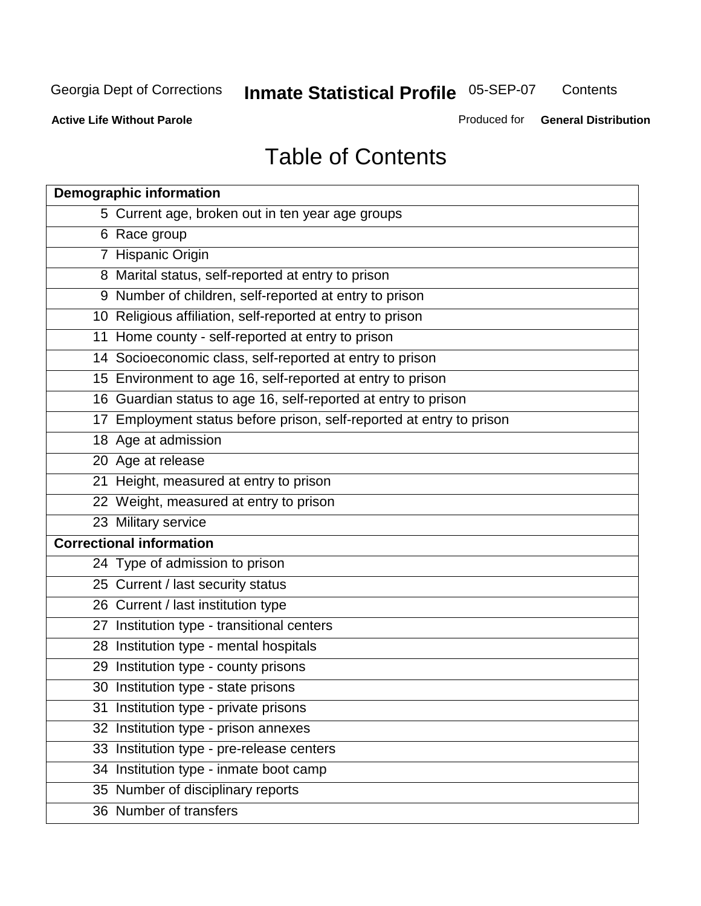Georgia Dept of Corrections **Inmate Statistical Profile** 05-SEP-07 Contents

**Active Life Without Parole** Produced for **General Distribution**

# Table of Contents

| **Demographic information** | |
|---|---|
| 5 | Current age, broken out in ten year age groups |
| 6 | Race group |
| 7 | Hispanic Origin |
| 8 | Marital status, self-reported at entry to prison |
| 9 | Number of children, self-reported at entry to prison |
| 10 | Religious affiliation, self-reported at entry to prison |
| 11 | Home county - self-reported at entry to prison |
| 14 | Socioeconomic class, self-reported at entry to prison |
| 15 | Environment to age 16, self-reported at entry to prison |
| 16 | Guardian status to age 16, self-reported at entry to prison |
| 17 | Employment status before prison, self-reported at entry to prison |
| 18 | Age at admission |
| 20 | Age at release |
| 21 | Height, measured at entry to prison |
| 22 | Weight, measured at entry to prison |
| 23 | Military service |
| **Correctional information** | |
| 24 | Type of admission to prison |
| 25 | Current / last security status |
| 26 | Current / last institution type |
| 27 | Institution type - transitional centers |
| 28 | Institution type - mental hospitals |
| 29 | Institution type - county prisons |
| 30 | Institution type - state prisons |
| 31 | Institution type - private prisons |
| 32 | Institution type - prison annexes |
| 33 | Institution type - pre-release centers |
| 34 | Institution type - inmate boot camp |
| 35 | Number of disciplinary reports |
| 36 | Number of transfers |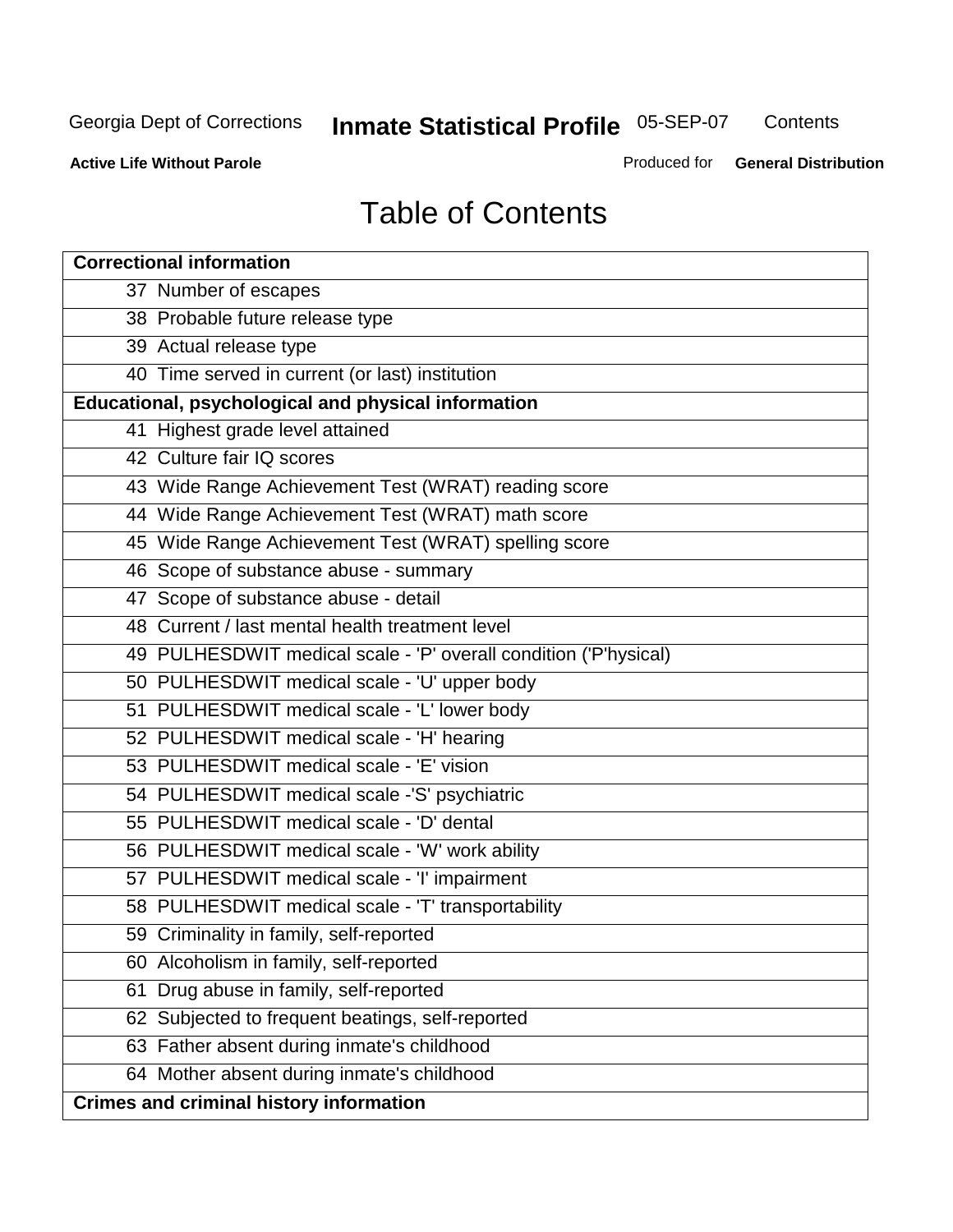# Table of Contents

| **Correctional information** |
|---|
| 37 Number of escapes |
| 38 Probable future release type |
| 39 Actual release type |
| 40 Time served in current (or last) institution |
| **Educational, psychological and physical information** |
| 41 Highest grade level attained |
| 42 Culture fair IQ scores |
| 43 Wide Range Achievement Test (WRAT) reading score |
| 44 Wide Range Achievement Test (WRAT) math score |
| 45 Wide Range Achievement Test (WRAT) spelling score |
| 46 Scope of substance abuse - summary |
| 47 Scope of substance abuse - detail |
| 48 Current / last mental health treatment level |
| 49 PULHESDWIT medical scale - 'P' overall condition ('P'hysical) |
| 50 PULHESDWIT medical scale - 'U' upper body |
| 51 PULHESDWIT medical scale - 'L' lower body |
| 52 PULHESDWIT medical scale - 'H' hearing |
| 53 PULHESDWIT medical scale - 'E' vision |
| 54 PULHESDWIT medical scale -'S' psychiatric |
| 55 PULHESDWIT medical scale - 'D' dental |
| 56 PULHESDWIT medical scale - 'W' work ability |
| 57 PULHESDWIT medical scale - 'I' impairment |
| 58 PULHESDWIT medical scale - 'T' transportability |
| 59 Criminality in family, self-reported |
| 60 Alcoholism in family, self-reported |
| 61 Drug abuse in family, self-reported |
| 62 Subjected to frequent beatings, self-reported |
| 63 Father absent during inmate's childhood |
| 64 Mother absent during inmate's childhood |
| **Crimes and criminal history information** |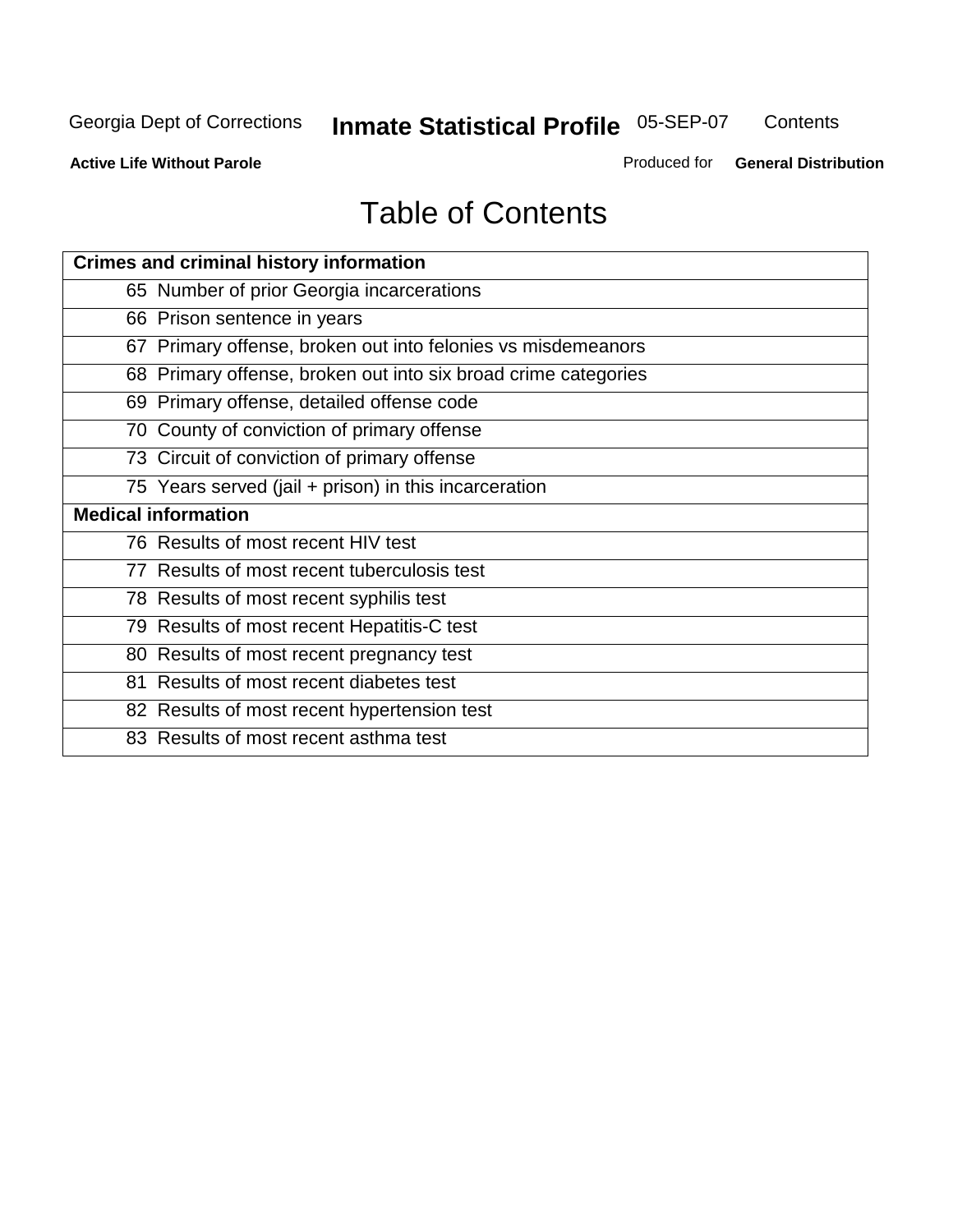# Table of Contents

| Crimes and criminal history information |
|---|
| 65 Number of prior Georgia incarcerations |
| 66 Prison sentence in years |
| 67 Primary offense, broken out into felonies vs misdemeanors |
| 68 Primary offense, broken out into six broad crime categories |
| 69 Primary offense, detailed offense code |
| 70 County of conviction of primary offense |
| 73 Circuit of conviction of primary offense |
| 75 Years served (jail + prison) in this incarceration |
| **Medical information** |
| 76 Results of most recent HIV test |
| 77 Results of most recent tuberculosis test |
| 78 Results of most recent syphilis test |
| 79 Results of most recent Hepatitis-C test |
| 80 Results of most recent pregnancy test |
| 81 Results of most recent diabetes test |
| 82 Results of most recent hypertension test |
| 83 Results of most recent asthma test |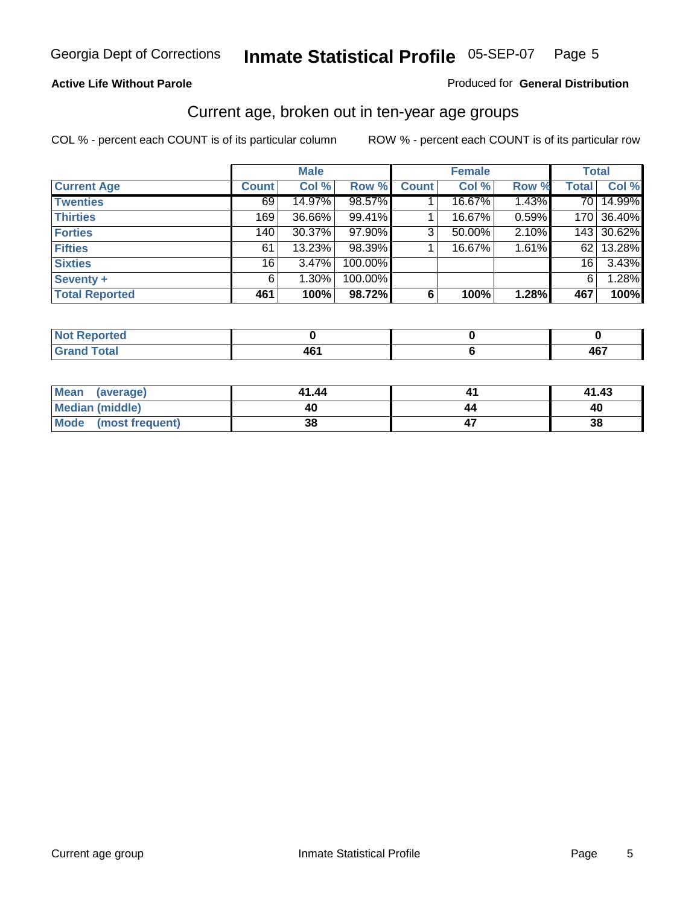Georgia Dept of Corrections **Inmate Statistical Profile** 05-SEP-07

**Active Life Without Parole**

Produced for **General Distribution**

## Current age, broken out in ten-year age groups

COL % - percent each COUNT is of its particular column

ROW % - percent each COUNT is of its particular row

| | Male | | | Female | | | Total | |
|---|---|---|---|---|---|---|---|---|
| **Current Age** | **Count** | **Col %** | **Row %** | **Count** | **Col %** | **Row %** | **Total** | **Col %** |
| **Twenties** | 69 | 14.97% | 98.57% | 1 | 16.67% | 1.43% | 70 | 14.99% |
| **Thirties** | 169 | 36.66% | 99.41% | 1 | 16.67% | 0.59% | 170 | 36.40% |
| **Forties** | 140 | 30.37% | 97.90% | 3 | 50.00% | 2.10% | 143 | 30.62% |
| **Fifties** | 61 | 13.23% | 98.39% | 1 | 16.67% | 1.61% | 62 | 13.28% |
| **Sixties** | 16 | 3.47% | 100.00% | | | | 16 | 3.43% |
| **Seventy +** | 6 | 1.30% | 100.00% | | | | 6 | 1.28% |
| **Total Reported** | **461** | **100%** | **98.72%** | **6** | **100%** | **1.28%** | **467** | **100%** |

| | Male | Female | Total |
|---|---|---|---|
| **Not Reported** | **0** | **0** | **0** |
| **Grand Total** | **461** | **6** | **467** |

| | Male | Female | Total |
|---|---|---|---|
| **Mean (average)** | **41.44** | **41** | **41.43** |
| **Median (middle)** | **40** | **44** | **40** |
| **Mode (most frequent)** | **38** | **47** | **38** |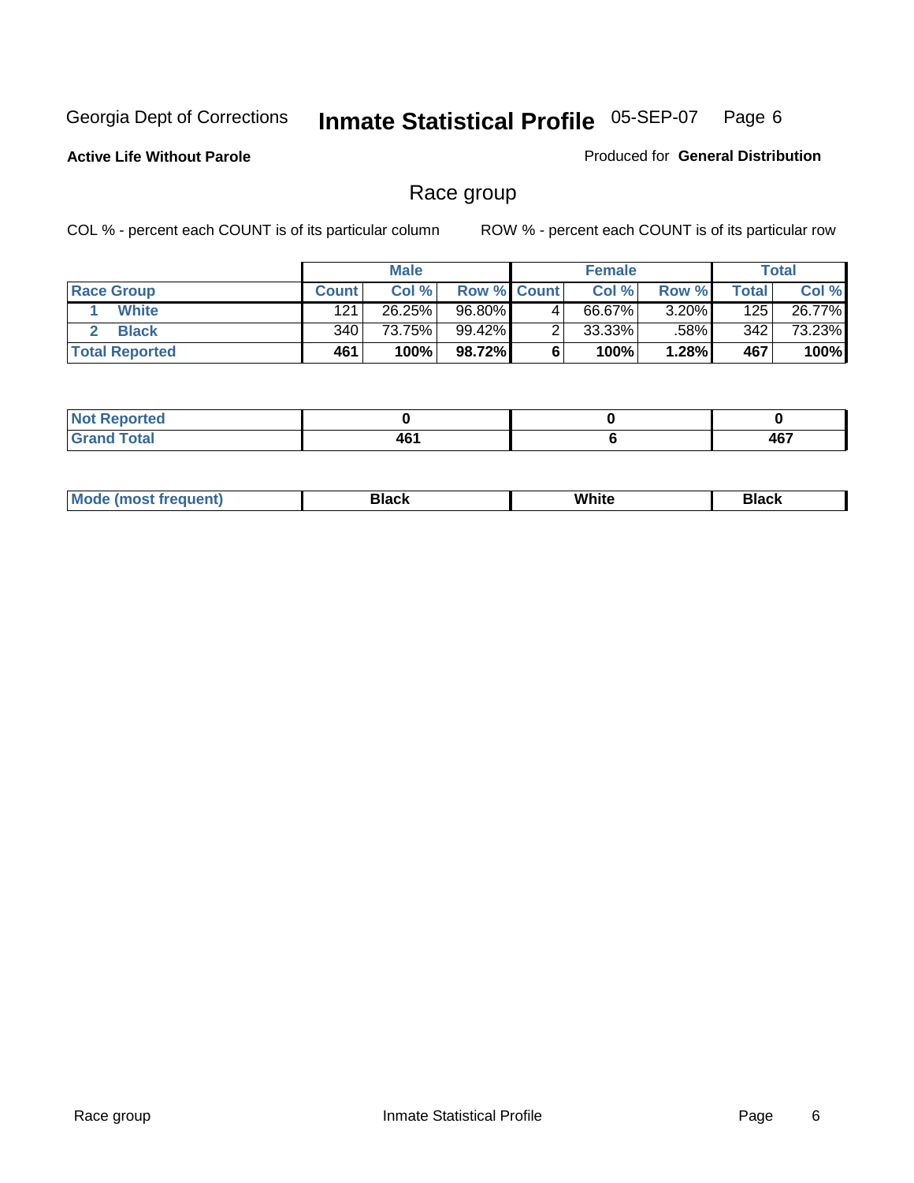Georgia Dept of Corrections **Inmate Statistical Profile** 05-SEP-07 Page 6

**Active Life Without Parole**

Produced for **General Distribution**

## Race group

COL % - percent each COUNT is of its particular column

ROW % - percent each COUNT is of its particular row

| | Male | | | Female | | | Total | |
|---|---|---|---|---|---|---|---|---|
| **Race Group** | **Count** | **Col %** | **Row %** | **Count** | **Col %** | **Row %** | **Total** | **Col %** |
| 1 **White** | 121 | 26.25% | 96.80% | 4 | 66.67% | 3.20% | 125 | 26.77% |
| 2 **Black** | 340 | 73.75% | 99.42% | 2 | 33.33% | .58% | 342 | 73.23% |
| **Total Reported** | **461** | **100%** | **98.72%** | **6** | **100%** | **1.28%** | **467** | **100%** |

| | Male | Female | Total |
|---|---|---|---|
| **Not Reported** | **0** | **0** | **0** |
| **Grand Total** | **461** | **6** | **467** |

| | Male | Female | Total |
|---|---|---|---|
| **Mode (most frequent)** | **Black** | **White** | **Black** |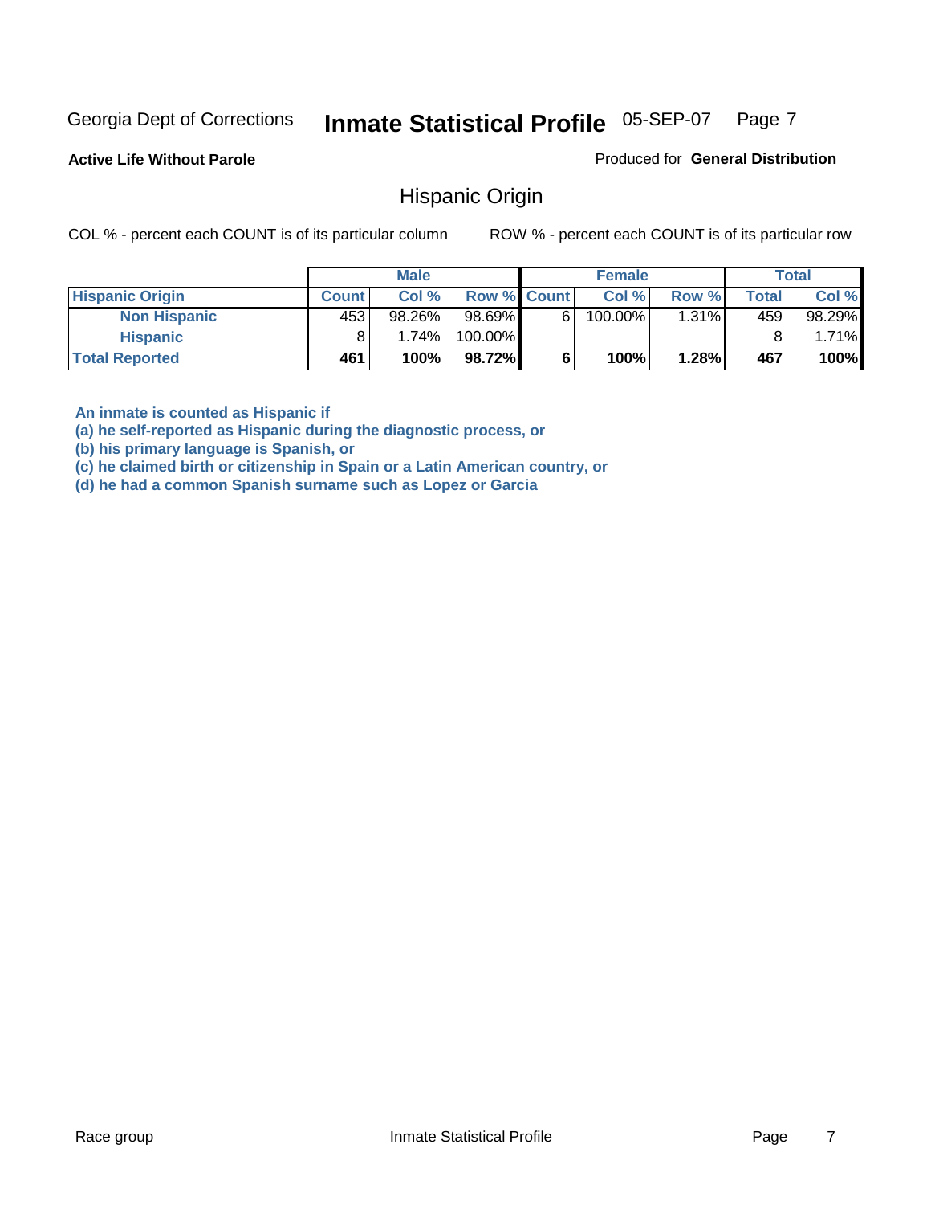Georgia Dept of Corrections **Inmate Statistical Profile** 05-SEP-07

**Active Life Without Parole**

Produced for **General Distribution**

## Hispanic Origin

COL % - percent each COUNT is of its particular column

ROW % - percent each COUNT is of its particular row

| | Male | | | Female | | | Total | |
|---|---|---|---|---|---|---|---|---|
| **Hispanic Origin** | **Count** | **Col %** | **Row %** | **Count** | **Col %** | **Row %** | **Total** | **Col %** |
| **Non Hispanic** | 453 | 98.26% | 98.69% | 6 | 100.00% | 1.31% | 459 | 98.29% |
| **Hispanic** | 8 | 1.74% | 100.00% | | | | 8 | 1.71% |
| **Total Reported** | **461** | **100%** | **98.72%** | **6** | **100%** | **1.28%** | **467** | **100%** |

**An inmate is counted as Hispanic if**
**(a) he self-reported as Hispanic during the diagnostic process, or**
**(b) his primary language is Spanish, or**
**(c) he claimed birth or citizenship in Spain or a Latin American country, or**
**(d) he had a common Spanish surname such as Lopez or Garcia**

Race group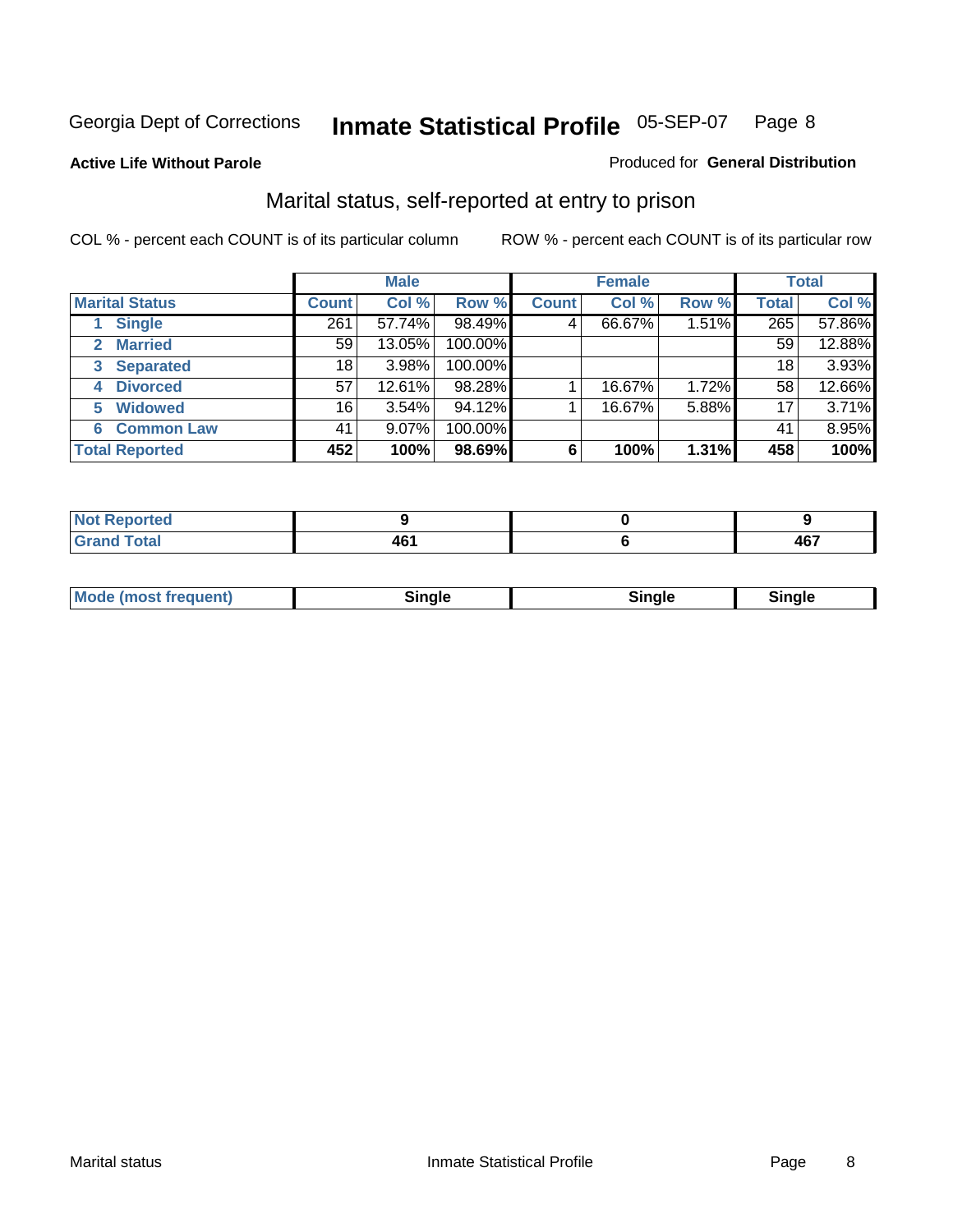Georgia Dept of Corrections **Inmate Statistical Profile** 05-SEP-07

**Active Life Without Parole** Produced for **General Distribution**

## Marital status, self-reported at entry to prison

COL % - percent each COUNT is of its particular column ROW % - percent each COUNT is of its particular row

| | Male | | | Female | | | Total | |
|---|---|---|---|---|---|---|---|---|
| **Marital Status** | **Count** | **Col %** | **Row %** | **Count** | **Col %** | **Row %** | **Total** | **Col %** |
| 1 Single | 261 | 57.74% | 98.49% | 4 | 66.67% | 1.51% | 265 | 57.86% |
| 2 Married | 59 | 13.05% | 100.00% | | | | 59 | 12.88% |
| 3 Separated | 18 | 3.98% | 100.00% | | | | 18 | 3.93% |
| 4 Divorced | 57 | 12.61% | 98.28% | 1 | 16.67% | 1.72% | 58 | 12.66% |
| 5 Widowed | 16 | 3.54% | 94.12% | 1 | 16.67% | 5.88% | 17 | 3.71% |
| 6 Common Law | 41 | 9.07% | 100.00% | | | | 41 | 8.95% |
| **Total Reported** | **452** | **100%** | **98.69%** | **6** | **100%** | **1.31%** | **458** | **100%** |

| | Male | Female | Total |
|---|---|---|---|
| **Not Reported** | **9** | **0** | **9** |
| **Grand Total** | **461** | **6** | **467** |

| | Male | Female | Total |
|---|---|---|---|
| **Mode (most frequent)** | **Single** | **Single** | **Single** |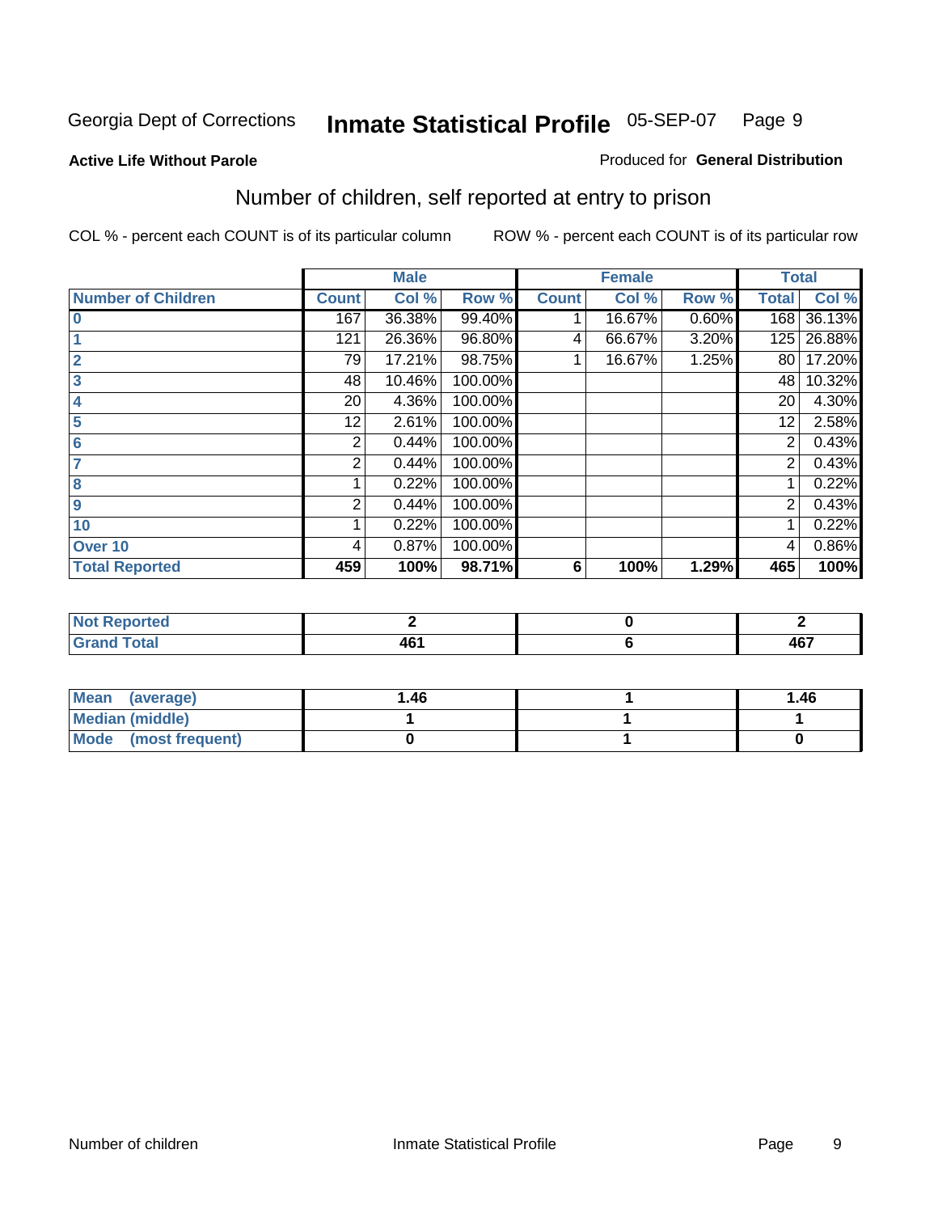Georgia Dept of Corrections **Inmate Statistical Profile** 05-SEP-07

**Active Life Without Parole**

Produced for **General Distribution**

## Number of children, self reported at entry to prison

COL % - percent each COUNT is of its particular column

ROW % - percent each COUNT is of its particular row

| | Male | | | Female | | | Total | |
|---|---|---|---|---|---|---|---|---|
| **Number of Children** | **Count** | **Col %** | **Row %** | **Count** | **Col %** | **Row %** | **Total** | **Col %** |
| **0** | 167 | 36.38% | 99.40% | 1 | 16.67% | 0.60% | 168 | 36.13% |
| **1** | 121 | 26.36% | 96.80% | 4 | 66.67% | 3.20% | 125 | 26.88% |
| **2** | 79 | 17.21% | 98.75% | 1 | 16.67% | 1.25% | 80 | 17.20% |
| **3** | 48 | 10.46% | 100.00% | | | | 48 | 10.32% |
| **4** | 20 | 4.36% | 100.00% | | | | 20 | 4.30% |
| **5** | 12 | 2.61% | 100.00% | | | | 12 | 2.58% |
| **6** | 2 | 0.44% | 100.00% | | | | 2 | 0.43% |
| **7** | 2 | 0.44% | 100.00% | | | | 2 | 0.43% |
| **8** | 1 | 0.22% | 100.00% | | | | 1 | 0.22% |
| **9** | 2 | 0.44% | 100.00% | | | | 2 | 0.43% |
| **10** | 1 | 0.22% | 100.00% | | | | 1 | 0.22% |
| **Over 10** | 4 | 0.87% | 100.00% | | | | 4 | 0.86% |
| **Total Reported** | **459** | **100%** | **98.71%** | **6** | **100%** | **1.29%** | **465** | **100%** |

| | Male | Female | Total |
|---|---|---|---|
| **Not Reported** | **2** | **0** | **2** |
| **Grand Total** | **461** | **6** | **467** |

| | Male | Female | Total |
|---|---|---|---|
| **Mean (average)** | **1.46** | **1** | **1.46** |
| **Median (middle)** | **1** | **1** | **1** |
| **Mode (most frequent)** | **0** | **1** | **0** |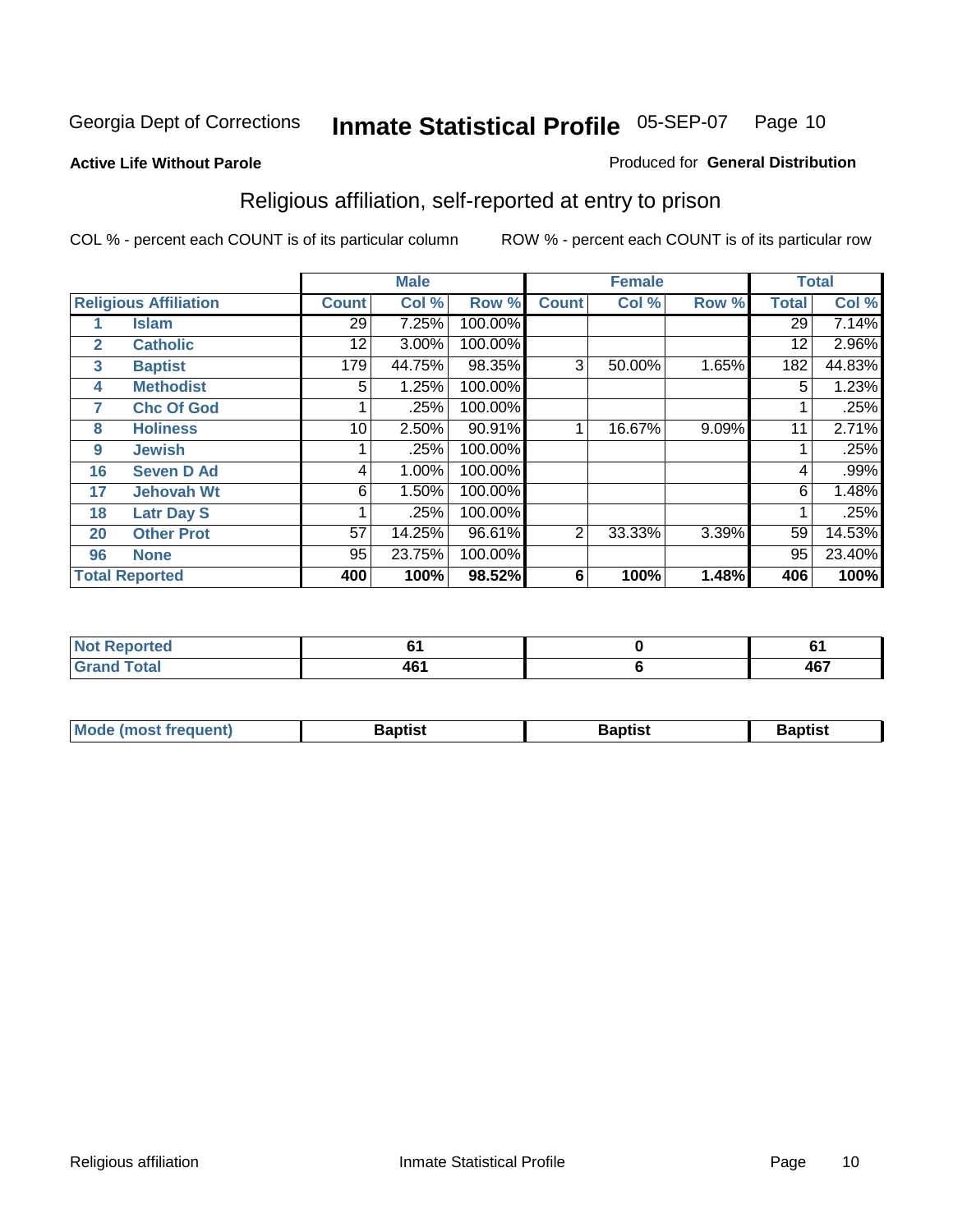Georgia Dept of Corrections **Inmate Statistical Profile** 05-SEP-07

**Active Life Without Parole**

Produced for **General Distribution**

## Religious affiliation, self-reported at entry to prison

COL % - percent each COUNT is of its particular column

ROW % - percent each COUNT is of its particular row

| | | Male | | | Female | | | Total | |
|---|---|---|---|---|---|---|---|---|---|
| Religious Affiliation | | Count | Col % | Row % | Count | Col % | Row % | Total | Col % |
| 1 | Islam | 29 | 7.25% | 100.00% | | | | 29 | 7.14% |
| 2 | Catholic | 12 | 3.00% | 100.00% | | | | 12 | 2.96% |
| 3 | Baptist | 179 | 44.75% | 98.35% | 3 | 50.00% | 1.65% | 182 | 44.83% |
| 4 | Methodist | 5 | 1.25% | 100.00% | | | | 5 | 1.23% |
| 7 | Chc Of God | 1 | .25% | 100.00% | | | | 1 | .25% |
| 8 | Holiness | 10 | 2.50% | 90.91% | 1 | 16.67% | 9.09% | 11 | 2.71% |
| 9 | Jewish | 1 | .25% | 100.00% | | | | 1 | .25% |
| 16 | Seven D Ad | 4 | 1.00% | 100.00% | | | | 4 | .99% |
| 17 | Jehovah Wt | 6 | 1.50% | 100.00% | | | | 6 | 1.48% |
| 18 | Latr Day S | 1 | .25% | 100.00% | | | | 1 | .25% |
| 20 | Other Prot | 57 | 14.25% | 96.61% | 2 | 33.33% | 3.39% | 59 | 14.53% |
| 96 | None | 95 | 23.75% | 100.00% | | | | 95 | 23.40% |
| **Total Reported** | | **400** | **100%** | **98.52%** | **6** | **100%** | **1.48%** | **406** | **100%** |

| | Male | Female | Total |
|---|---|---|---|
| Not Reported | 61 | 0 | 61 |
| Grand Total | 461 | 6 | 467 |

| | Male | Female | Total |
|---|---|---|---|
| Mode (most frequent) | Baptist | Baptist | Baptist |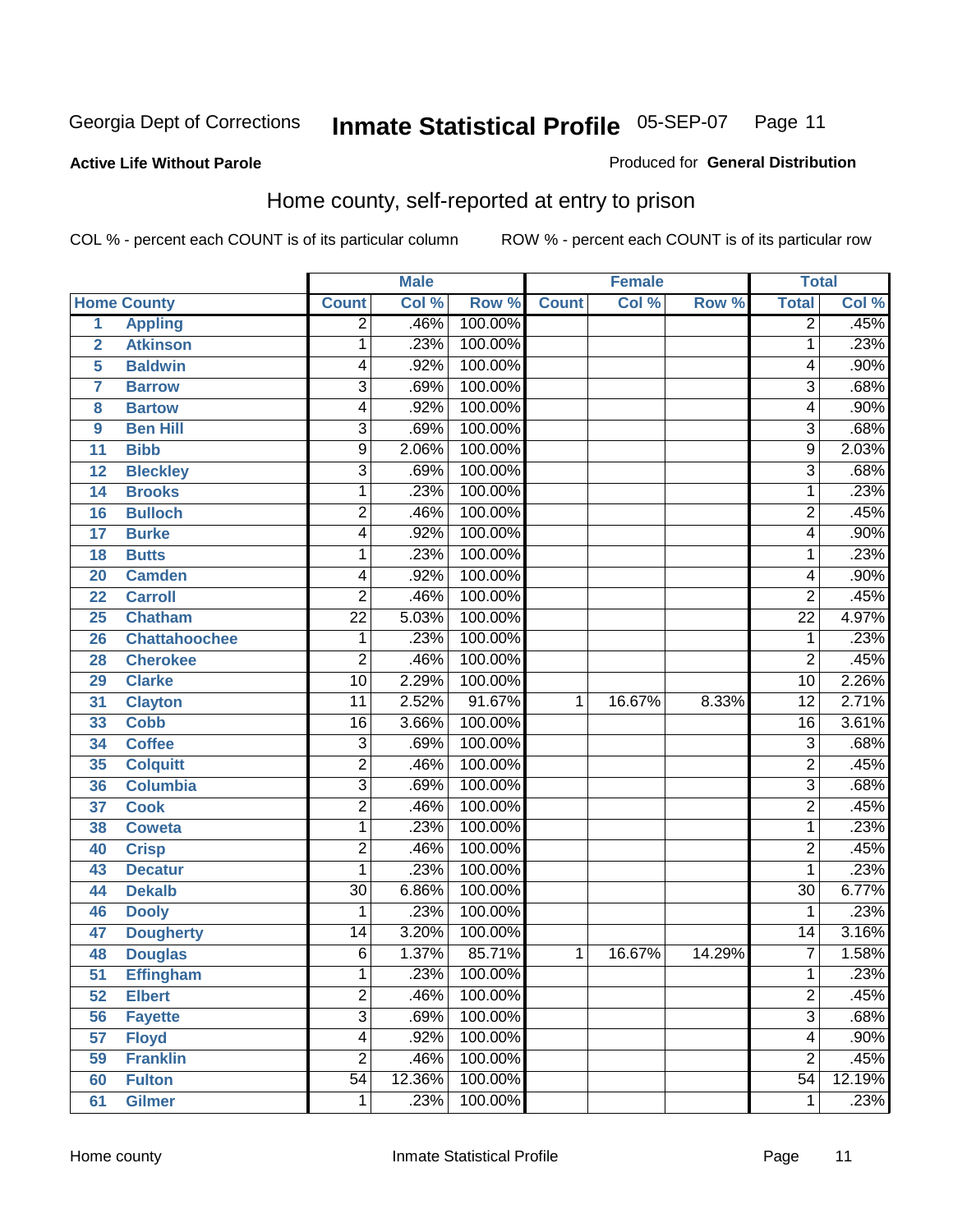Georgia Dept of Corrections **Inmate Statistical Profile** 05-SEP-07

**Active Life Without Parole**

Produced for **General Distribution**

## Home county, self-reported at entry to prison

COL % - percent each COUNT is of its particular column

ROW % - percent each COUNT is of its particular row

| Home County | | Male | | | Female | | | Total | |
|---|---|---|---|---|---|---|---|---|---|
| | | Count | Col % | Row % | Count | Col % | Row % | Total | Col % |
| 1 | Appling | 2 | .46% | 100.00% | | | | 2 | .45% |
| 2 | Atkinson | 1 | .23% | 100.00% | | | | 1 | .23% |
| 5 | Baldwin | 4 | .92% | 100.00% | | | | 4 | .90% |
| 7 | Barrow | 3 | .69% | 100.00% | | | | 3 | .68% |
| 8 | Bartow | 4 | .92% | 100.00% | | | | 4 | .90% |
| 9 | Ben Hill | 3 | .69% | 100.00% | | | | 3 | .68% |
| 11 | Bibb | 9 | 2.06% | 100.00% | | | | 9 | 2.03% |
| 12 | Bleckley | 3 | .69% | 100.00% | | | | 3 | .68% |
| 14 | Brooks | 1 | .23% | 100.00% | | | | 1 | .23% |
| 16 | Bulloch | 2 | .46% | 100.00% | | | | 2 | .45% |
| 17 | Burke | 4 | .92% | 100.00% | | | | 4 | .90% |
| 18 | Butts | 1 | .23% | 100.00% | | | | 1 | .23% |
| 20 | Camden | 4 | .92% | 100.00% | | | | 4 | .90% |
| 22 | Carroll | 2 | .46% | 100.00% | | | | 2 | .45% |
| 25 | Chatham | 22 | 5.03% | 100.00% | | | | 22 | 4.97% |
| 26 | Chattahoochee | 1 | .23% | 100.00% | | | | 1 | .23% |
| 28 | Cherokee | 2 | .46% | 100.00% | | | | 2 | .45% |
| 29 | Clarke | 10 | 2.29% | 100.00% | | | | 10 | 2.26% |
| 31 | Clayton | 11 | 2.52% | 91.67% | 1 | 16.67% | 8.33% | 12 | 2.71% |
| 33 | Cobb | 16 | 3.66% | 100.00% | | | | 16 | 3.61% |
| 34 | Coffee | 3 | .69% | 100.00% | | | | 3 | .68% |
| 35 | Colquitt | 2 | .46% | 100.00% | | | | 2 | .45% |
| 36 | Columbia | 3 | .69% | 100.00% | | | | 3 | .68% |
| 37 | Cook | 2 | .46% | 100.00% | | | | 2 | .45% |
| 38 | Coweta | 1 | .23% | 100.00% | | | | 1 | .23% |
| 40 | Crisp | 2 | .46% | 100.00% | | | | 2 | .45% |
| 43 | Decatur | 1 | .23% | 100.00% | | | | 1 | .23% |
| 44 | Dekalb | 30 | 6.86% | 100.00% | | | | 30 | 6.77% |
| 46 | Dooly | 1 | .23% | 100.00% | | | | 1 | .23% |
| 47 | Dougherty | 14 | 3.20% | 100.00% | | | | 14 | 3.16% |
| 48 | Douglas | 6 | 1.37% | 85.71% | 1 | 16.67% | 14.29% | 7 | 1.58% |
| 51 | Effingham | 1 | .23% | 100.00% | | | | 1 | .23% |
| 52 | Elbert | 2 | .46% | 100.00% | | | | 2 | .45% |
| 56 | Fayette | 3 | .69% | 100.00% | | | | 3 | .68% |
| 57 | Floyd | 4 | .92% | 100.00% | | | | 4 | .90% |
| 59 | Franklin | 2 | .46% | 100.00% | | | | 2 | .45% |
| 60 | Fulton | 54 | 12.36% | 100.00% | | | | 54 | 12.19% |
| 61 | Gilmer | 1 | .23% | 100.00% | | | | 1 | .23% |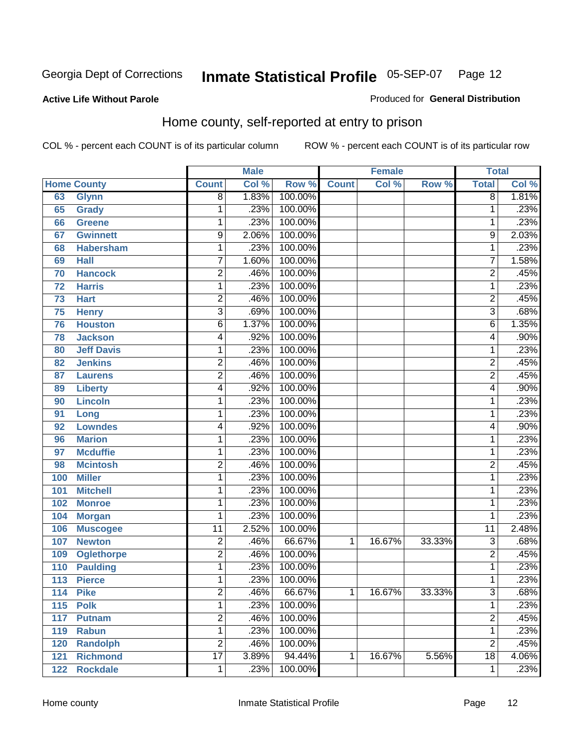Georgia Dept of Corrections **Inmate Statistical Profile** 05-SEP-07

**Active Life Without Parole** Produced for **General Distribution**

## Home county, self-reported at entry to prison

COL % - percent each COUNT is of its particular column ROW % - percent each COUNT is of its particular row

| Home County | | Male | | | Female | | | Total | |
|---|---|---|---|---|---|---|---|---|---|
| | | Count | Col % | Row % | Count | Col % | Row % | Total | Col % |
| 63 | Glynn | 8 | 1.83% | 100.00% | | | | 8 | 1.81% |
| 65 | Grady | 1 | .23% | 100.00% | | | | 1 | .23% |
| 66 | Greene | 1 | .23% | 100.00% | | | | 1 | .23% |
| 67 | Gwinnett | 9 | 2.06% | 100.00% | | | | 9 | 2.03% |
| 68 | Habersham | 1 | .23% | 100.00% | | | | 1 | .23% |
| 69 | Hall | 7 | 1.60% | 100.00% | | | | 7 | 1.58% |
| 70 | Hancock | 2 | .46% | 100.00% | | | | 2 | .45% |
| 72 | Harris | 1 | .23% | 100.00% | | | | 1 | .23% |
| 73 | Hart | 2 | .46% | 100.00% | | | | 2 | .45% |
| 75 | Henry | 3 | .69% | 100.00% | | | | 3 | .68% |
| 76 | Houston | 6 | 1.37% | 100.00% | | | | 6 | 1.35% |
| 78 | Jackson | 4 | .92% | 100.00% | | | | 4 | .90% |
| 80 | Jeff Davis | 1 | .23% | 100.00% | | | | 1 | .23% |
| 82 | Jenkins | 2 | .46% | 100.00% | | | | 2 | .45% |
| 87 | Laurens | 2 | .46% | 100.00% | | | | 2 | .45% |
| 89 | Liberty | 4 | .92% | 100.00% | | | | 4 | .90% |
| 90 | Lincoln | 1 | .23% | 100.00% | | | | 1 | .23% |
| 91 | Long | 1 | .23% | 100.00% | | | | 1 | .23% |
| 92 | Lowndes | 4 | .92% | 100.00% | | | | 4 | .90% |
| 96 | Marion | 1 | .23% | 100.00% | | | | 1 | .23% |
| 97 | Mcduffie | 1 | .23% | 100.00% | | | | 1 | .23% |
| 98 | Mcintosh | 2 | .46% | 100.00% | | | | 2 | .45% |
| 100 | Miller | 1 | .23% | 100.00% | | | | 1 | .23% |
| 101 | Mitchell | 1 | .23% | 100.00% | | | | 1 | .23% |
| 102 | Monroe | 1 | .23% | 100.00% | | | | 1 | .23% |
| 104 | Morgan | 1 | .23% | 100.00% | | | | 1 | .23% |
| 106 | Muscogee | 11 | 2.52% | 100.00% | | | | 11 | 2.48% |
| 107 | Newton | 2 | .46% | 66.67% | 1 | 16.67% | 33.33% | 3 | .68% |
| 109 | Oglethorpe | 2 | .46% | 100.00% | | | | 2 | .45% |
| 110 | Paulding | 1 | .23% | 100.00% | | | | 1 | .23% |
| 113 | Pierce | 1 | .23% | 100.00% | | | | 1 | .23% |
| 114 | Pike | 2 | .46% | 66.67% | 1 | 16.67% | 33.33% | 3 | .68% |
| 115 | Polk | 1 | .23% | 100.00% | | | | 1 | .23% |
| 117 | Putnam | 2 | .46% | 100.00% | | | | 2 | .45% |
| 119 | Rabun | 1 | .23% | 100.00% | | | | 1 | .23% |
| 120 | Randolph | 2 | .46% | 100.00% | | | | 2 | .45% |
| 121 | Richmond | 17 | 3.89% | 94.44% | 1 | 16.67% | 5.56% | 18 | 4.06% |
| 122 | Rockdale | 1 | .23% | 100.00% | | | | 1 | .23% |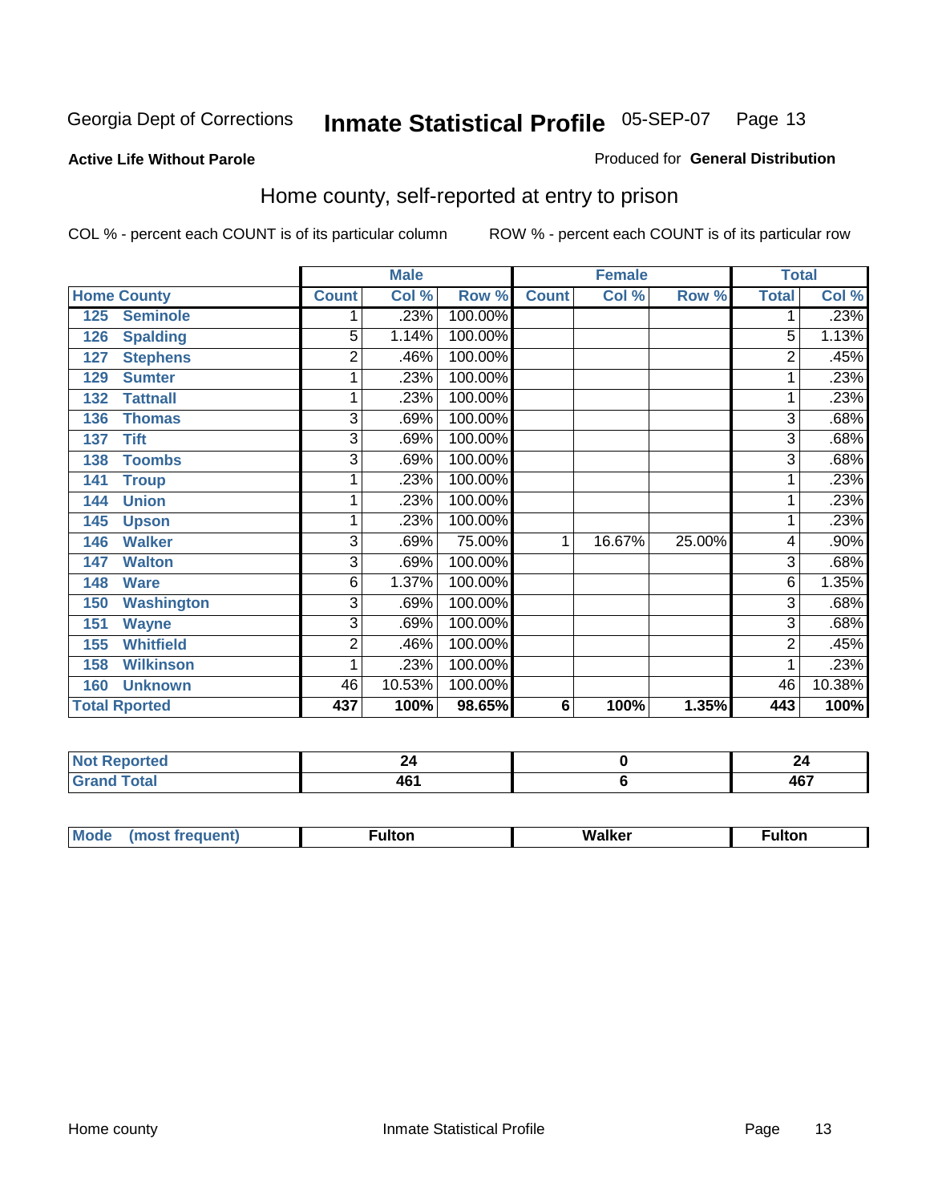Georgia Dept of Corrections **Inmate Statistical Profile** 05-SEP-07

**Active Life Without Parole**

Produced for **General Distribution**

## Home county, self-reported at entry to prison

COL % - percent each COUNT is of its particular column ROW % - percent each COUNT is of its particular row

| Home County | Male | | | Female | | | Total | |
|---|---|---|---|---|---|---|---|---|
| | Count | Col % | Row % | Count | Col % | Row % | Total | Col % |
| 125 Seminole | 1 | .23% | 100.00% | | | | 1 | .23% |
| 126 Spalding | 5 | 1.14% | 100.00% | | | | 5 | 1.13% |
| 127 Stephens | 2 | .46% | 100.00% | | | | 2 | .45% |
| 129 Sumter | 1 | .23% | 100.00% | | | | 1 | .23% |
| 132 Tattnall | 1 | .23% | 100.00% | | | | 1 | .23% |
| 136 Thomas | 3 | .69% | 100.00% | | | | 3 | .68% |
| 137 Tift | 3 | .69% | 100.00% | | | | 3 | .68% |
| 138 Toombs | 3 | .69% | 100.00% | | | | 3 | .68% |
| 141 Troup | 1 | .23% | 100.00% | | | | 1 | .23% |
| 144 Union | 1 | .23% | 100.00% | | | | 1 | .23% |
| 145 Upson | 1 | .23% | 100.00% | | | | 1 | .23% |
| 146 Walker | 3 | .69% | 75.00% | 1 | 16.67% | 25.00% | 4 | .90% |
| 147 Walton | 3 | .69% | 100.00% | | | | 3 | .68% |
| 148 Ware | 6 | 1.37% | 100.00% | | | | 6 | 1.35% |
| 150 Washington | 3 | .69% | 100.00% | | | | 3 | .68% |
| 151 Wayne | 3 | .69% | 100.00% | | | | 3 | .68% |
| 155 Whitfield | 2 | .46% | 100.00% | | | | 2 | .45% |
| 158 Wilkinson | 1 | .23% | 100.00% | | | | 1 | .23% |
| 160 Unknown | 46 | 10.53% | 100.00% | | | | 46 | 10.38% |
| **Total Rported** | **437** | **100%** | **98.65%** | **6** | **100%** | **1.35%** | **443** | **100%** |

| | Male | Female | Total |
|---|---|---|---|
| Not Reported | 24 | 0 | 24 |
| Grand Total | 461 | 6 | 467 |

| | Male | Female | Total |
|---|---|---|---|
| Mode (most frequent) | Fulton | Walker | Fulton |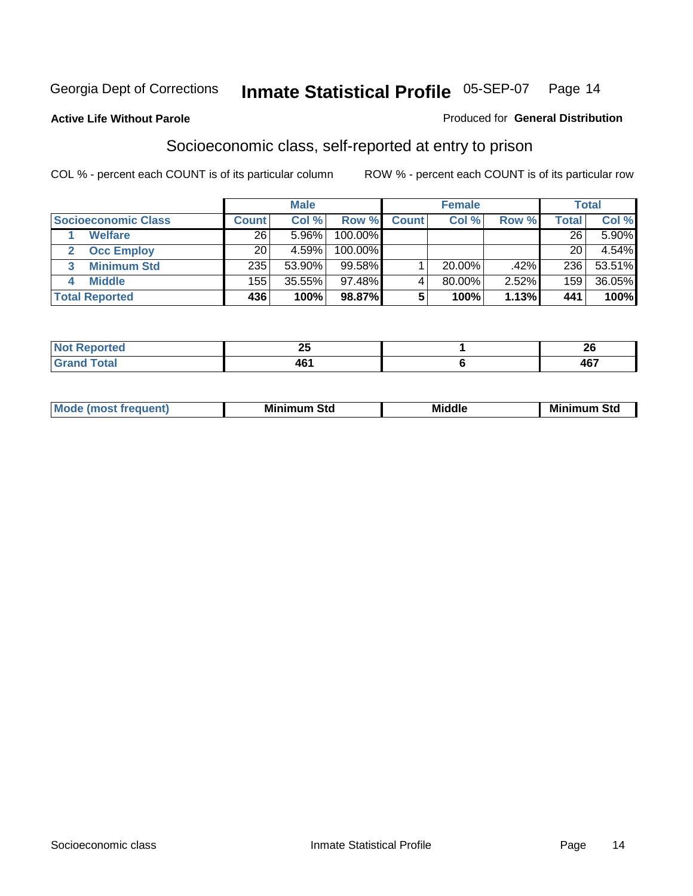Georgia Dept of Corrections **Inmate Statistical Profile** 05-SEP-07

**Active Life Without Parole**

Produced for **General Distribution**

## Socioeconomic class, self-reported at entry to prison

COL % - percent each COUNT is of its particular column

ROW % - percent each COUNT is of its particular row

| | Male | | | Female | | | Total | |
|---|---|---|---|---|---|---|---|---|
| **Socioeconomic Class** | **Count** | **Col %** | **Row %** | **Count** | **Col %** | **Row %** | **Total** | **Col %** |
| **1 Welfare** | 26 | 5.96% | 100.00% | | | | 26 | 5.90% |
| **2 Occ Employ** | 20 | 4.59% | 100.00% | | | | 20 | 4.54% |
| **3 Minimum Std** | 235 | 53.90% | 99.58% | 1 | 20.00% | .42% | 236 | 53.51% |
| **4 Middle** | 155 | 35.55% | 97.48% | 4 | 80.00% | 2.52% | 159 | 36.05% |
| **Total Reported** | **436** | **100%** | **98.87%** | **5** | **100%** | **1.13%** | **441** | **100%** |

| | Male | Female | Total |
|---|---|---|---|
| **Not Reported** | **25** | **1** | **26** |
| **Grand Total** | **461** | **6** | **467** |

| | Male | Female | Total |
|---|---|---|---|
| **Mode (most frequent)** | **Minimum Std** | **Middle** | **Minimum Std** |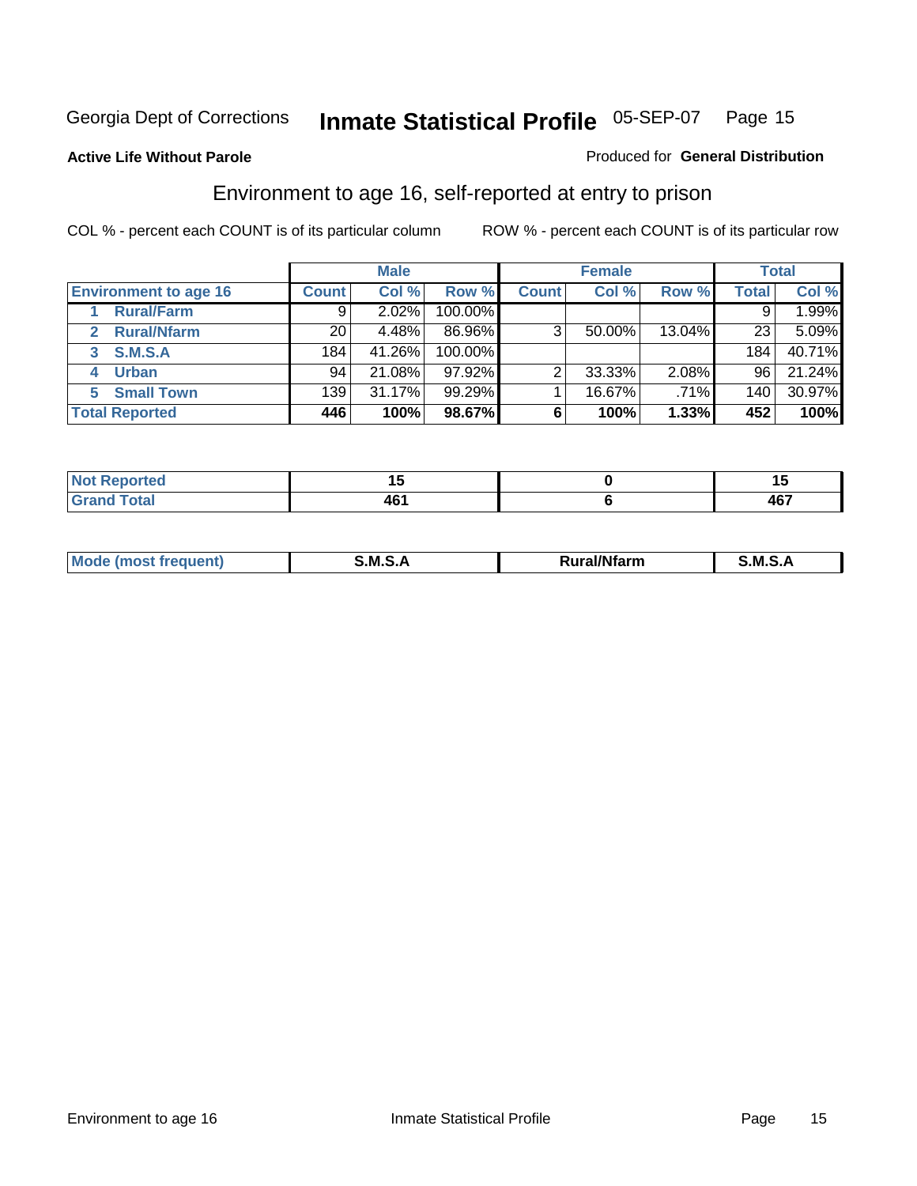Georgia Dept of Corrections **Inmate Statistical Profile** 05-SEP-07 Page 15

**Active Life Without Parole**

Produced for **General Distribution**

## Environment to age 16, self-reported at entry to prison

COL % - percent each COUNT is of its particular column

ROW % - percent each COUNT is of its particular row

| | Male | | | Female | | | Total | |
|---|---|---|---|---|---|---|---|---|
| **Environment to age 16** | **Count** | **Col %** | **Row %** | **Count** | **Col %** | **Row %** | **Total** | **Col %** |
| **1 Rural/Farm** | 9 | 2.02% | 100.00% | | | | 9 | 1.99% |
| **2 Rural/Nfarm** | 20 | 4.48% | 86.96% | 3 | 50.00% | 13.04% | 23 | 5.09% |
| **3 S.M.S.A** | 184 | 41.26% | 100.00% | | | | 184 | 40.71% |
| **4 Urban** | 94 | 21.08% | 97.92% | 2 | 33.33% | 2.08% | 96 | 21.24% |
| **5 Small Town** | 139 | 31.17% | 99.29% | 1 | 16.67% | .71% | 140 | 30.97% |
| **Total Reported** | **446** | **100%** | **98.67%** | **6** | **100%** | **1.33%** | **452** | **100%** |

| | Male | Female | Total |
|---|---|---|---|
| **Not Reported** | **15** | **0** | **15** |
| **Grand Total** | **461** | **6** | **467** |

| | Male | Female | Total |
|---|---|---|---|
| **Mode (most frequent)** | **S.M.S.A** | **Rural/Nfarm** | **S.M.S.A** |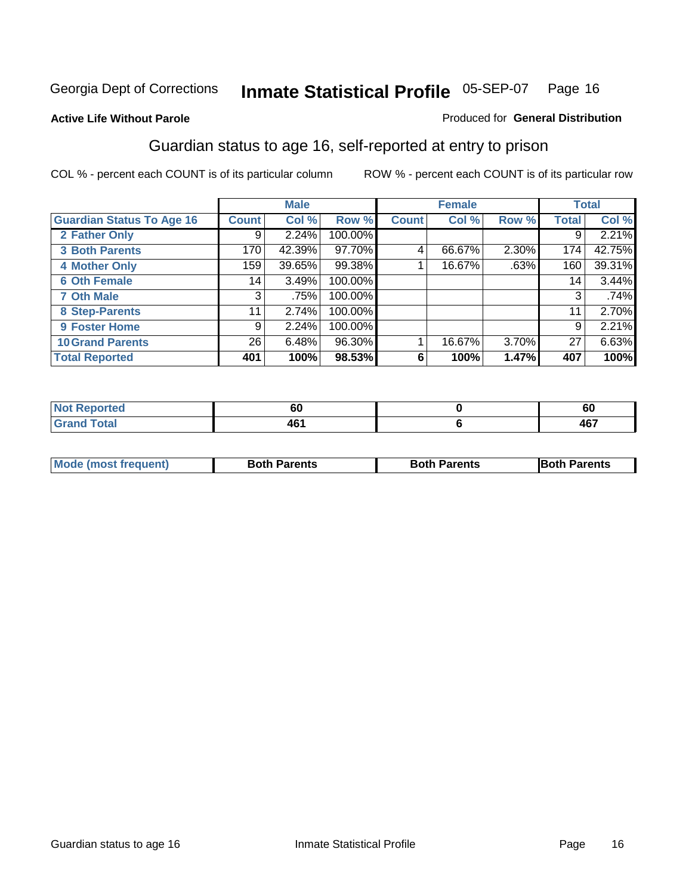Georgia Dept of Corrections **Inmate Statistical Profile** 05-SEP-07 Page 16

**Active Life Without Parole**

Produced for **General Distribution**

## Guardian status to age 16, self-reported at entry to prison

COL % - percent each COUNT is of its particular column    ROW % - percent each COUNT is of its particular row

| | Male | | | Female | | | Total | |
|---|---|---|---|---|---|---|---|---|
| Guardian Status To Age 16 | Count | Col % | Row % | Count | Col % | Row % | Total | Col % |
| 2 Father Only | 9 | 2.24% | 100.00% | | | | 9 | 2.21% |
| 3 Both Parents | 170 | 42.39% | 97.70% | 4 | 66.67% | 2.30% | 174 | 42.75% |
| 4 Mother Only | 159 | 39.65% | 99.38% | 1 | 16.67% | .63% | 160 | 39.31% |
| 6 Oth Female | 14 | 3.49% | 100.00% | | | | 14 | 3.44% |
| 7 Oth Male | 3 | .75% | 100.00% | | | | 3 | .74% |
| 8 Step-Parents | 11 | 2.74% | 100.00% | | | | 11 | 2.70% |
| 9 Foster Home | 9 | 2.24% | 100.00% | | | | 9 | 2.21% |
| 10 Grand Parents | 26 | 6.48% | 96.30% | 1 | 16.67% | 3.70% | 27 | 6.63% |
| **Total Reported** | **401** | **100%** | **98.53%** | **6** | **100%** | **1.47%** | **407** | **100%** |

| | Male | Female | Total |
|---|---|---|---|
| Not Reported | 60 | 0 | 60 |
| Grand Total | 461 | 6 | 467 |

| | Male | Female | Total |
|---|---|---|---|
| Mode (most frequent) | Both Parents | Both Parents | Both Parents |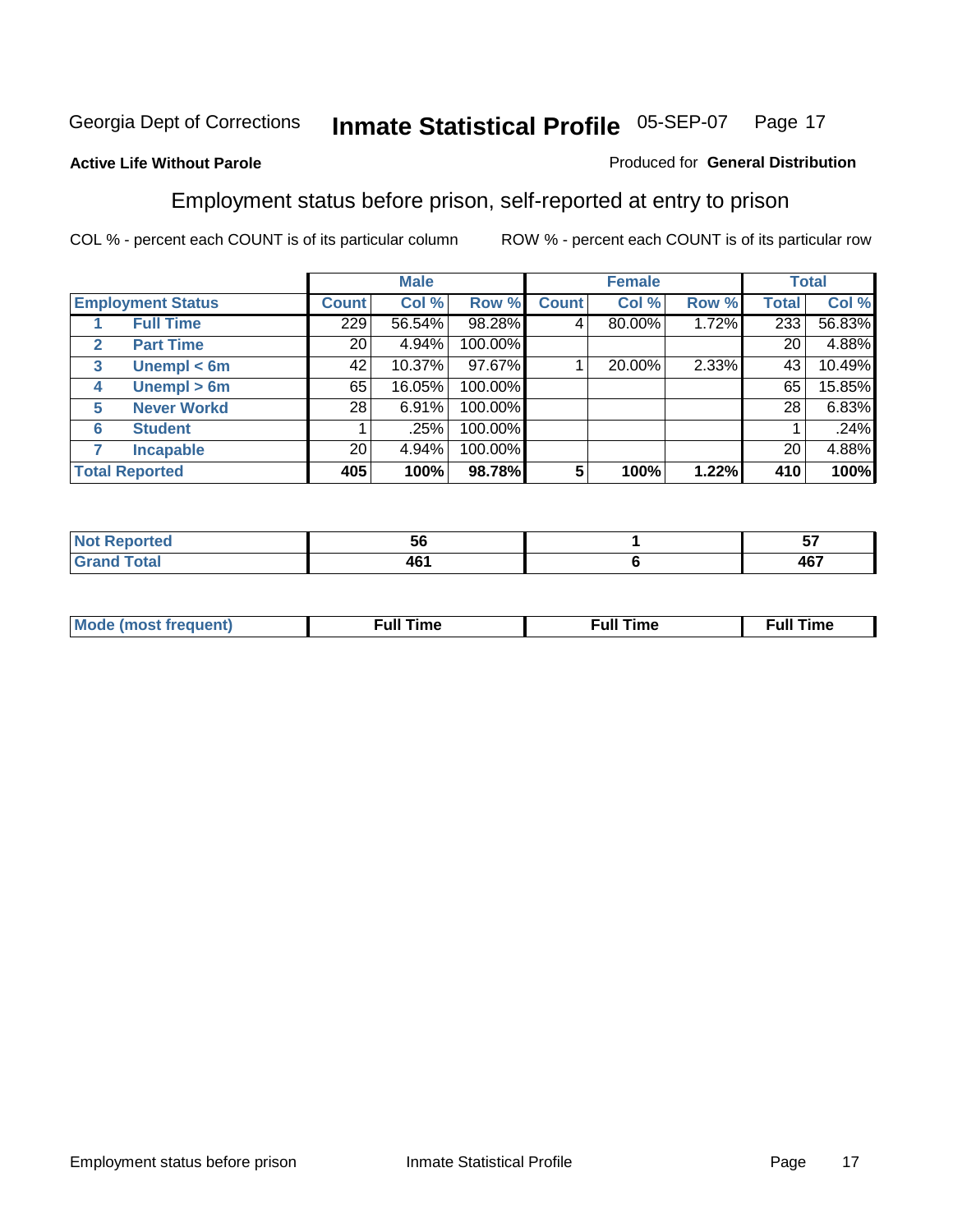Georgia Dept of Corrections **Inmate Statistical Profile** 05-SEP-07

**Active Life Without Parole**

Produced for **General Distribution**

## Employment status before prison, self-reported at entry to prison

COL % - percent each COUNT is of its particular column

ROW % - percent each COUNT is of its particular row

| Employment Status | | Male | | | Female | | | Total | |
|---|---|---|---|---|---|---|---|---|---|
| | | Count | Col % | Row % | Count | Col % | Row % | Total | Col % |
| 1 | Full Time | 229 | 56.54% | 98.28% | 4 | 80.00% | 1.72% | 233 | 56.83% |
| 2 | Part Time | 20 | 4.94% | 100.00% | | | | 20 | 4.88% |
| 3 | Unempl < 6m | 42 | 10.37% | 97.67% | 1 | 20.00% | 2.33% | 43 | 10.49% |
| 4 | Unempl > 6m | 65 | 16.05% | 100.00% | | | | 65 | 15.85% |
| 5 | Never Workd | 28 | 6.91% | 100.00% | | | | 28 | 6.83% |
| 6 | Student | 1 | .25% | 100.00% | | | | 1 | .24% |
| 7 | Incapable | 20 | 4.94% | 100.00% | | | | 20 | 4.88% |
| Total Reported | | 405 | 100% | 98.78% | 5 | 100% | 1.22% | 410 | 100% |

| | Male | Female | Total |
|---|---|---|---|
| Not Reported | 56 | 1 | 57 |
| Grand Total | 461 | 6 | 467 |

| | Male | Female | Total |
|---|---|---|---|
| Mode (most frequent) | Full Time | Full Time | Full Time |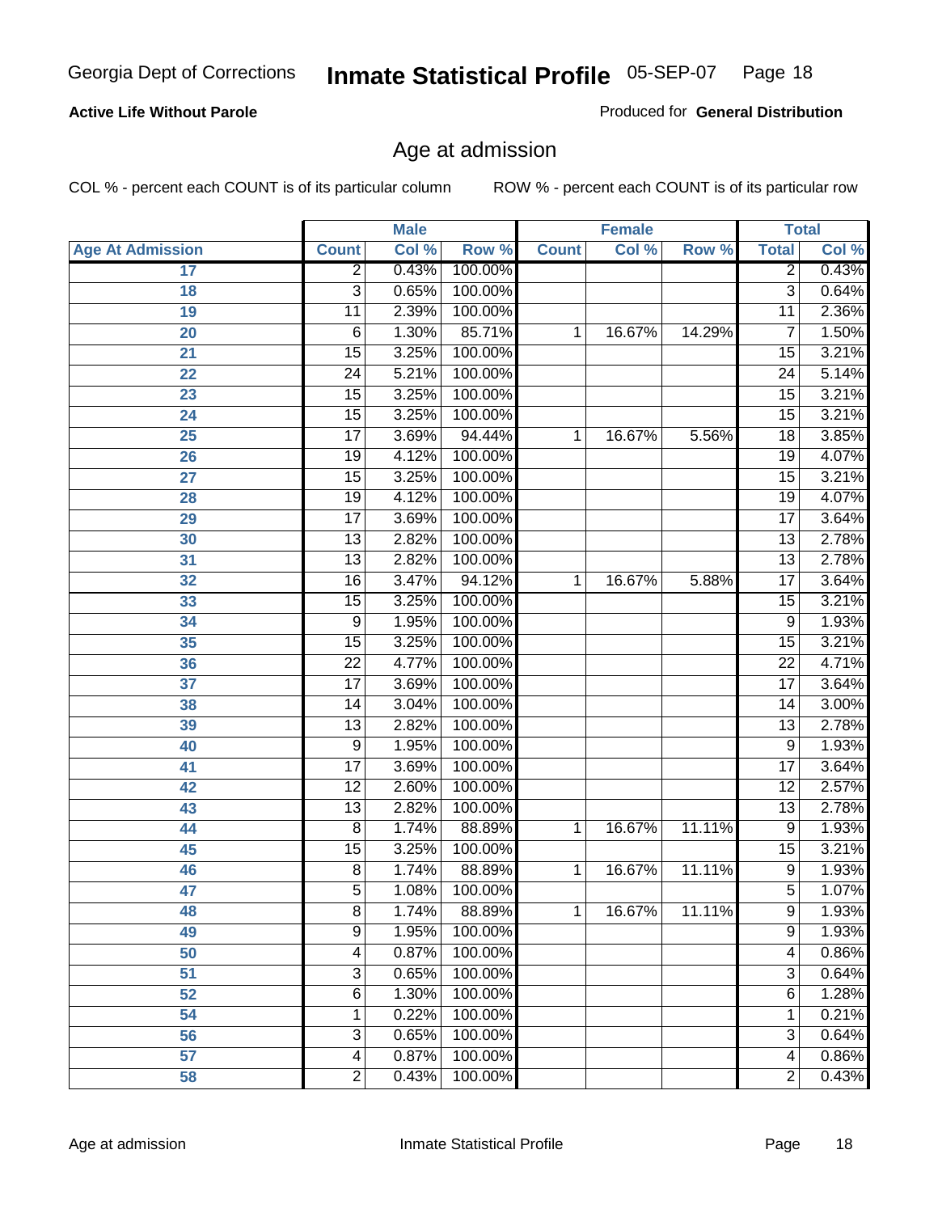Georgia Dept of Corrections **Inmate Statistical Profile** 05-SEP-07

**Active Life Without Parole**

Produced for **General Distribution**

## Age at admission

COL % - percent each COUNT is of its particular column ROW % - percent each COUNT is of its particular row

| | Male | | | Female | | | Total | |
|---|---|---|---|---|---|---|---|---|
| Age At Admission | Count | Col % | Row % | Count | Col % | Row % | Total | Col % |
| 17 | 2 | 0.43% | 100.00% | | | | 2 | 0.43% |
| 18 | 3 | 0.65% | 100.00% | | | | 3 | 0.64% |
| 19 | 11 | 2.39% | 100.00% | | | | 11 | 2.36% |
| 20 | 6 | 1.30% | 85.71% | 1 | 16.67% | 14.29% | 7 | 1.50% |
| 21 | 15 | 3.25% | 100.00% | | | | 15 | 3.21% |
| 22 | 24 | 5.21% | 100.00% | | | | 24 | 5.14% |
| 23 | 15 | 3.25% | 100.00% | | | | 15 | 3.21% |
| 24 | 15 | 3.25% | 100.00% | | | | 15 | 3.21% |
| 25 | 17 | 3.69% | 94.44% | 1 | 16.67% | 5.56% | 18 | 3.85% |
| 26 | 19 | 4.12% | 100.00% | | | | 19 | 4.07% |
| 27 | 15 | 3.25% | 100.00% | | | | 15 | 3.21% |
| 28 | 19 | 4.12% | 100.00% | | | | 19 | 4.07% |
| 29 | 17 | 3.69% | 100.00% | | | | 17 | 3.64% |
| 30 | 13 | 2.82% | 100.00% | | | | 13 | 2.78% |
| 31 | 13 | 2.82% | 100.00% | | | | 13 | 2.78% |
| 32 | 16 | 3.47% | 94.12% | 1 | 16.67% | 5.88% | 17 | 3.64% |
| 33 | 15 | 3.25% | 100.00% | | | | 15 | 3.21% |
| 34 | 9 | 1.95% | 100.00% | | | | 9 | 1.93% |
| 35 | 15 | 3.25% | 100.00% | | | | 15 | 3.21% |
| 36 | 22 | 4.77% | 100.00% | | | | 22 | 4.71% |
| 37 | 17 | 3.69% | 100.00% | | | | 17 | 3.64% |
| 38 | 14 | 3.04% | 100.00% | | | | 14 | 3.00% |
| 39 | 13 | 2.82% | 100.00% | | | | 13 | 2.78% |
| 40 | 9 | 1.95% | 100.00% | | | | 9 | 1.93% |
| 41 | 17 | 3.69% | 100.00% | | | | 17 | 3.64% |
| 42 | 12 | 2.60% | 100.00% | | | | 12 | 2.57% |
| 43 | 13 | 2.82% | 100.00% | | | | 13 | 2.78% |
| 44 | 8 | 1.74% | 88.89% | 1 | 16.67% | 11.11% | 9 | 1.93% |
| 45 | 15 | 3.25% | 100.00% | | | | 15 | 3.21% |
| 46 | 8 | 1.74% | 88.89% | 1 | 16.67% | 11.11% | 9 | 1.93% |
| 47 | 5 | 1.08% | 100.00% | | | | 5 | 1.07% |
| 48 | 8 | 1.74% | 88.89% | 1 | 16.67% | 11.11% | 9 | 1.93% |
| 49 | 9 | 1.95% | 100.00% | | | | 9 | 1.93% |
| 50 | 4 | 0.87% | 100.00% | | | | 4 | 0.86% |
| 51 | 3 | 0.65% | 100.00% | | | | 3 | 0.64% |
| 52 | 6 | 1.30% | 100.00% | | | | 6 | 1.28% |
| 54 | 1 | 0.22% | 100.00% | | | | 1 | 0.21% |
| 56 | 3 | 0.65% | 100.00% | | | | 3 | 0.64% |
| 57 | 4 | 0.87% | 100.00% | | | | 4 | 0.86% |
| 58 | 2 | 0.43% | 100.00% | | | | 2 | 0.43% |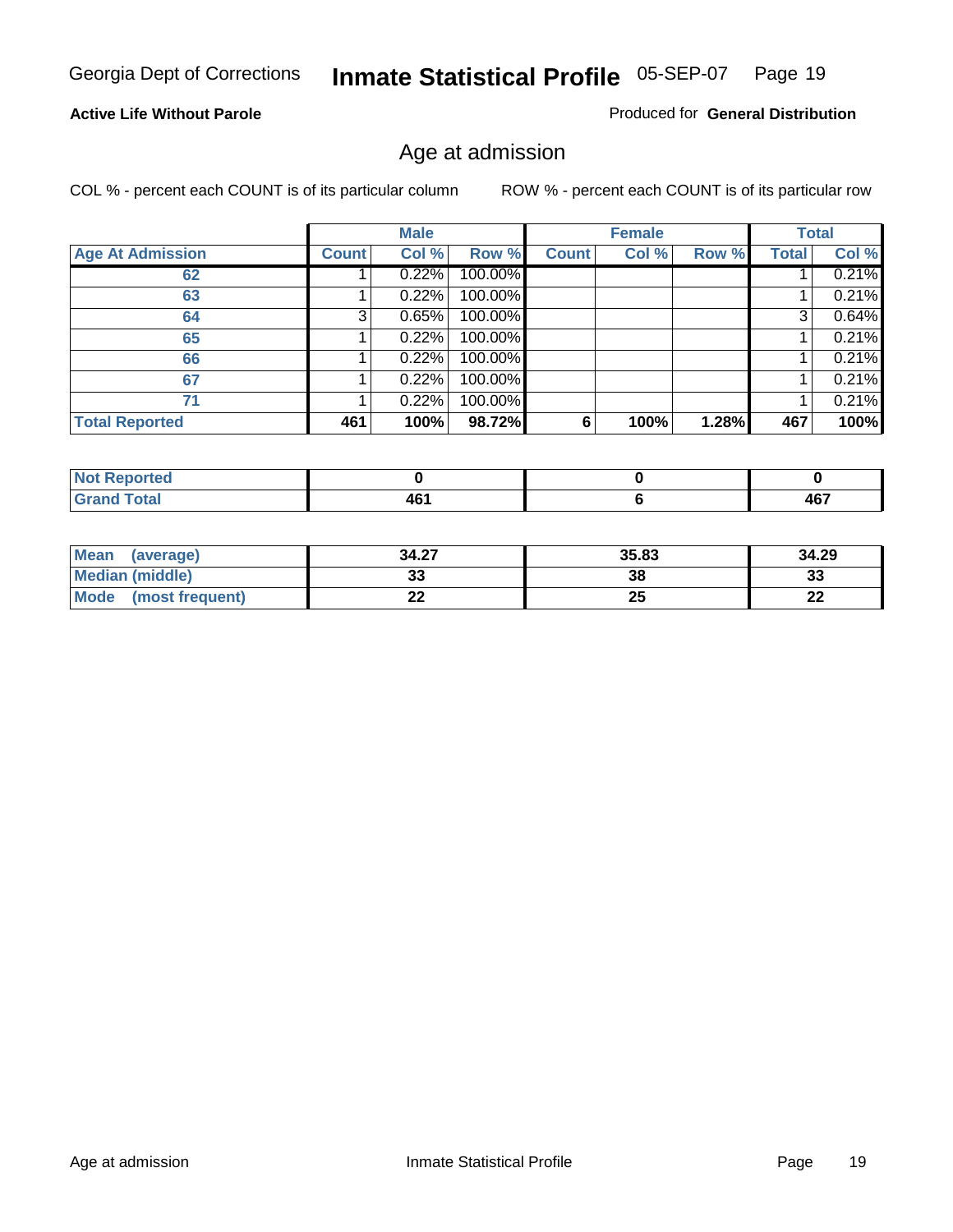Georgia Dept of Corrections **Inmate Statistical Profile** 05-SEP-07

**Active Life Without Parole**

Produced for **General Distribution**

## Age at admission

COL % - percent each COUNT is of its particular column

ROW % - percent each COUNT is of its particular row

| | Male | | | Female | | | Total | |
|---|---|---|---|---|---|---|---|---|
| **Age At Admission** | **Count** | **Col %** | **Row %** | **Count** | **Col %** | **Row %** | **Total** | **Col %** |
| 62 | 1 | 0.22% | 100.00% | | | | 1 | 0.21% |
| 63 | 1 | 0.22% | 100.00% | | | | 1 | 0.21% |
| 64 | 3 | 0.65% | 100.00% | | | | 3 | 0.64% |
| 65 | 1 | 0.22% | 100.00% | | | | 1 | 0.21% |
| 66 | 1 | 0.22% | 100.00% | | | | 1 | 0.21% |
| 67 | 1 | 0.22% | 100.00% | | | | 1 | 0.21% |
| 71 | 1 | 0.22% | 100.00% | | | | 1 | 0.21% |
| **Total Reported** | **461** | **100%** | **98.72%** | **6** | **100%** | **1.28%** | **467** | **100%** |

| | Male | Female | Total |
|---|---|---|---|
| **Not Reported** | **0** | **0** | **0** |
| **Grand Total** | **461** | **6** | **467** |

| | Male | Female | Total |
|---|---|---|---|
| **Mean (average)** | **34.27** | **35.83** | **34.29** |
| **Median (middle)** | **33** | **38** | **33** |
| **Mode (most frequent)** | **22** | **25** | **22** |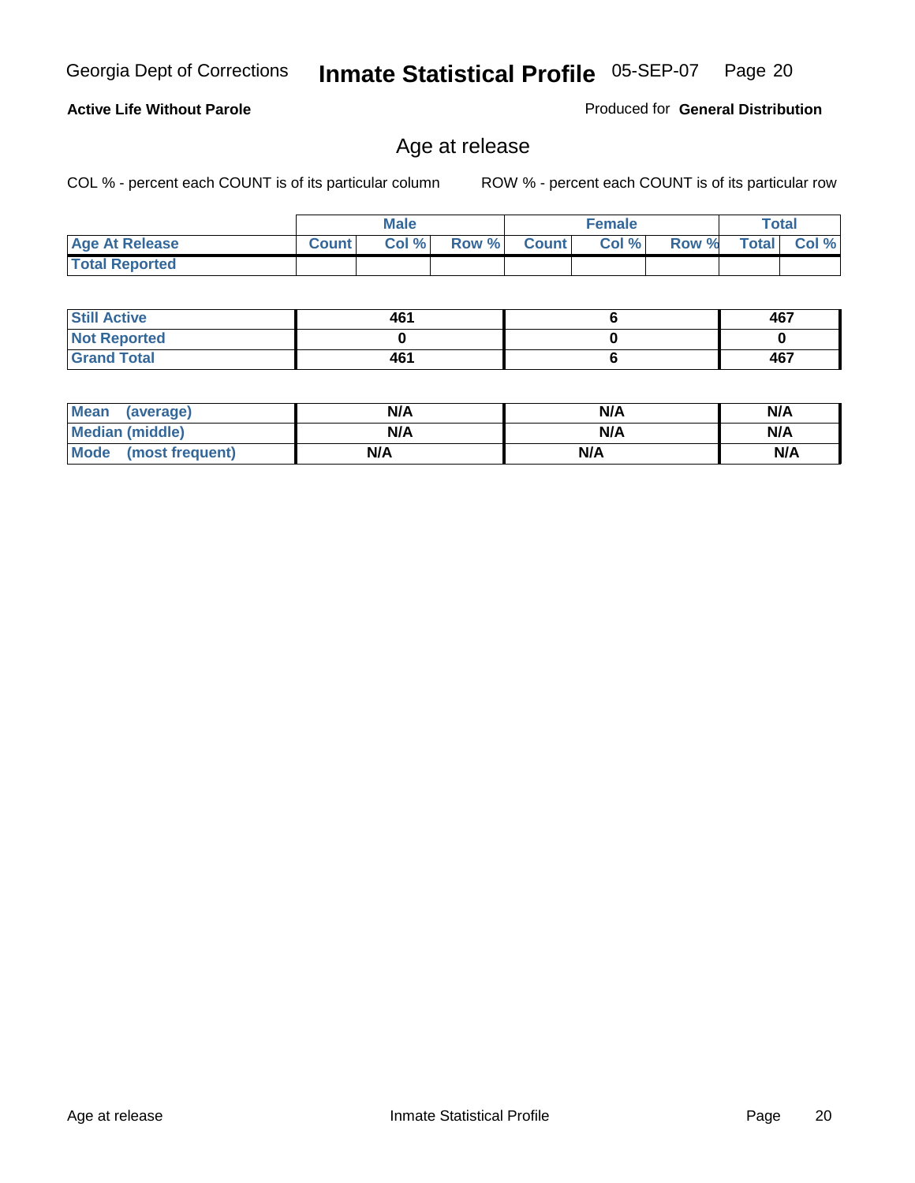**Active Life Without Parole**

Produced for **General Distribution**

## Age at release

COL % - percent each COUNT is of its particular column

ROW % - percent each COUNT is of its particular row

| | Male | | | Female | | | Total | |
|---|---|---|---|---|---|---|---|---|
| **Age At Release** | **Count** | **Col %** | **Row %** | **Count** | **Col %** | **Row %** | **Total** | **Col %** |
| **Total Reported** | | | | | | | | |

| | Male | Female | Total |
|---|---|---|---|
| **Still Active** | 461 | 6 | 467 |
| **Not Reported** | 0 | 0 | 0 |
| **Grand Total** | 461 | 6 | 467 |

| | Male | Female | Total |
|---|---|---|---|
| **Mean (average)** | N/A | N/A | N/A |
| **Median (middle)** | N/A | N/A | N/A |
| **Mode (most frequent)** | N/A | N/A | N/A |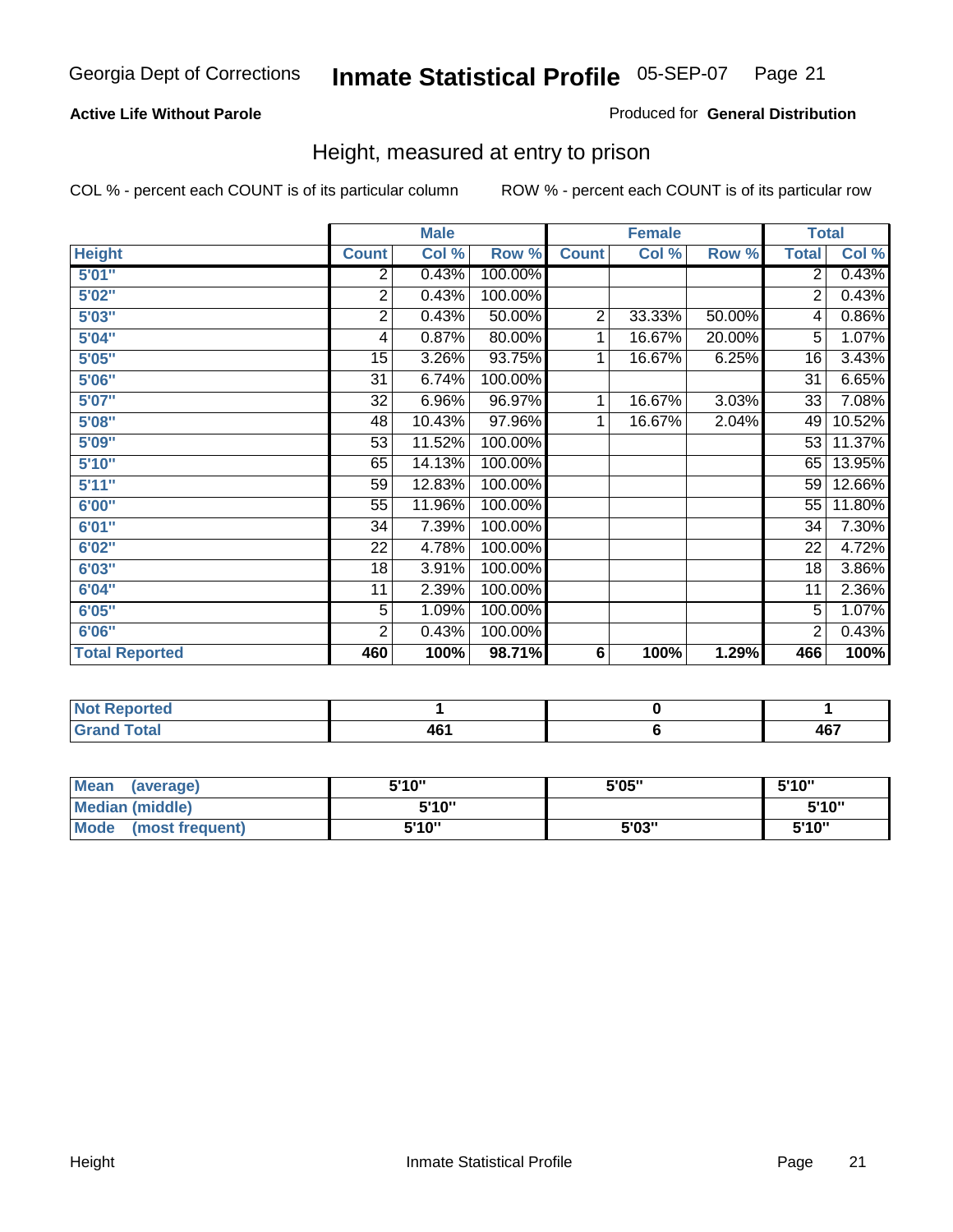Georgia Dept of Corrections **Inmate Statistical Profile** 05-SEP-07

**Active Life Without Parole**

Produced for **General Distribution**

## Height, measured at entry to prison

COL % - percent each COUNT is of its particular column

ROW % - percent each COUNT is of its particular row

| | Male | | | Female | | | Total | |
|---|---|---|---|---|---|---|---|---|
| **Height** | **Count** | **Col %** | **Row %** | **Count** | **Col %** | **Row %** | **Total** | **Col %** |
| 5'01" | 2 | 0.43% | 100.00% | | | | 2 | 0.43% |
| 5'02" | 2 | 0.43% | 100.00% | | | | 2 | 0.43% |
| 5'03" | 2 | 0.43% | 50.00% | 2 | 33.33% | 50.00% | 4 | 0.86% |
| 5'04" | 4 | 0.87% | 80.00% | 1 | 16.67% | 20.00% | 5 | 1.07% |
| 5'05" | 15 | 3.26% | 93.75% | 1 | 16.67% | 6.25% | 16 | 3.43% |
| 5'06" | 31 | 6.74% | 100.00% | | | | 31 | 6.65% |
| 5'07" | 32 | 6.96% | 96.97% | 1 | 16.67% | 3.03% | 33 | 7.08% |
| 5'08" | 48 | 10.43% | 97.96% | 1 | 16.67% | 2.04% | 49 | 10.52% |
| 5'09" | 53 | 11.52% | 100.00% | | | | 53 | 11.37% |
| 5'10" | 65 | 14.13% | 100.00% | | | | 65 | 13.95% |
| 5'11" | 59 | 12.83% | 100.00% | | | | 59 | 12.66% |
| 6'00" | 55 | 11.96% | 100.00% | | | | 55 | 11.80% |
| 6'01" | 34 | 7.39% | 100.00% | | | | 34 | 7.30% |
| 6'02" | 22 | 4.78% | 100.00% | | | | 22 | 4.72% |
| 6'03" | 18 | 3.91% | 100.00% | | | | 18 | 3.86% |
| 6'04" | 11 | 2.39% | 100.00% | | | | 11 | 2.36% |
| 6'05" | 5 | 1.09% | 100.00% | | | | 5 | 1.07% |
| 6'06" | 2 | 0.43% | 100.00% | | | | 2 | 0.43% |
| **Total Reported** | **460** | **100%** | **98.71%** | **6** | **100%** | **1.29%** | **466** | **100%** |

| | Male | Female | Total |
|---|---|---|---|
| **Not Reported** | **1** | **0** | **1** |
| **Grand Total** | **461** | **6** | **467** |

| | Male | Female | Total |
|---|---|---|---|
| **Mean (average)** | **5'10"** | **5'05"** | **5'10"** |
| **Median (middle)** | **5'10"** | | **5'10"** |
| **Mode (most frequent)** | **5'10"** | **5'03"** | **5'10"** |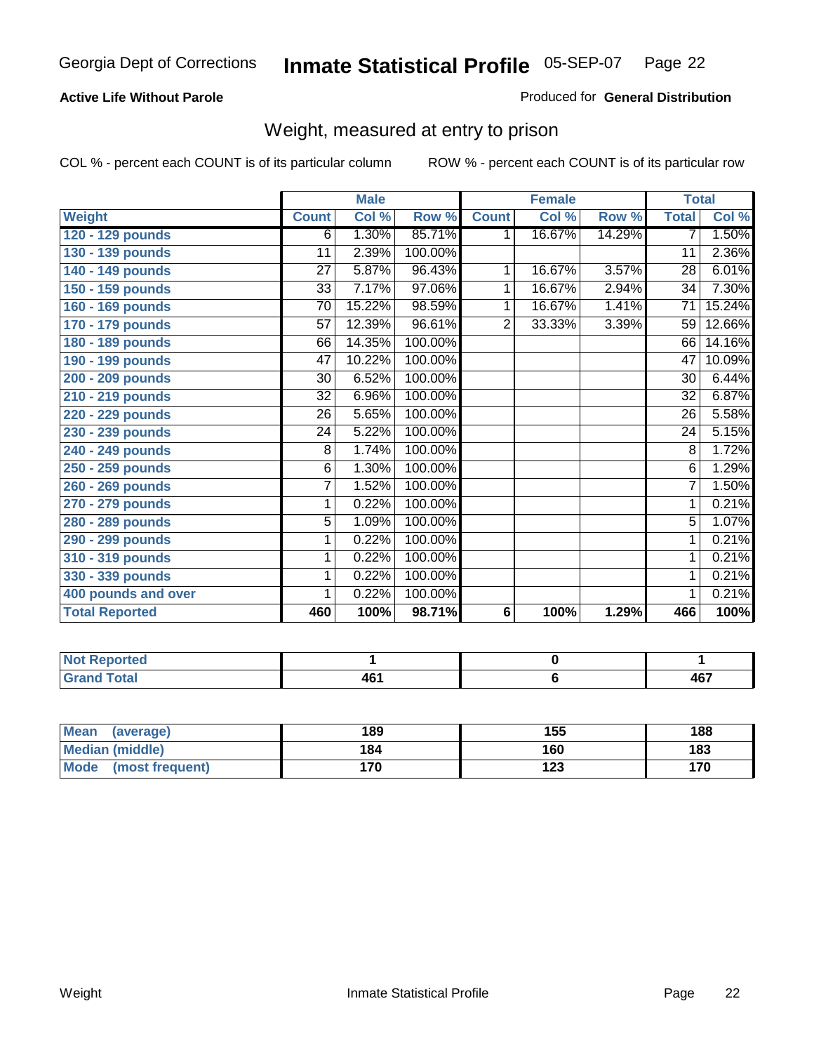**Active Life Without Parole**

Produced for **General Distribution**

## Weight, measured at entry to prison

COL % - percent each COUNT is of its particular column

ROW % - percent each COUNT is of its particular row

| | Male | | | Female | | | Total | |
|---|---|---|---|---|---|---|---|---|
| **Weight** | **Count** | **Col %** | **Row %** | **Count** | **Col %** | **Row %** | **Total** | **Col %** |
| 120 - 129 pounds | 6 | 1.30% | 85.71% | 1 | 16.67% | 14.29% | 7 | 1.50% |
| 130 - 139 pounds | 11 | 2.39% | 100.00% | | | | 11 | 2.36% |
| 140 - 149 pounds | 27 | 5.87% | 96.43% | 1 | 16.67% | 3.57% | 28 | 6.01% |
| 150 - 159 pounds | 33 | 7.17% | 97.06% | 1 | 16.67% | 2.94% | 34 | 7.30% |
| 160 - 169 pounds | 70 | 15.22% | 98.59% | 1 | 16.67% | 1.41% | 71 | 15.24% |
| 170 - 179 pounds | 57 | 12.39% | 96.61% | 2 | 33.33% | 3.39% | 59 | 12.66% |
| 180 - 189 pounds | 66 | 14.35% | 100.00% | | | | 66 | 14.16% |
| 190 - 199 pounds | 47 | 10.22% | 100.00% | | | | 47 | 10.09% |
| 200 - 209 pounds | 30 | 6.52% | 100.00% | | | | 30 | 6.44% |
| 210 - 219 pounds | 32 | 6.96% | 100.00% | | | | 32 | 6.87% |
| 220 - 229 pounds | 26 | 5.65% | 100.00% | | | | 26 | 5.58% |
| 230 - 239 pounds | 24 | 5.22% | 100.00% | | | | 24 | 5.15% |
| 240 - 249 pounds | 8 | 1.74% | 100.00% | | | | 8 | 1.72% |
| 250 - 259 pounds | 6 | 1.30% | 100.00% | | | | 6 | 1.29% |
| 260 - 269 pounds | 7 | 1.52% | 100.00% | | | | 7 | 1.50% |
| 270 - 279 pounds | 1 | 0.22% | 100.00% | | | | 1 | 0.21% |
| 280 - 289 pounds | 5 | 1.09% | 100.00% | | | | 5 | 1.07% |
| 290 - 299 pounds | 1 | 0.22% | 100.00% | | | | 1 | 0.21% |
| 310 - 319 pounds | 1 | 0.22% | 100.00% | | | | 1 | 0.21% |
| 330 - 339 pounds | 1 | 0.22% | 100.00% | | | | 1 | 0.21% |
| 400 pounds and over | 1 | 0.22% | 100.00% | | | | 1 | 0.21% |
| **Total Reported** | **460** | **100%** | **98.71%** | **6** | **100%** | **1.29%** | **466** | **100%** |

| | Male | Female | Total |
|---|---|---|---|
| Not Reported | 1 | 0 | 1 |
| Grand Total | 461 | 6 | 467 |

| | Male | Female | Total |
|---|---|---|---|
| Mean (average) | 189 | 155 | 188 |
| Median (middle) | 184 | 160 | 183 |
| Mode (most frequent) | 170 | 123 | 170 |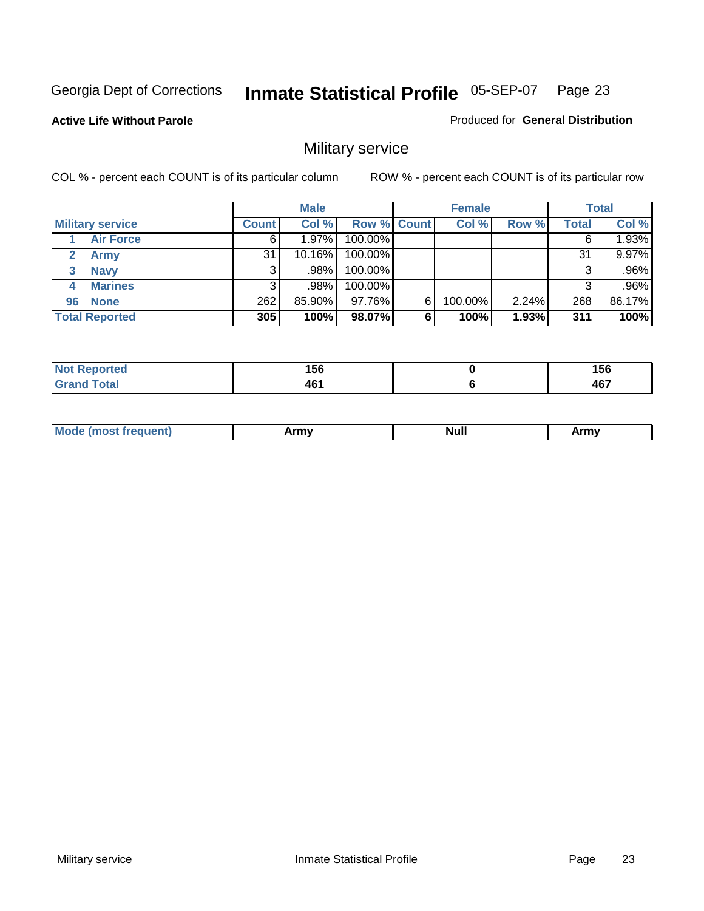Georgia Dept of Corrections **Inmate Statistical Profile** 05-SEP-07

**Active Life Without Parole**

Produced for **General Distribution**

## Military service

COL % - percent each COUNT is of its particular column

ROW % - percent each COUNT is of its particular row

| | Male | | | Female | | | Total | |
|---|---|---|---|---|---|---|---|---|
| **Military service** | **Count** | **Col %** | **Row %** | **Count** | **Col %** | **Row %** | **Total** | **Col %** |
| 1 **Air Force** | 6 | 1.97% | 100.00% | | | | 6 | 1.93% |
| 2 **Army** | 31 | 10.16% | 100.00% | | | | 31 | 9.97% |
| 3 **Navy** | 3 | .98% | 100.00% | | | | 3 | .96% |
| 4 **Marines** | 3 | .98% | 100.00% | | | | 3 | .96% |
| 96 **None** | 262 | 85.90% | 97.76% | 6 | 100.00% | 2.24% | 268 | 86.17% |
| **Total Reported** | **305** | **100%** | **98.07%** | **6** | **100%** | **1.93%** | **311** | **100%** |

| | Male | Female | Total |
|---|---|---|---|
| **Not Reported** | **156** | **0** | **156** |
| **Grand Total** | **461** | **6** | **467** |

| | Male | Female | Total |
|---|---|---|---|
| **Mode (most frequent)** | **Army** | **Null** | **Army** |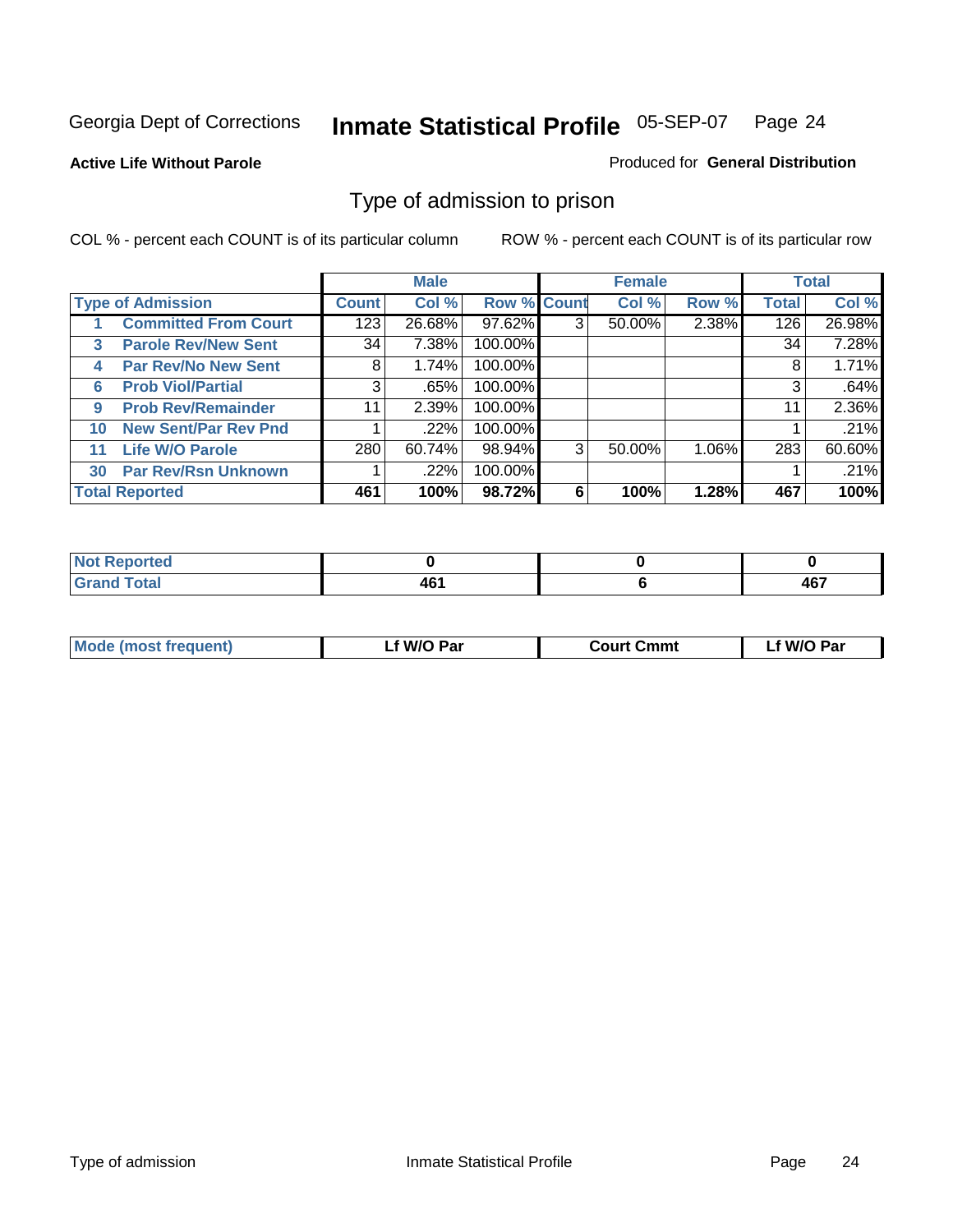Georgia Dept of Corrections **Inmate Statistical Profile** 05-SEP-07

**Active Life Without Parole**

Produced for **General Distribution**

## Type of admission to prison

COL % - percent each COUNT is of its particular column

ROW % - percent each COUNT is of its particular row

| Type of Admission | Male | | | Female | | | Total | |
|---|---|---|---|---|---|---|---|---|
| | Count | Col % | Row % | Count | Col % | Row % | Total | Col % |
| 1 Committed From Court | 123 | 26.68% | 97.62% | 3 | 50.00% | 2.38% | 126 | 26.98% |
| 3 Parole Rev/New Sent | 34 | 7.38% | 100.00% | | | | 34 | 7.28% |
| 4 Par Rev/No New Sent | 8 | 1.74% | 100.00% | | | | 8 | 1.71% |
| 6 Prob Viol/Partial | 3 | .65% | 100.00% | | | | 3 | .64% |
| 9 Prob Rev/Remainder | 11 | 2.39% | 100.00% | | | | 11 | 2.36% |
| 10 New Sent/Par Rev Pnd | 1 | .22% | 100.00% | | | | 1 | .21% |
| 11 Life W/O Parole | 280 | 60.74% | 98.94% | 3 | 50.00% | 1.06% | 283 | 60.60% |
| 30 Par Rev/Rsn Unknown | 1 | .22% | 100.00% | | | | 1 | .21% |
| **Total Reported** | **461** | **100%** | **98.72%** | **6** | **100%** | **1.28%** | **467** | **100%** |

| | Male | Female | Total |
|---|---|---|---|
| Not Reported | 0 | 0 | 0 |
| Grand Total | 461 | 6 | 467 |

| | Male | Female | Total |
|---|---|---|---|
| Mode (most frequent) | Lf W/O Par | Court Cmmt | Lf W/O Par |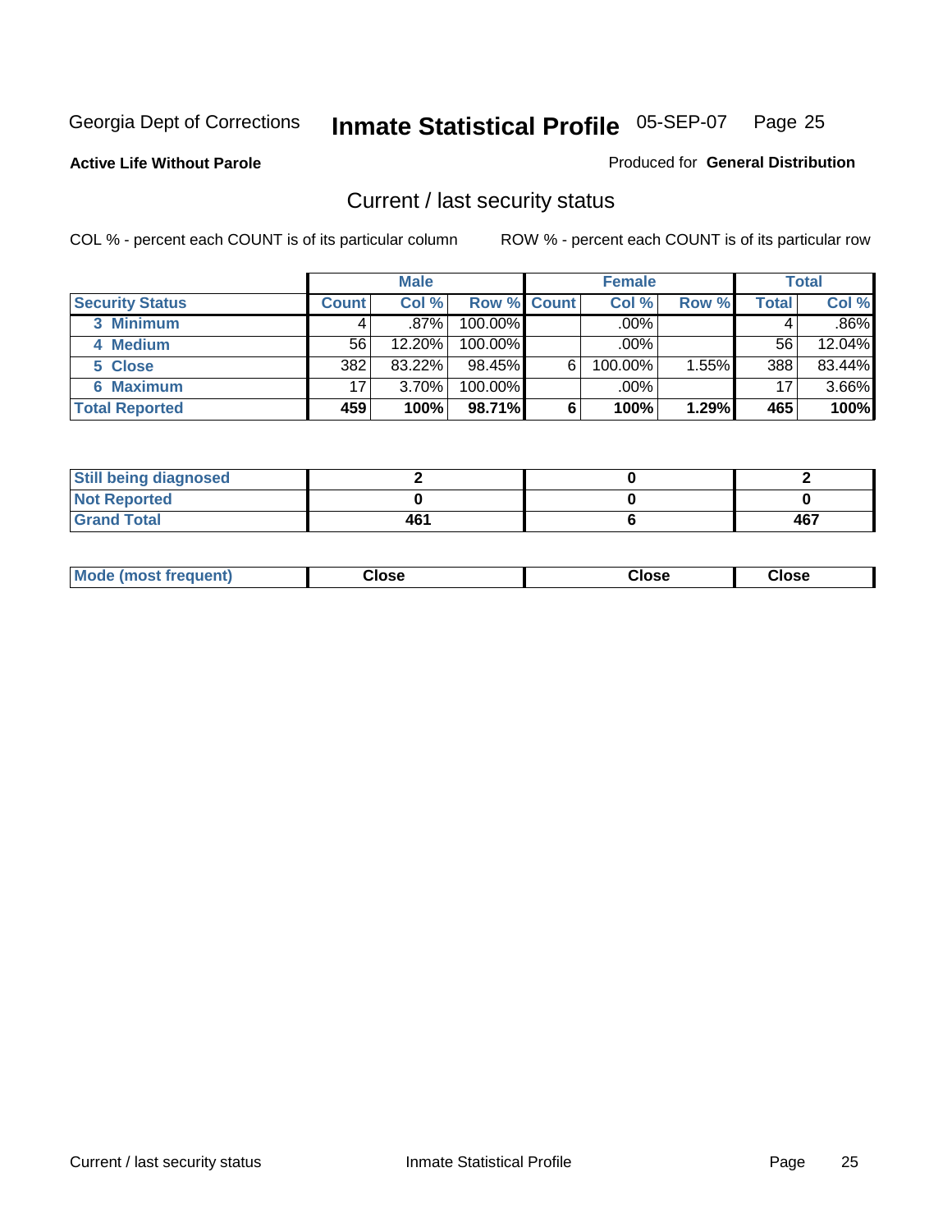Georgia Dept of Corrections **Inmate Statistical Profile** 05-SEP-07 Page 25

**Active Life Without Parole**

Produced for **General Distribution**

## Current / last security status

COL % - percent each COUNT is of its particular column

ROW % - percent each COUNT is of its particular row

| | Male | | | Female | | | Total | |
|---|---|---|---|---|---|---|---|---|
| **Security Status** | **Count** | **Col %** | **Row %** | **Count** | **Col %** | **Row %** | **Total** | **Col %** |
| 3 Minimum | 4 | .87% | 100.00% | | .00% | | 4 | .86% |
| 4 Medium | 56 | 12.20% | 100.00% | | .00% | | 56 | 12.04% |
| 5 Close | 382 | 83.22% | 98.45% | 6 | 100.00% | 1.55% | 388 | 83.44% |
| 6 Maximum | 17 | 3.70% | 100.00% | | .00% | | 17 | 3.66% |
| **Total Reported** | **459** | **100%** | **98.71%** | **6** | **100%** | **1.29%** | **465** | **100%** |

| | Male | Female | Total |
|---|---|---|---|
| Still being diagnosed | 2 | 0 | 2 |
| Not Reported | 0 | 0 | 0 |
| Grand Total | 461 | 6 | 467 |

| | Male | Female | Total |
|---|---|---|---|
| Mode (most frequent) | Close | Close | Close |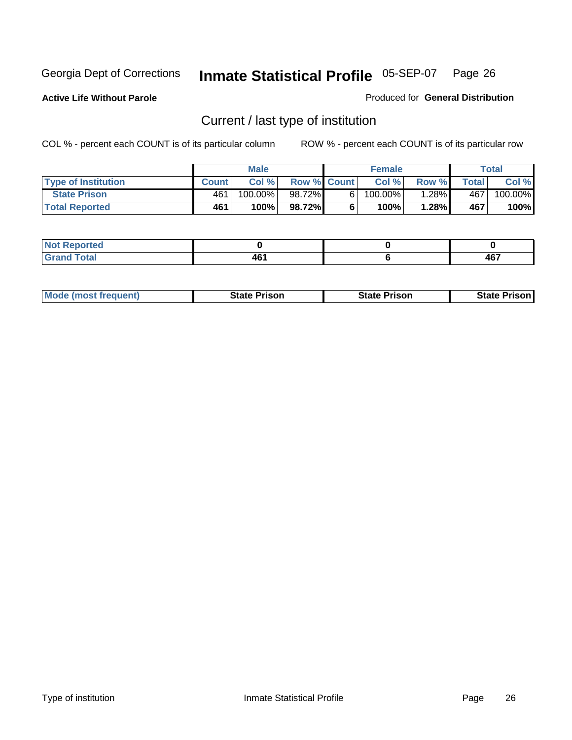Georgia Dept of Corrections **Inmate Statistical Profile** 05-SEP-07

**Active Life Without Parole**

Produced for **General Distribution**

## Current / last type of institution

COL % - percent each COUNT is of its particular column

ROW % - percent each COUNT is of its particular row

| | Male | | | Female | | | Total | |
|---|---|---|---|---|---|---|---|---|
| **Type of Institution** | **Count** | **Col %** | **Row %** | **Count** | **Col %** | **Row %** | **Total** | **Col %** |
| **State Prison** | 461 | 100.00% | 98.72% | 6 | 100.00% | 1.28% | 467 | 100.00% |
| **Total Reported** | **461** | **100%** | **98.72%** | **6** | **100%** | **1.28%** | **467** | **100%** |

| | Male | Female | Total |
|---|---|---|---|
| **Not Reported** | **0** | **0** | **0** |
| **Grand Total** | **461** | **6** | **467** |

| | Male | Female | Total |
|---|---|---|---|
| **Mode (most frequent)** | **State Prison** | **State Prison** | **State Prison** |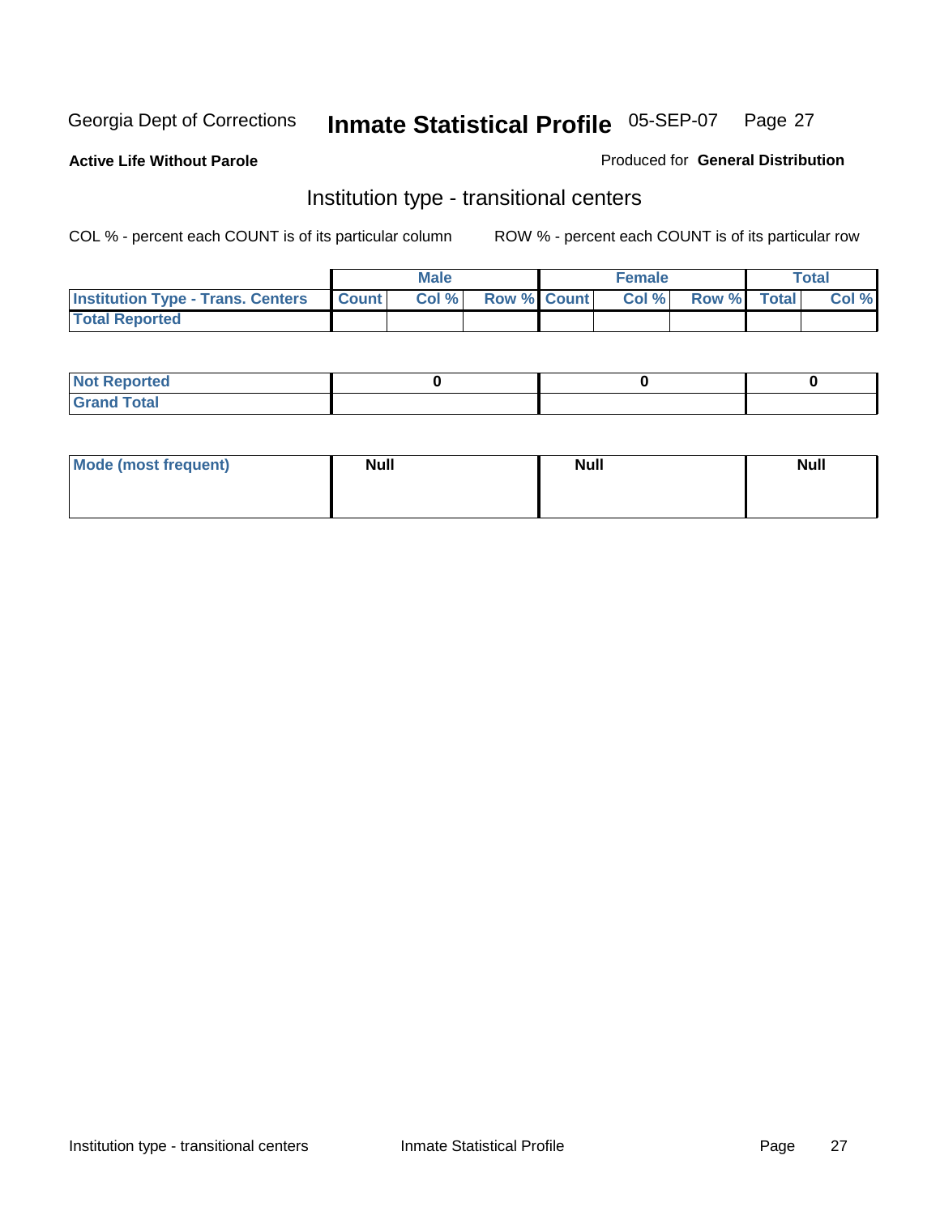Georgia Dept of Corrections **Inmate Statistical Profile** 05-SEP-07

**Active Life Without Parole**

Produced for **General Distribution**

## Institution type - transitional centers

COL % - percent each COUNT is of its particular column

ROW % - percent each COUNT is of its particular row

| | Male | | | Female | | | Total | |
|---|---|---|---|---|---|---|---|---|
| **Institution Type - Trans. Centers** | **Count** | **Col %** | **Row %** | **Count** | **Col %** | **Row %** | **Total** | **Col %** |
| **Total Reported** | | | | | | | | |

| | Male | Female | Total |
|---|---|---|---|
| **Not Reported** | **0** | **0** | **0** |
| **Grand Total** | | | |

| | Male | Female | Total |
|---|---|---|---|
| **Mode (most frequent)** | **Null** | **Null** | **Null** |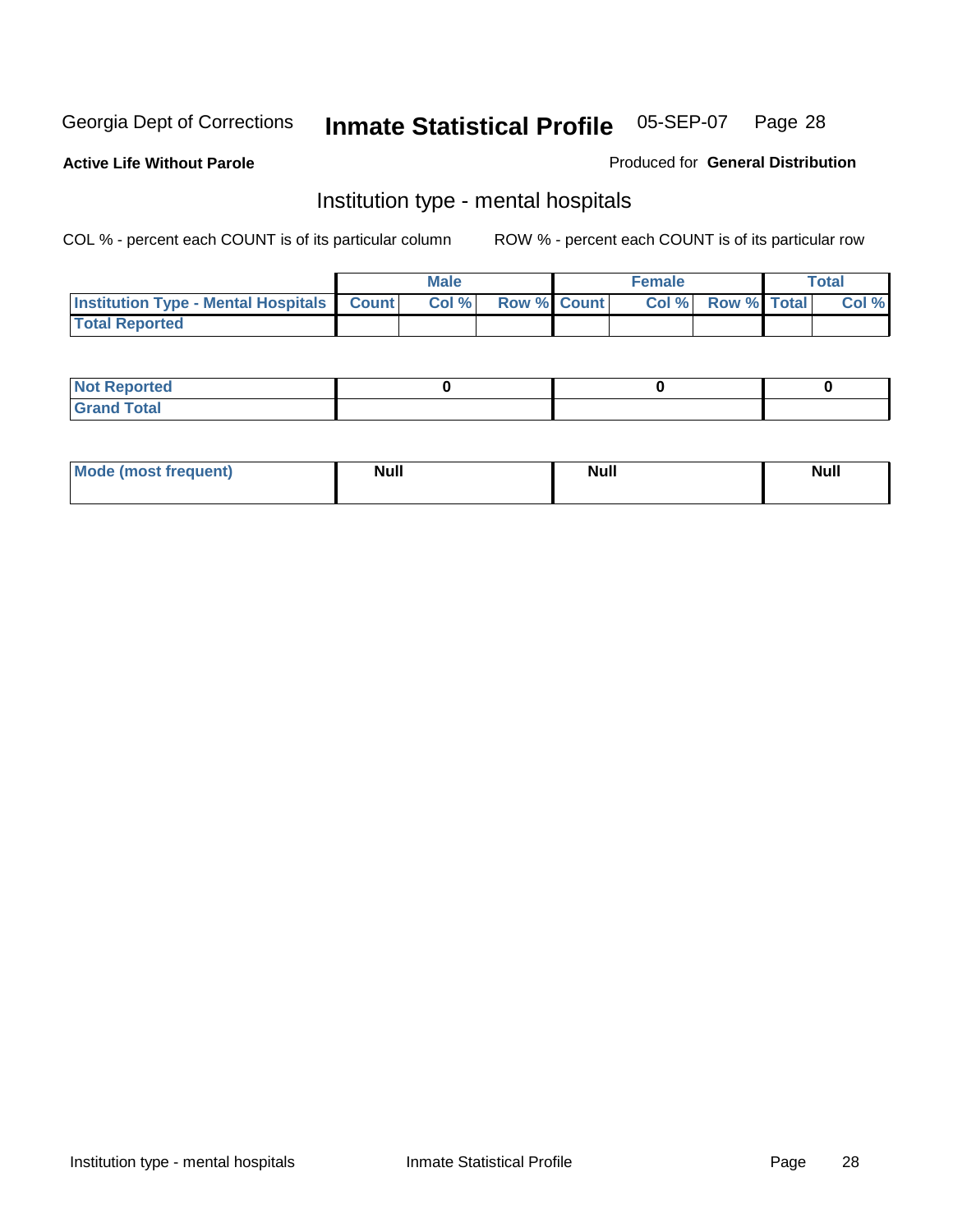Georgia Dept of Corrections **Inmate Statistical Profile** 05-SEP-07

**Active Life Without Parole**

Produced for **General Distribution**

## Institution type - mental hospitals

COL % - percent each COUNT is of its particular column

ROW % - percent each COUNT is of its particular row

| | Male | | | Female | | | Total | |
|---|---|---|---|---|---|---|---|---|
| **Institution Type - Mental Hospitals** | **Count** | **Col %** | **Row %** | **Count** | **Col %** | **Row %** | **Total** | **Col %** |
| **Total Reported** | | | | | | | | |

| | Male | Female | Total |
|---|---|---|---|
| **Not Reported** | 0 | 0 | 0 |
| **Grand Total** | | | |

| | Male | Female | Total |
|---|---|---|---|
| **Mode (most frequent)** | **Null** | **Null** | **Null** |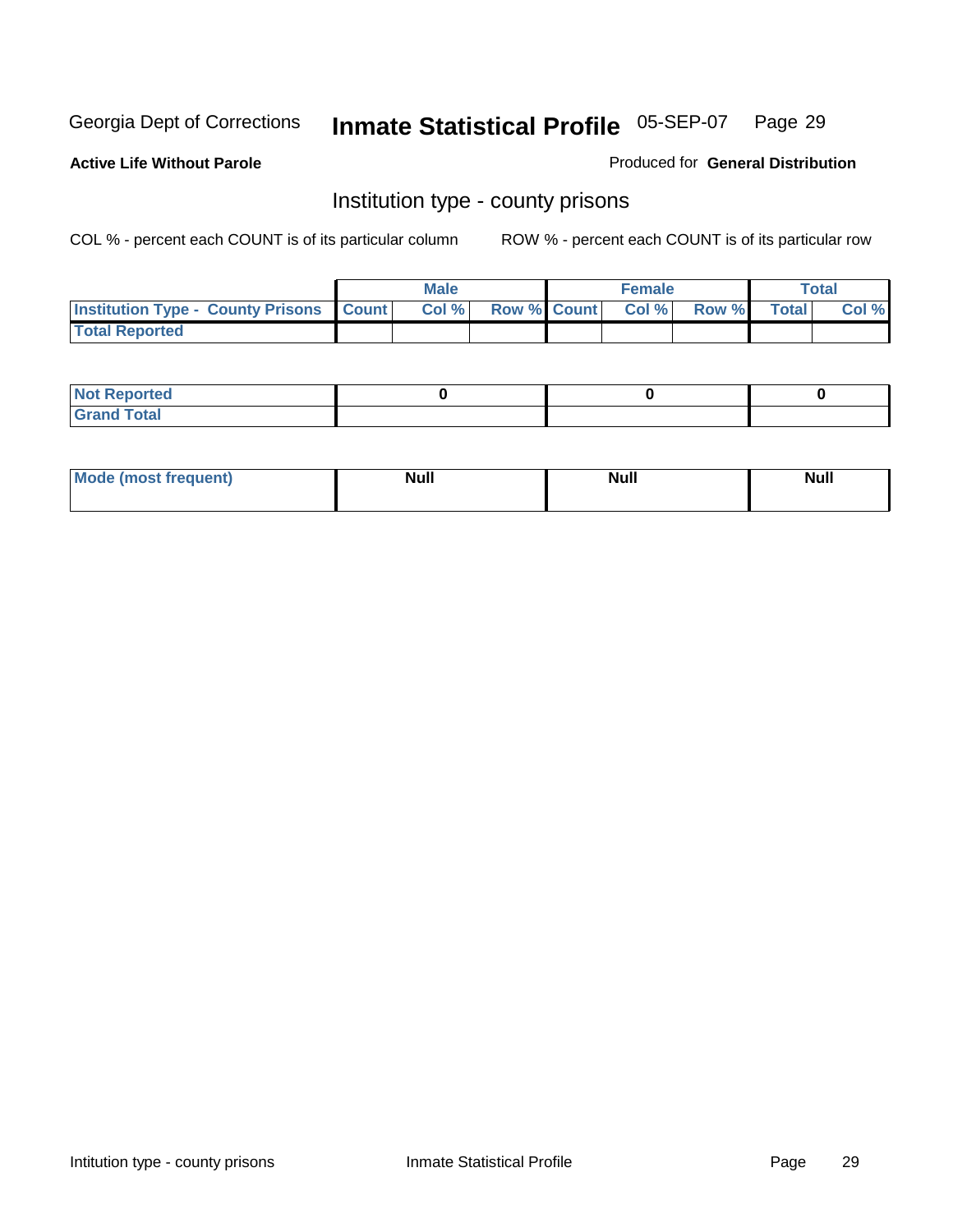Georgia Dept of Corrections **Inmate Statistical Profile** 05-SEP-07 Page 29

**Active Life Without Parole**

Produced for **General Distribution**

## Institution type - county prisons

COL % - percent each COUNT is of its particular column

ROW % - percent each COUNT is of its particular row

| | Male | | | Female | | | Total | |
|---|---|---|---|---|---|---|---|---|
| **Institution Type - County Prisons** | **Count** | **Col %** | **Row %** | **Count** | **Col %** | **Row %** | **Total** | **Col %** |
| **Total Reported** | | | | | | | | |

| | Male | Female | Total |
|---|---|---|---|
| **Not Reported** | **0** | **0** | **0** |
| **Grand Total** | | | |

| | Male | Female | Total |
|---|---|---|---|
| **Mode (most frequent)** | **Null** | **Null** | **Null** |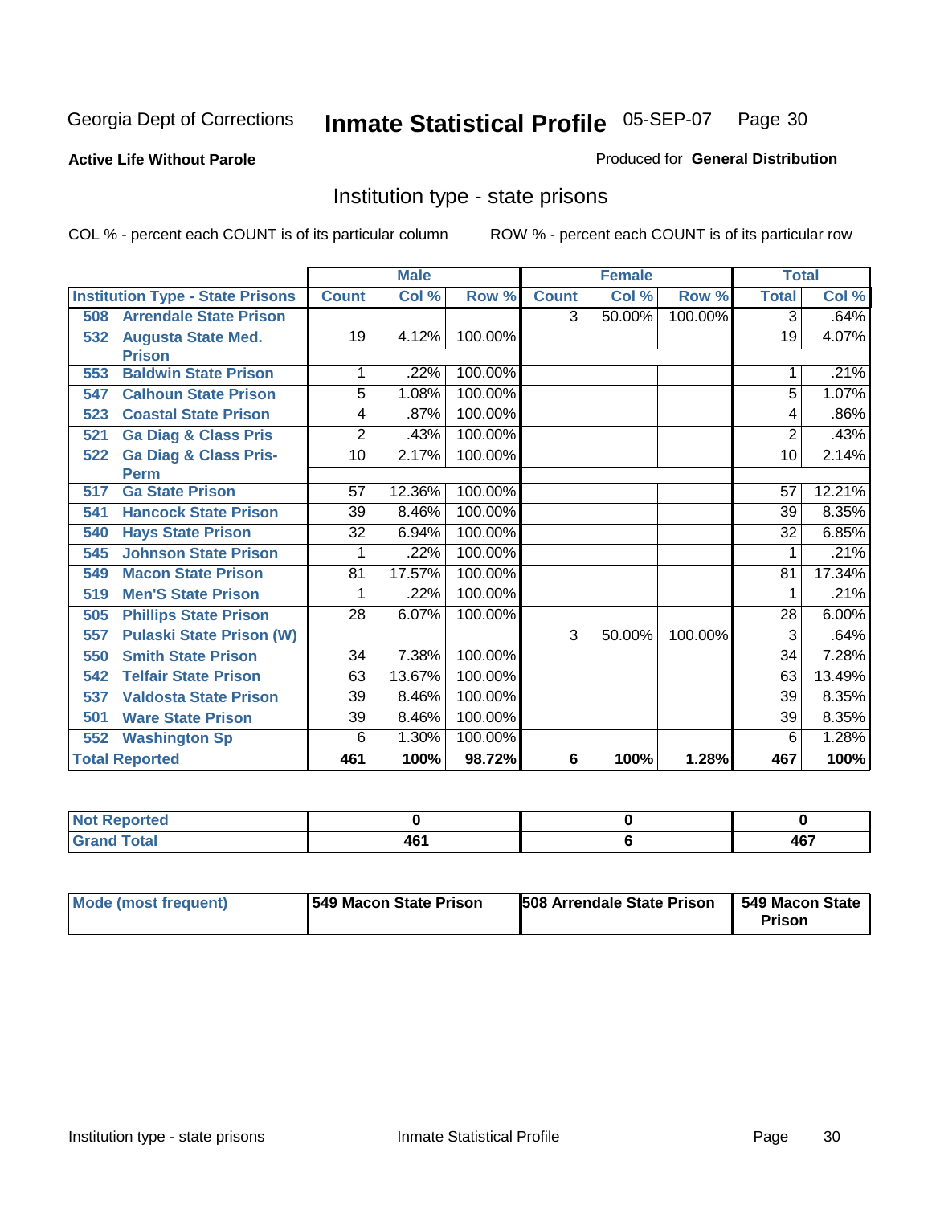Georgia Dept of Corrections

# Inmate Statistical Profile 05-SEP-07

**Active Life Without Parole**

Produced for **General Distribution**

## Institution type - state prisons

COL % - percent each COUNT is of its particular column

ROW % - percent each COUNT is of its particular row

| | Male | | | Female | | | Total | |
|---|---|---|---|---|---|---|---|---|
| **Institution Type - State Prisons** | **Count** | **Col %** | **Row %** | **Count** | **Col %** | **Row %** | **Total** | **Col %** |
| **508 Arrendale State Prison** | | | | 3 | 50.00% | 100.00% | 3 | .64% |
| **532 Augusta State Med. Prison** | 19 | 4.12% | 100.00% | | | | 19 | 4.07% |
| **553 Baldwin State Prison** | 1 | .22% | 100.00% | | | | 1 | .21% |
| **547 Calhoun State Prison** | 5 | 1.08% | 100.00% | | | | 5 | 1.07% |
| **523 Coastal State Prison** | 4 | .87% | 100.00% | | | | 4 | .86% |
| **521 Ga Diag & Class Pris** | 2 | .43% | 100.00% | | | | 2 | .43% |
| **522 Ga Diag & Class Pris-Perm** | 10 | 2.17% | 100.00% | | | | 10 | 2.14% |
| **517 Ga State Prison** | 57 | 12.36% | 100.00% | | | | 57 | 12.21% |
| **541 Hancock State Prison** | 39 | 8.46% | 100.00% | | | | 39 | 8.35% |
| **540 Hays State Prison** | 32 | 6.94% | 100.00% | | | | 32 | 6.85% |
| **545 Johnson State Prison** | 1 | .22% | 100.00% | | | | 1 | .21% |
| **549 Macon State Prison** | 81 | 17.57% | 100.00% | | | | 81 | 17.34% |
| **519 Men'S State Prison** | 1 | .22% | 100.00% | | | | 1 | .21% |
| **505 Phillips State Prison** | 28 | 6.07% | 100.00% | | | | 28 | 6.00% |
| **557 Pulaski State Prison (W)** | | | | 3 | 50.00% | 100.00% | 3 | .64% |
| **550 Smith State Prison** | 34 | 7.38% | 100.00% | | | | 34 | 7.28% |
| **542 Telfair State Prison** | 63 | 13.67% | 100.00% | | | | 63 | 13.49% |
| **537 Valdosta State Prison** | 39 | 8.46% | 100.00% | | | | 39 | 8.35% |
| **501 Ware State Prison** | 39 | 8.46% | 100.00% | | | | 39 | 8.35% |
| **552 Washington Sp** | 6 | 1.30% | 100.00% | | | | 6 | 1.28% |
| **Total Reported** | **461** | **100%** | **98.72%** | **6** | **100%** | **1.28%** | **467** | **100%** |

| | Male | Female | Total |
|---|---|---|---|
| **Not Reported** | **0** | **0** | **0** |
| **Grand Total** | **461** | **6** | **467** |

| | Male | Female | Total |
|---|---|---|---|
| **Mode (most frequent)** | **549 Macon State Prison** | **508 Arrendale State Prison** | **549 Macon State Prison** |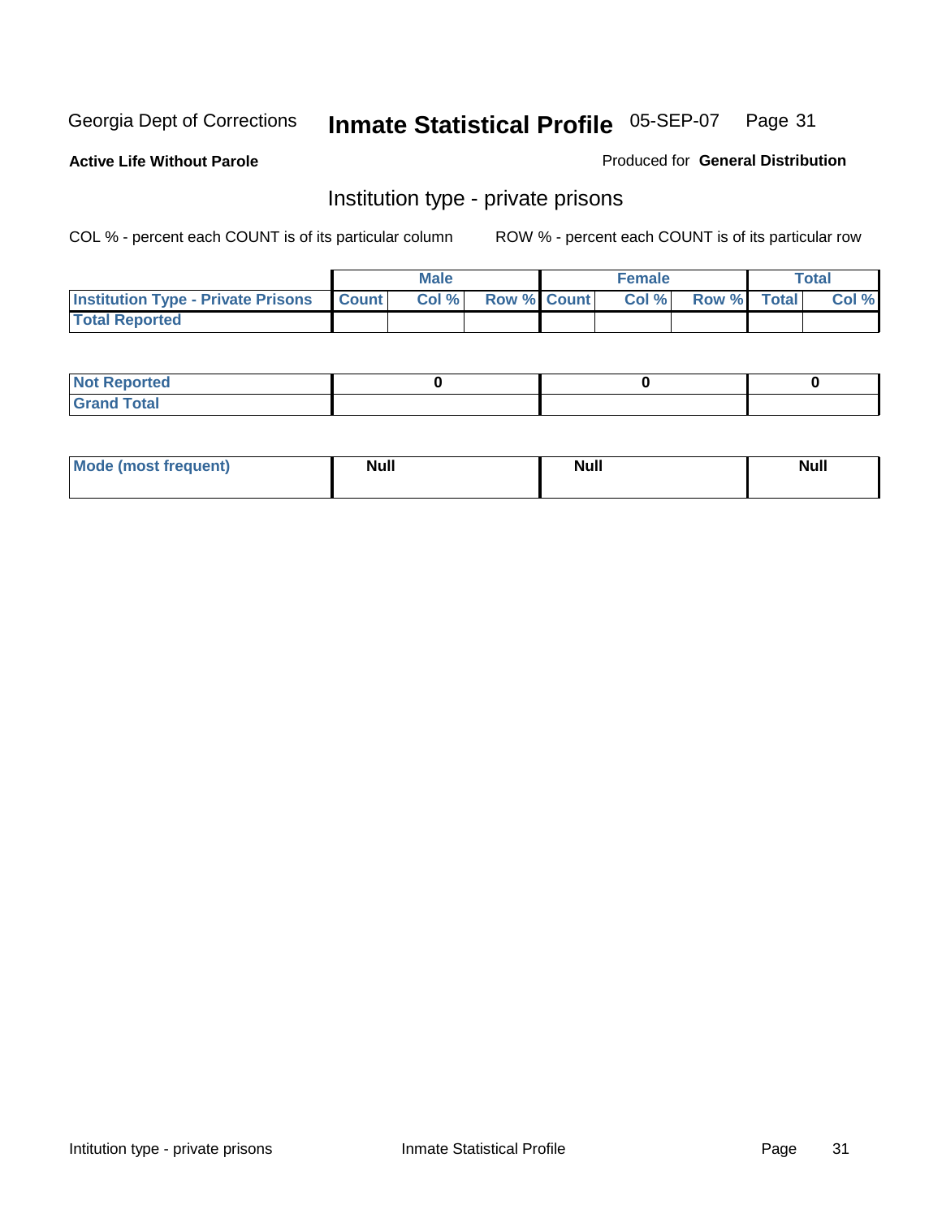Georgia Dept of Corrections **Inmate Statistical Profile** 05-SEP-07

**Active Life Without Parole**

Produced for **General Distribution**

## Institution type - private prisons

COL % - percent each COUNT is of its particular column

ROW % - percent each COUNT is of its particular row

| | Male | | | Female | | | Total | |
|---|---|---|---|---|---|---|---|---|
| **Institution Type - Private Prisons** | **Count** | **Col %** | **Row %** | **Count** | **Col %** | **Row %** | **Total** | **Col %** |
| **Total Reported** | | | | | | | | |

| | Male | Female | Total |
|---|---|---|---|
| **Not Reported** | 0 | 0 | 0 |
| **Grand Total** | | | |

| | Male | Female | Total |
|---|---|---|---|
| **Mode (most frequent)** | Null | Null | Null |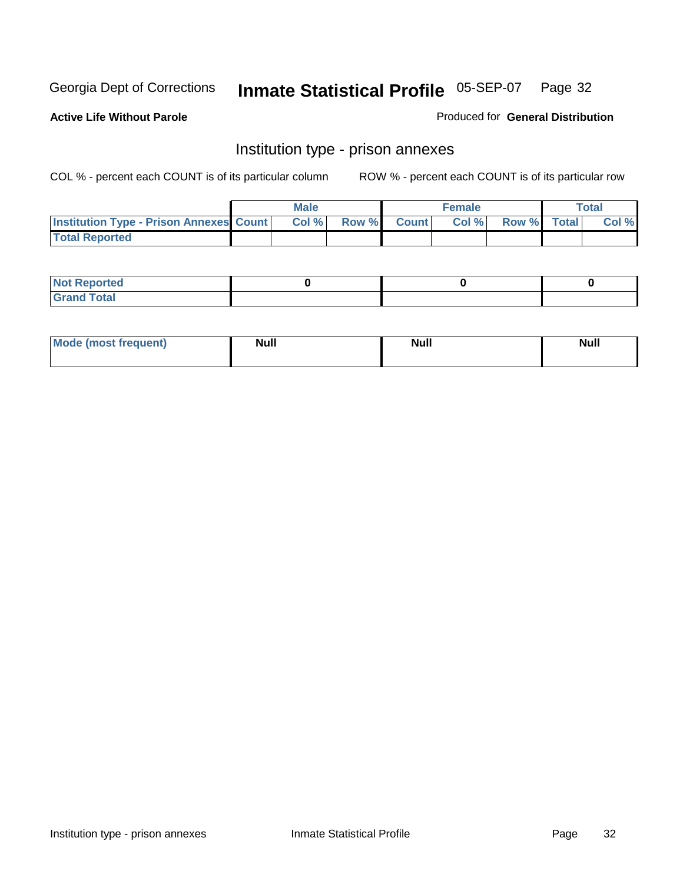Georgia Dept of Corrections **Inmate Statistical Profile** 05-SEP-07

**Active Life Without Parole**

Produced for **General Distribution**

## Institution type - prison annexes

COL % - percent each COUNT is of its particular column ROW % - percent each COUNT is of its particular row

| | Male | | | Female | | | Total | |
|---|---|---|---|---|---|---|---|---|
| **Institution Type - Prison Annexes** | **Count** | **Col %** | **Row %** | **Count** | **Col %** | **Row %** | **Total** | **Col %** |
| **Total Reported** | | | | | | | | |

| | Male | Female | Total |
|---|---|---|---|
| **Not Reported** | **0** | **0** | **0** |
| **Grand Total** | | | |

| | Male | Female | Total |
|---|---|---|---|
| **Mode (most frequent)** | **Null** | **Null** | **Null** |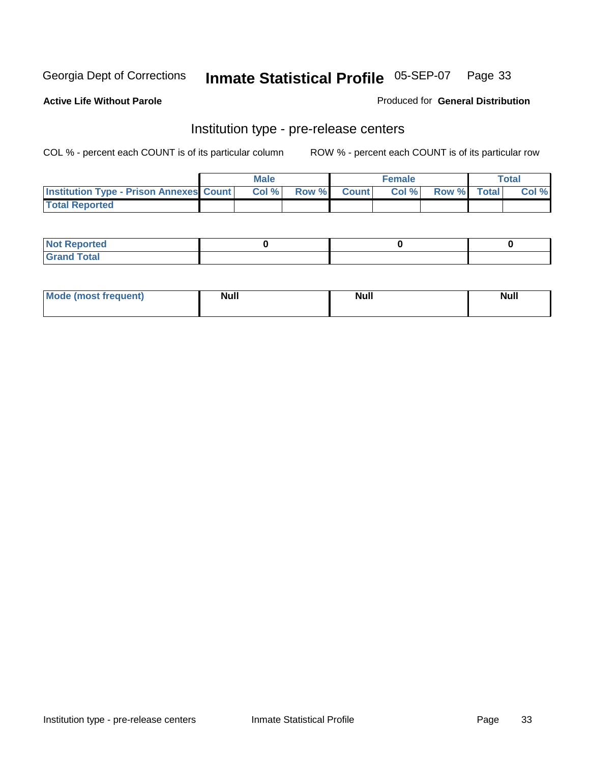Georgia Dept of Corrections **Inmate Statistical Profile** 05-SEP-07

**Active Life Without Parole**

Produced for **General Distribution**

## Institution type - pre-release centers

COL % - percent each COUNT is of its particular column    ROW % - percent each COUNT is of its particular row

| | Male | | | Female | | | Total | |
|---|---|---|---|---|---|---|---|---|
| **Institution Type - Prison Annexes** | **Count** | **Col %** | **Row %** | **Count** | **Col %** | **Row %** | **Total** | **Col %** |
| **Total Reported** | | | | | | | | |

| | Male | Female | Total |
|---|---|---|---|
| **Not Reported** | 0 | 0 | 0 |
| **Grand Total** | | | |

| | Male | Female | Total |
|---|---|---|---|
| **Mode (most frequent)** | **Null** | **Null** | **Null** |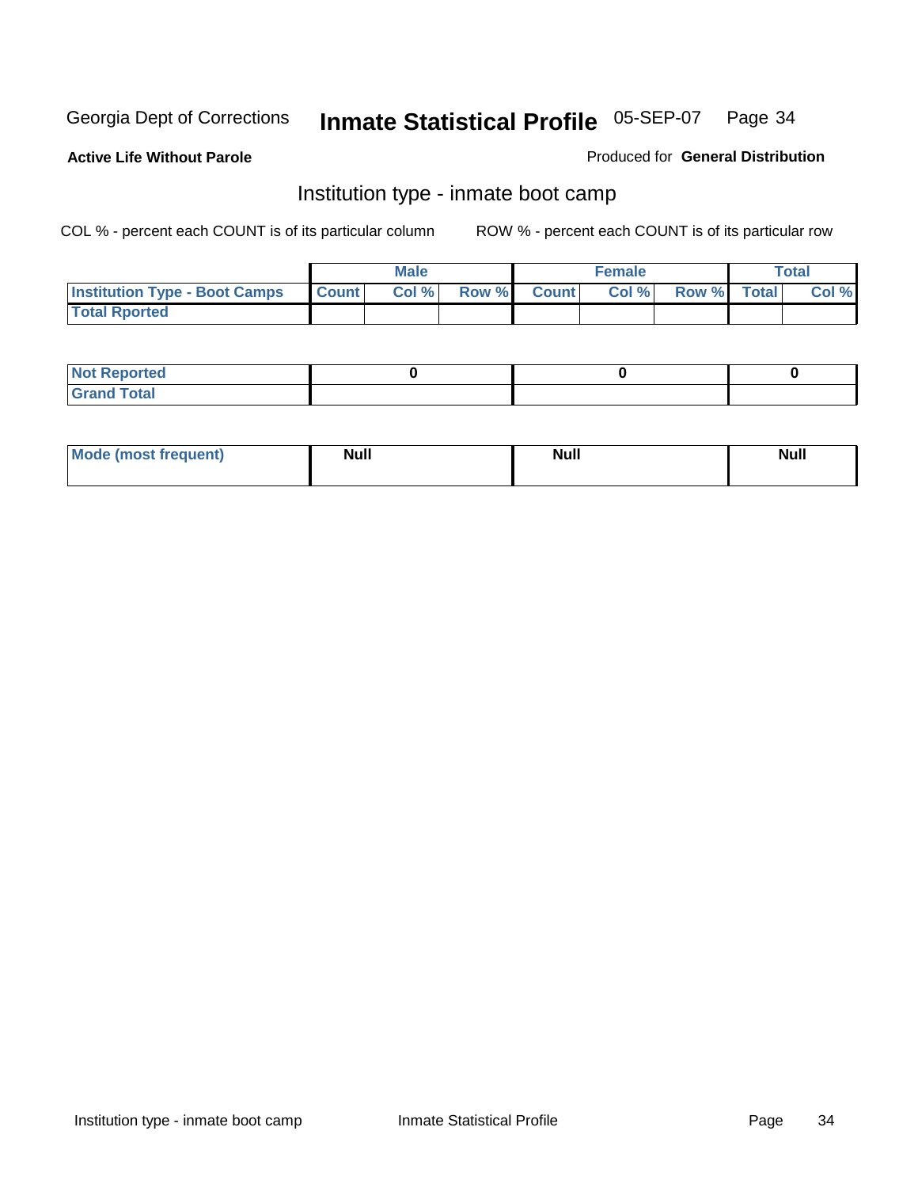**Active Life Without Parole**

Produced for **General Distribution**

## Institution type - inmate boot camp

COL % - percent each COUNT is of its particular column

ROW % - percent each COUNT is of its particular row

| | Male | | | Female | | | Total | |
|---|---|---|---|---|---|---|---|---|
| **Institution Type - Boot Camps** | **Count** | **Col %** | **Row %** | **Count** | **Col %** | **Row %** | **Total** | **Col %** |
| **Total Rported** | | | | | | | | |

| | Male | Female | Total |
|---|---|---|---|
| **Not Reported** | 0 | 0 | 0 |
| **Grand Total** | | | |

| | Male | Female | Total |
|---|---|---|---|
| **Mode (most frequent)** | Null | Null | Null |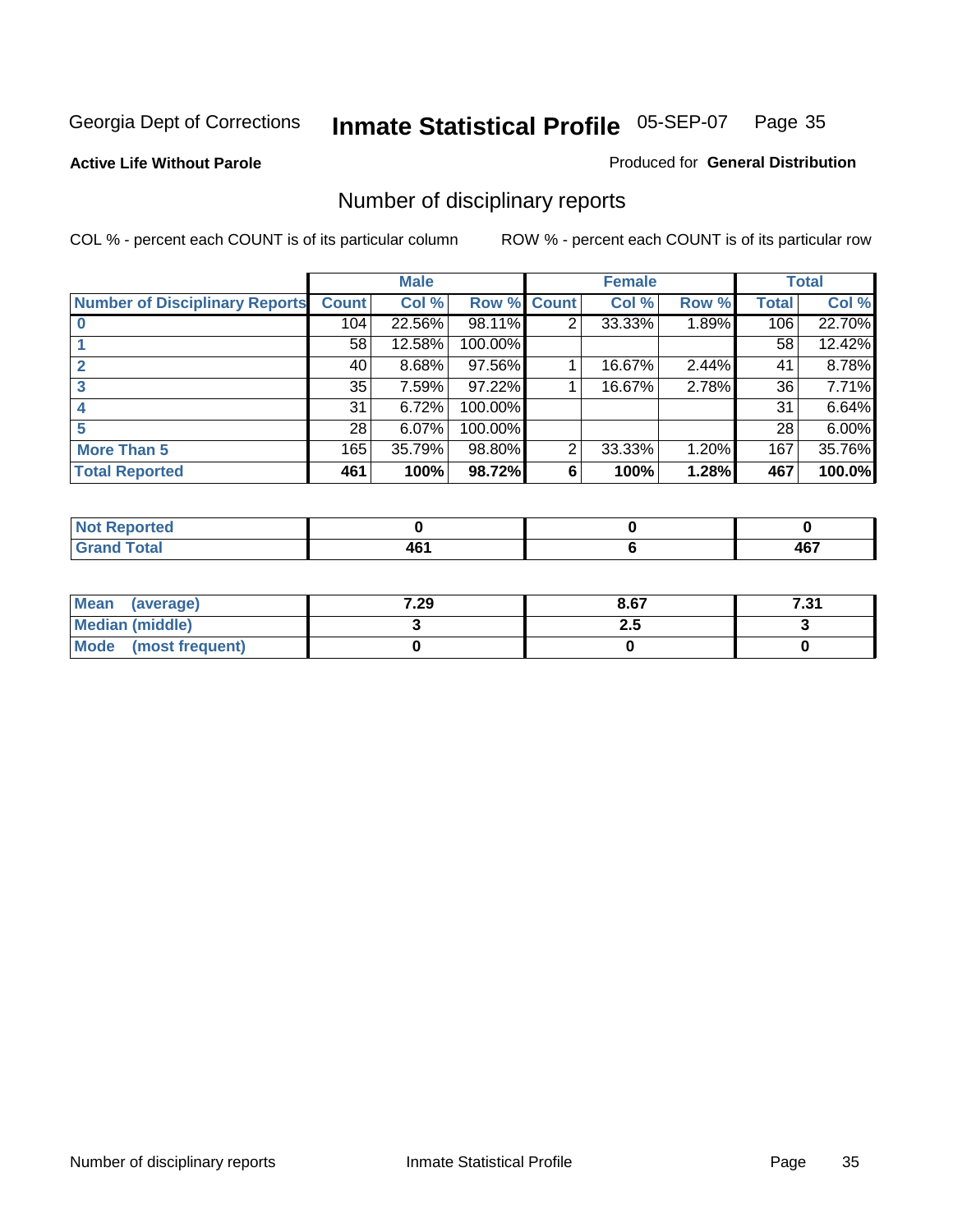Georgia Dept of Corrections **Inmate Statistical Profile** 05-SEP-07

**Active Life Without Parole**

Produced for **General Distribution**

## Number of disciplinary reports

COL % - percent each COUNT is of its particular column

ROW % - percent each COUNT is of its particular row

| | Male | | | Female | | | Total | |
|---|---|---|---|---|---|---|---|---|
| Number of Disciplinary Reports | Count | Col % | Row % | Count | Col % | Row % | Total | Col % |
| 0 | 104 | 22.56% | 98.11% | 2 | 33.33% | 1.89% | 106 | 22.70% |
| 1 | 58 | 12.58% | 100.00% | | | | 58 | 12.42% |
| 2 | 40 | 8.68% | 97.56% | 1 | 16.67% | 2.44% | 41 | 8.78% |
| 3 | 35 | 7.59% | 97.22% | 1 | 16.67% | 2.78% | 36 | 7.71% |
| 4 | 31 | 6.72% | 100.00% | | | | 31 | 6.64% |
| 5 | 28 | 6.07% | 100.00% | | | | 28 | 6.00% |
| More Than 5 | 165 | 35.79% | 98.80% | 2 | 33.33% | 1.20% | 167 | 35.76% |
| **Total Reported** | **461** | **100%** | **98.72%** | **6** | **100%** | **1.28%** | **467** | **100.0%** |

| | Male | Female | Total |
|---|---|---|---|
| Not Reported | 0 | 0 | 0 |
| Grand Total | 461 | 6 | 467 |

| | Male | Female | Total |
|---|---|---|---|
| Mean (average) | 7.29 | 8.67 | 7.31 |
| Median (middle) | 3 | 2.5 | 3 |
| Mode (most frequent) | 0 | 0 | 0 |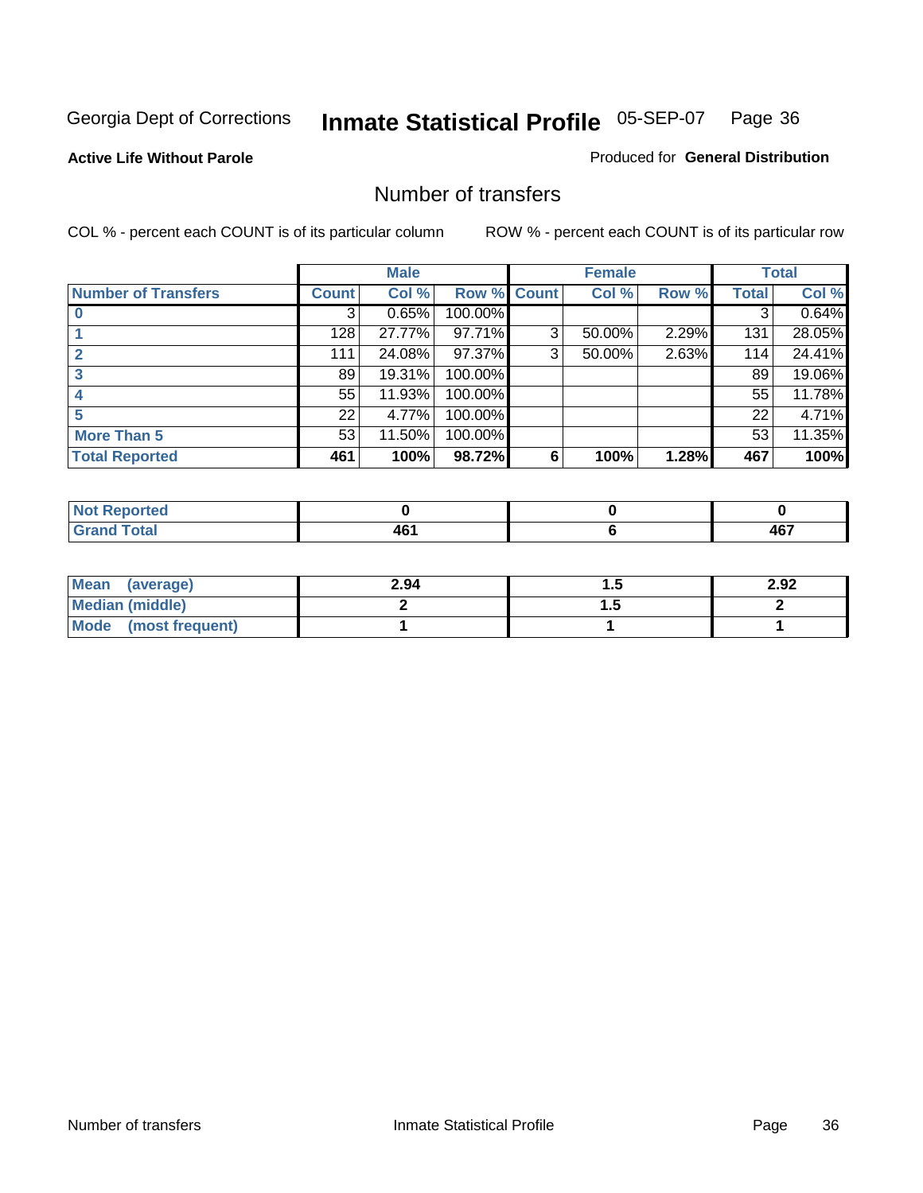Georgia Dept of Corrections **Inmate Statistical Profile** 05-SEP-07

**Active Life Without Parole**

Produced for **General Distribution**

## Number of transfers

COL % - percent each COUNT is of its particular column    ROW % - percent each COUNT is of its particular row

| | Male | | | Female | | | Total | |
|---|---|---|---|---|---|---|---|---|
| **Number of Transfers** | **Count** | **Col %** | **Row %** | **Count** | **Col %** | **Row %** | **Total** | **Col %** |
| **0** | 3 | 0.65% | 100.00% | | | | 3 | 0.64% |
| **1** | 128 | 27.77% | 97.71% | 3 | 50.00% | 2.29% | 131 | 28.05% |
| **2** | 111 | 24.08% | 97.37% | 3 | 50.00% | 2.63% | 114 | 24.41% |
| **3** | 89 | 19.31% | 100.00% | | | | 89 | 19.06% |
| **4** | 55 | 11.93% | 100.00% | | | | 55 | 11.78% |
| **5** | 22 | 4.77% | 100.00% | | | | 22 | 4.71% |
| **More Than 5** | 53 | 11.50% | 100.00% | | | | 53 | 11.35% |
| **Total Reported** | **461** | **100%** | **98.72%** | **6** | **100%** | **1.28%** | **467** | **100%** |

| | Male | Female | Total |
|---|---|---|---|
| **Not Reported** | **0** | **0** | **0** |
| **Grand Total** | **461** | **6** | **467** |

| | Male | Female | Total |
|---|---|---|---|
| **Mean (average)** | **2.94** | **1.5** | **2.92** |
| **Median (middle)** | **2** | **1.5** | **2** |
| **Mode (most frequent)** | **1** | **1** | **1** |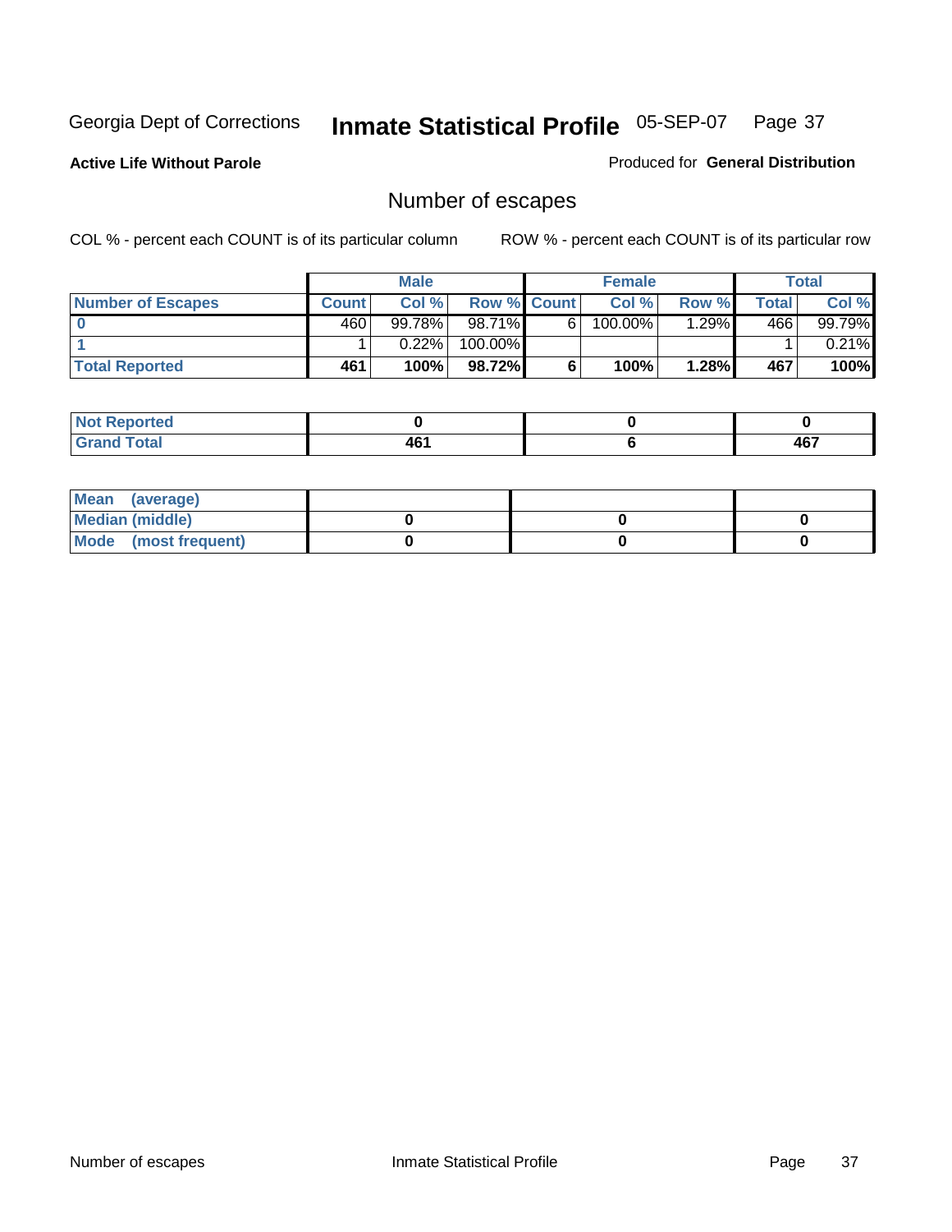Georgia Dept of Corrections **Inmate Statistical Profile** 05-SEP-07

**Active Life Without Parole**

Produced for **General Distribution**

## Number of escapes

COL % - percent each COUNT is of its particular column

ROW % - percent each COUNT is of its particular row

| | Male | | | Female | | | Total | |
|---|---|---|---|---|---|---|---|---|
| **Number of Escapes** | **Count** | **Col %** | **Row %** | **Count** | **Col %** | **Row %** | **Total** | **Col %** |
| **0** | 460 | 99.78% | 98.71% | 6 | 100.00% | 1.29% | 466 | 99.79% |
| **1** | 1 | 0.22% | 100.00% | | | | 1 | 0.21% |
| **Total Reported** | **461** | **100%** | **98.72%** | **6** | **100%** | **1.28%** | **467** | **100%** |

| | Male | Female | Total |
|---|---|---|---|
| **Not Reported** | **0** | **0** | **0** |
| **Grand Total** | **461** | **6** | **467** |

| | Male | Female | Total |
|---|---|---|---|
| **Mean (average)** | | | |
| **Median (middle)** | **0** | **0** | **0** |
| **Mode (most frequent)** | **0** | **0** | **0** |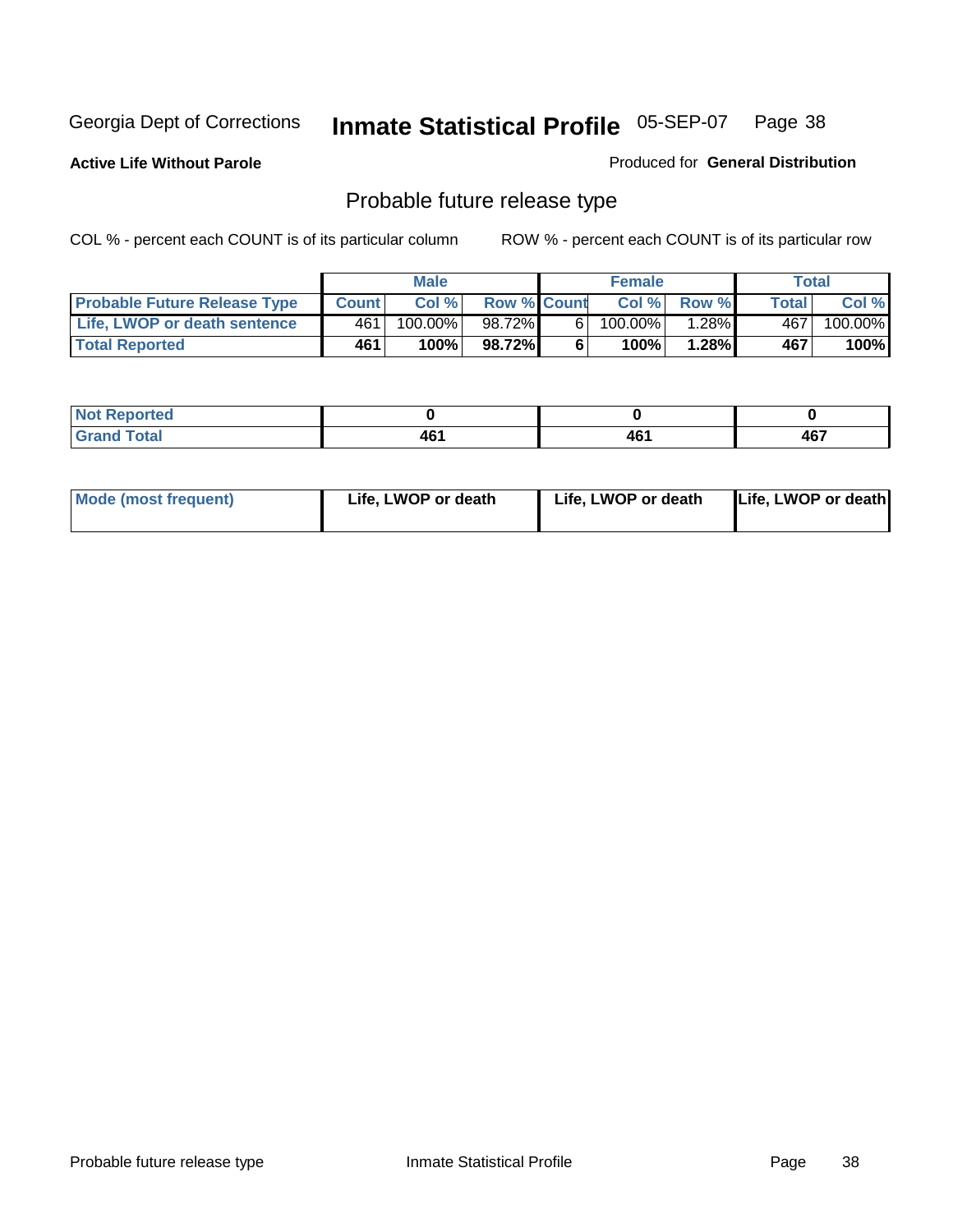Georgia Dept of Corrections **Inmate Statistical Profile** 05-SEP-07

**Active Life Without Parole**

Produced for **General Distribution**

## Probable future release type

COL % - percent each COUNT is of its particular column

ROW % - percent each COUNT is of its particular row

| | Male | | | Female | | | Total | |
|---|---|---|---|---|---|---|---|---|
| **Probable Future Release Type** | **Count** | **Col %** | **Row %** | **Count** | **Col %** | **Row %** | **Total** | **Col %** |
| **Life, LWOP or death sentence** | 461 | 100.00% | 98.72% | 6 | 100.00% | 1.28% | 467 | 100.00% |
| **Total Reported** | **461** | **100%** | **98.72%** | **6** | **100%** | **1.28%** | **467** | **100%** |

| | | | |
|---|---|---|---|
| **Not Reported** | **0** | **0** | **0** |
| **Grand Total** | **461** | **461** | **467** |

| | | | |
|---|---|---|---|
| **Mode (most frequent)** | **Life, LWOP or death** | **Life, LWOP or death** | **Life, LWOP or death** |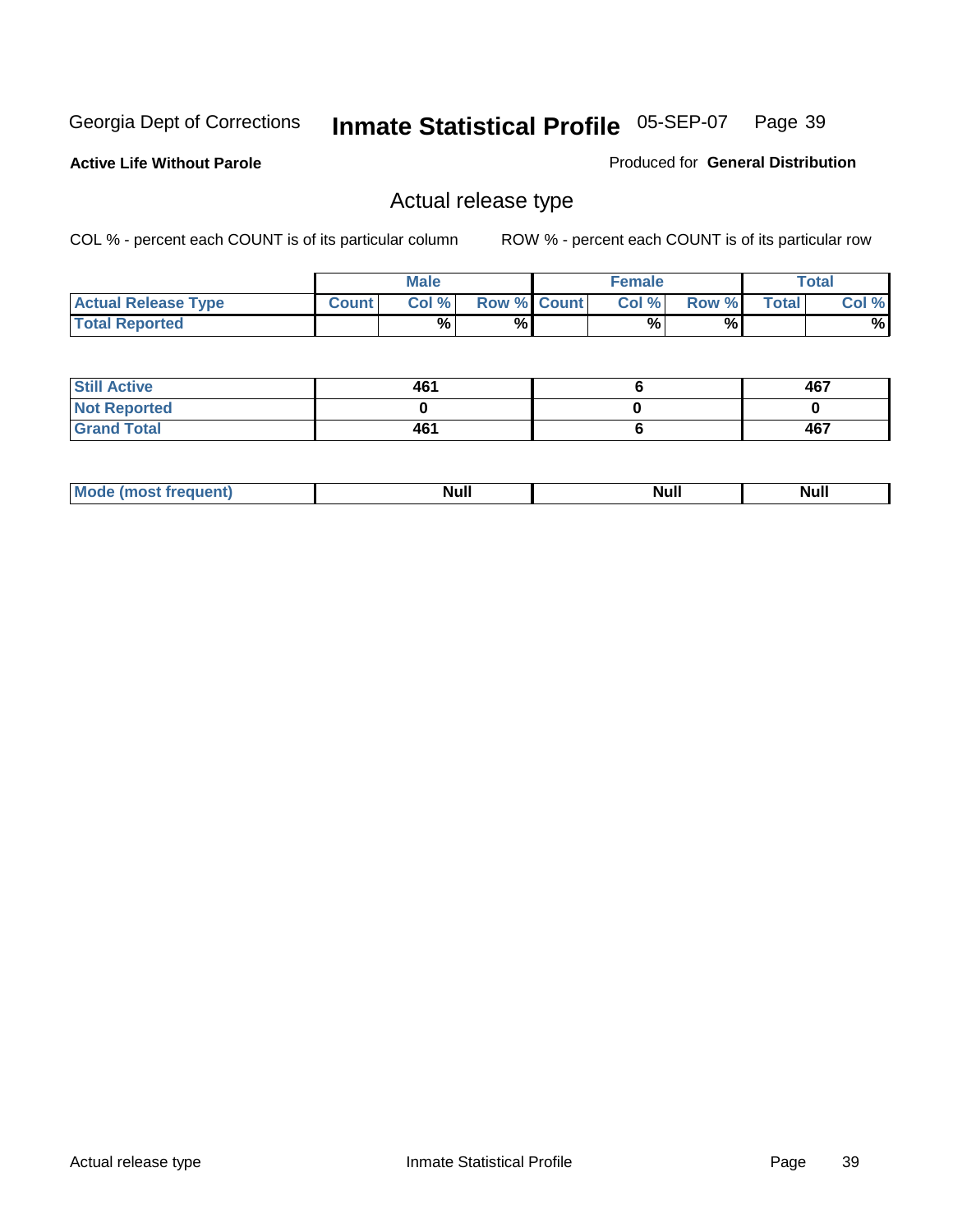Georgia Dept of Corrections **Inmate Statistical Profile** 05-SEP-07

**Active Life Without Parole**

Produced for **General Distribution**

## Actual release type

COL % - percent each COUNT is of its particular column ROW % - percent each COUNT is of its particular row

| | Male | | | Female | | | Total | |
|---|---|---|---|---|---|---|---|---|
| **Actual Release Type** | **Count** | **Col %** | **Row %** | **Count** | **Col %** | **Row %** | **Total** | **Col %** |
| **Total Reported** | | % | % | | % | % | | % |
| **Still Active** | 461 | | | 6 | | | 467 | |
| **Not Reported** | 0 | | | 0 | | | 0 | |
| **Grand Total** | 461 | | | 6 | | | 467 | |
| **Mode (most frequent)** | Null | | | Null | | | Null | |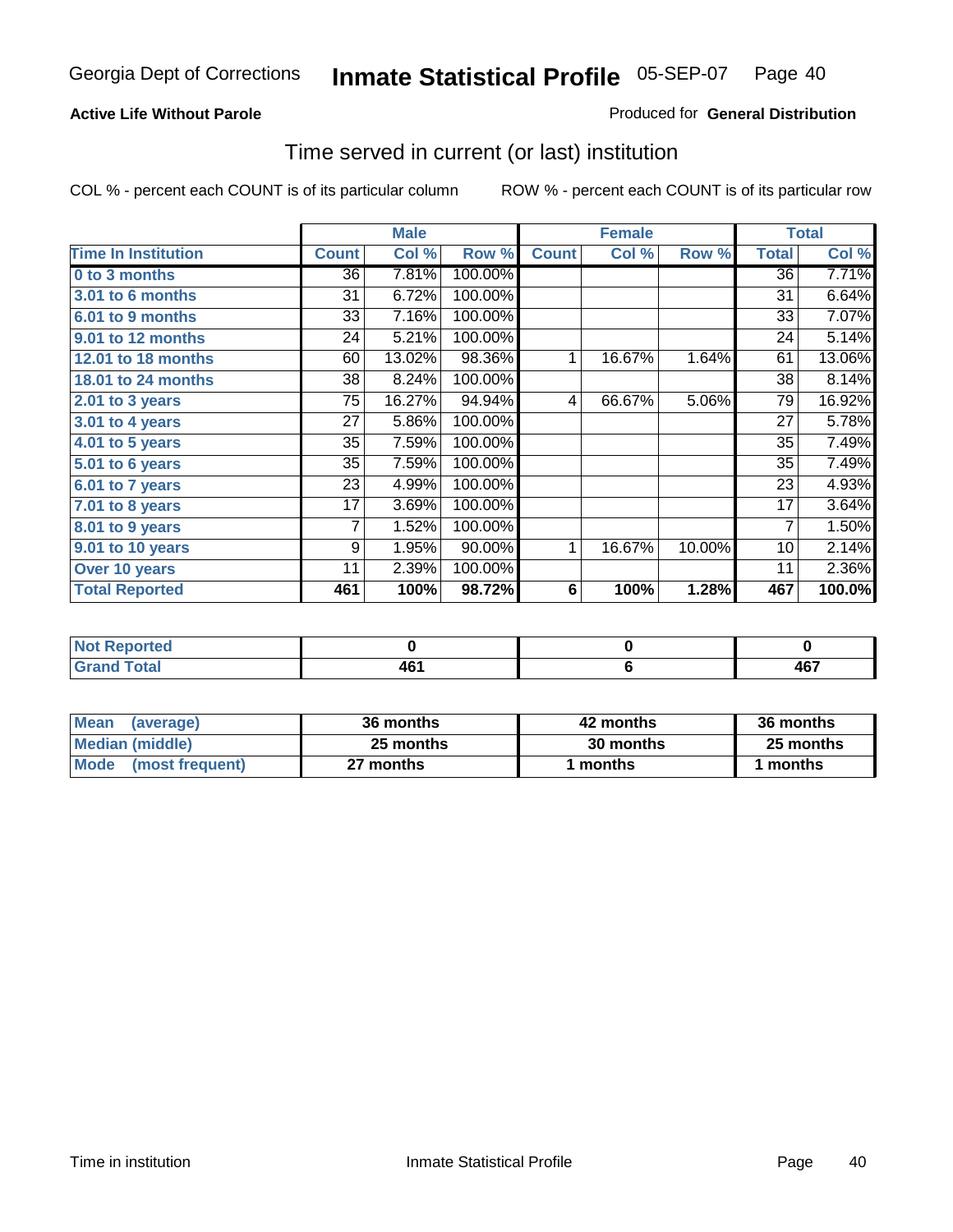Georgia Dept of Corrections **Inmate Statistical Profile** 05-SEP-07

**Active Life Without Parole**

Produced for **General Distribution**

## Time served in current (or last) institution

COL % - percent each COUNT is of its particular column

ROW % - percent each COUNT is of its particular row

| | Male | | | Female | | | Total | |
|---|---|---|---|---|---|---|---|---|
| **Time In Institution** | **Count** | **Col %** | **Row %** | **Count** | **Col %** | **Row %** | **Total** | **Col %** |
| **0 to 3 months** | 36 | 7.81% | 100.00% | | | | 36 | 7.71% |
| **3.01 to 6 months** | 31 | 6.72% | 100.00% | | | | 31 | 6.64% |
| **6.01 to 9 months** | 33 | 7.16% | 100.00% | | | | 33 | 7.07% |
| **9.01 to 12 months** | 24 | 5.21% | 100.00% | | | | 24 | 5.14% |
| **12.01 to 18 months** | 60 | 13.02% | 98.36% | 1 | 16.67% | 1.64% | 61 | 13.06% |
| **18.01 to 24 months** | 38 | 8.24% | 100.00% | | | | 38 | 8.14% |
| **2.01 to 3 years** | 75 | 16.27% | 94.94% | 4 | 66.67% | 5.06% | 79 | 16.92% |
| **3.01 to 4 years** | 27 | 5.86% | 100.00% | | | | 27 | 5.78% |
| **4.01 to 5 years** | 35 | 7.59% | 100.00% | | | | 35 | 7.49% |
| **5.01 to 6 years** | 35 | 7.59% | 100.00% | | | | 35 | 7.49% |
| **6.01 to 7 years** | 23 | 4.99% | 100.00% | | | | 23 | 4.93% |
| **7.01 to 8 years** | 17 | 3.69% | 100.00% | | | | 17 | 3.64% |
| **8.01 to 9 years** | 7 | 1.52% | 100.00% | | | | 7 | 1.50% |
| **9.01 to 10 years** | 9 | 1.95% | 90.00% | 1 | 16.67% | 10.00% | 10 | 2.14% |
| **Over 10 years** | 11 | 2.39% | 100.00% | | | | 11 | 2.36% |
| **Total Reported** | **461** | **100%** | **98.72%** | **6** | **100%** | **1.28%** | **467** | **100.0%** |

| | Male | Female | Total |
|---|---|---|---|
| **Not Reported** | **0** | **0** | **0** |
| **Grand Total** | **461** | **6** | **467** |

| | Male | Female | Total |
|---|---|---|---|
| **Mean (average)** | **36 months** | **42 months** | **36 months** |
| **Median (middle)** | **25 months** | **30 months** | **25 months** |
| **Mode (most frequent)** | **27 months** | **1 months** | **1 months** |

Time in institution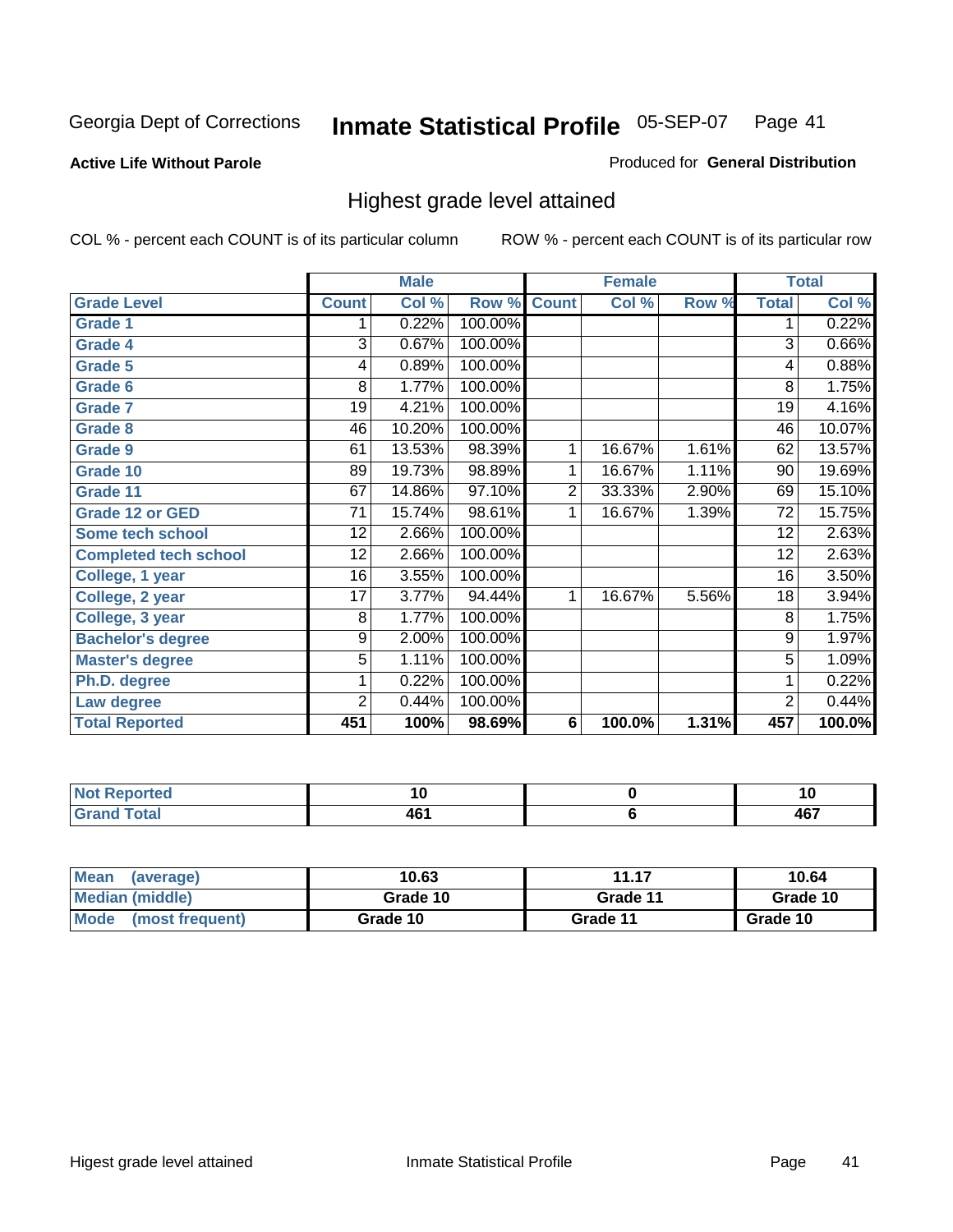Georgia Dept of Corrections **Inmate Statistical Profile** 05-SEP-07

**Active Life Without Parole**

Produced for **General Distribution**

## Highest grade level attained

COL % - percent each COUNT is of its particular column

ROW % - percent each COUNT is of its particular row

| | Male | | | Female | | | Total | |
|---|---|---|---|---|---|---|---|---|
| **Grade Level** | **Count** | **Col %** | **Row %** | **Count** | **Col %** | **Row %** | **Total** | **Col %** |
| Grade 1 | 1 | 0.22% | 100.00% | | | | 1 | 0.22% |
| Grade 4 | 3 | 0.67% | 100.00% | | | | 3 | 0.66% |
| Grade 5 | 4 | 0.89% | 100.00% | | | | 4 | 0.88% |
| Grade 6 | 8 | 1.77% | 100.00% | | | | 8 | 1.75% |
| Grade 7 | 19 | 4.21% | 100.00% | | | | 19 | 4.16% |
| Grade 8 | 46 | 10.20% | 100.00% | | | | 46 | 10.07% |
| Grade 9 | 61 | 13.53% | 98.39% | 1 | 16.67% | 1.61% | 62 | 13.57% |
| Grade 10 | 89 | 19.73% | 98.89% | 1 | 16.67% | 1.11% | 90 | 19.69% |
| Grade 11 | 67 | 14.86% | 97.10% | 2 | 33.33% | 2.90% | 69 | 15.10% |
| Grade 12 or GED | 71 | 15.74% | 98.61% | 1 | 16.67% | 1.39% | 72 | 15.75% |
| Some tech school | 12 | 2.66% | 100.00% | | | | 12 | 2.63% |
| Completed tech school | 12 | 2.66% | 100.00% | | | | 12 | 2.63% |
| College, 1 year | 16 | 3.55% | 100.00% | | | | 16 | 3.50% |
| College, 2 year | 17 | 3.77% | 94.44% | 1 | 16.67% | 5.56% | 18 | 3.94% |
| College, 3 year | 8 | 1.77% | 100.00% | | | | 8 | 1.75% |
| Bachelor's degree | 9 | 2.00% | 100.00% | | | | 9 | 1.97% |
| Master's degree | 5 | 1.11% | 100.00% | | | | 5 | 1.09% |
| Ph.D. degree | 1 | 0.22% | 100.00% | | | | 1 | 0.22% |
| Law degree | 2 | 0.44% | 100.00% | | | | 2 | 0.44% |
| **Total Reported** | **451** | **100%** | **98.69%** | **6** | **100.0%** | **1.31%** | **457** | **100.0%** |

| | Male | Female | Total |
|---|---|---|---|
| Not Reported | 10 | 0 | 10 |
| Grand Total | 461 | 6 | 467 |

| | Male | Female | Total |
|---|---|---|---|
| Mean (average) | 10.63 | 11.17 | 10.64 |
| Median (middle) | Grade 10 | Grade 11 | Grade 10 |
| Mode (most frequent) | Grade 10 | Grade 11 | Grade 10 |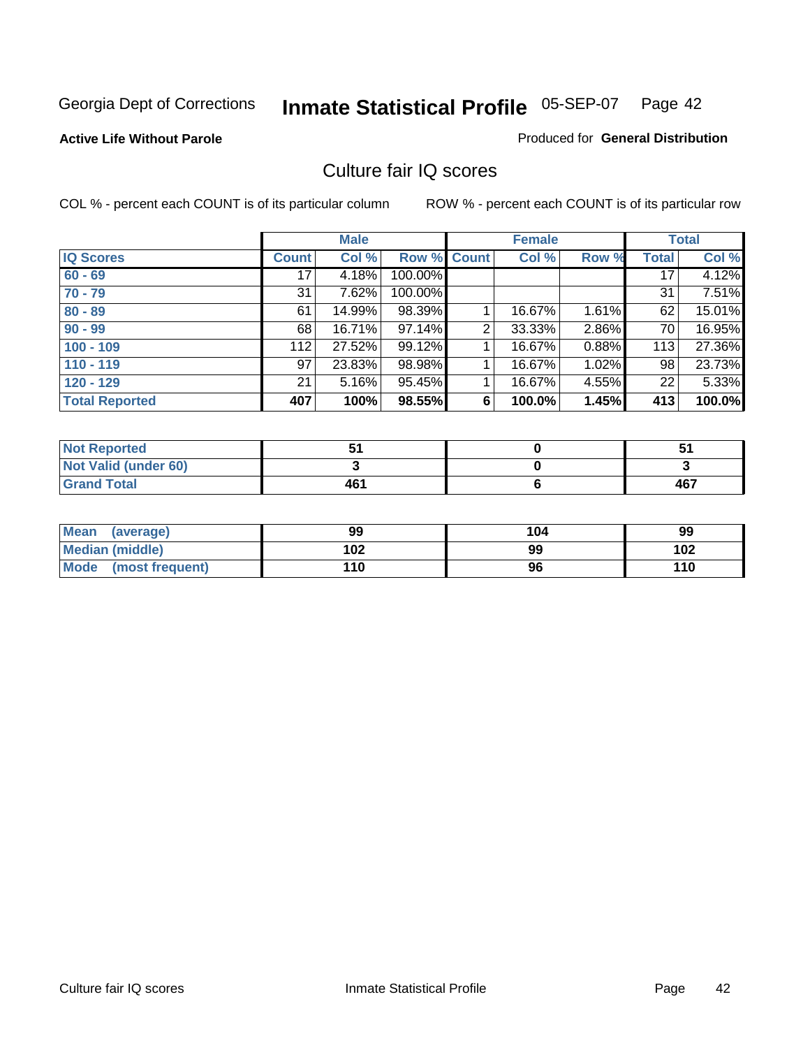Georgia Dept of Corrections **Inmate Statistical Profile** 05-SEP-07 Page 42

**Active Life Without Parole**

Produced for **General Distribution**

## Culture fair IQ scores

COL % - percent each COUNT is of its particular column

ROW % - percent each COUNT is of its particular row

| | Male | | | Female | | | Total | |
|---|---|---|---|---|---|---|---|---|
| **IQ Scores** | **Count** | **Col %** | **Row %** | **Count** | **Col %** | **Row %** | **Total** | **Col %** |
| **60 - 69** | 17 | 4.18% | 100.00% | | | | 17 | 4.12% |
| **70 - 79** | 31 | 7.62% | 100.00% | | | | 31 | 7.51% |
| **80 - 89** | 61 | 14.99% | 98.39% | 1 | 16.67% | 1.61% | 62 | 15.01% |
| **90 - 99** | 68 | 16.71% | 97.14% | 2 | 33.33% | 2.86% | 70 | 16.95% |
| **100 - 109** | 112 | 27.52% | 99.12% | 1 | 16.67% | 0.88% | 113 | 27.36% |
| **110 - 119** | 97 | 23.83% | 98.98% | 1 | 16.67% | 1.02% | 98 | 23.73% |
| **120 - 129** | 21 | 5.16% | 95.45% | 1 | 16.67% | 4.55% | 22 | 5.33% |
| **Total Reported** | **407** | **100%** | **98.55%** | **6** | **100.0%** | **1.45%** | **413** | **100.0%** |

| | Male | Female | Total |
|---|---|---|---|
| **Not Reported** | **51** | **0** | **51** |
| **Not Valid (under 60)** | **3** | **0** | **3** |
| **Grand Total** | **461** | **6** | **467** |

| | Male | Female | Total |
|---|---|---|---|
| **Mean (average)** | **99** | **104** | **99** |
| **Median (middle)** | **102** | **99** | **102** |
| **Mode (most frequent)** | **110** | **96** | **110** |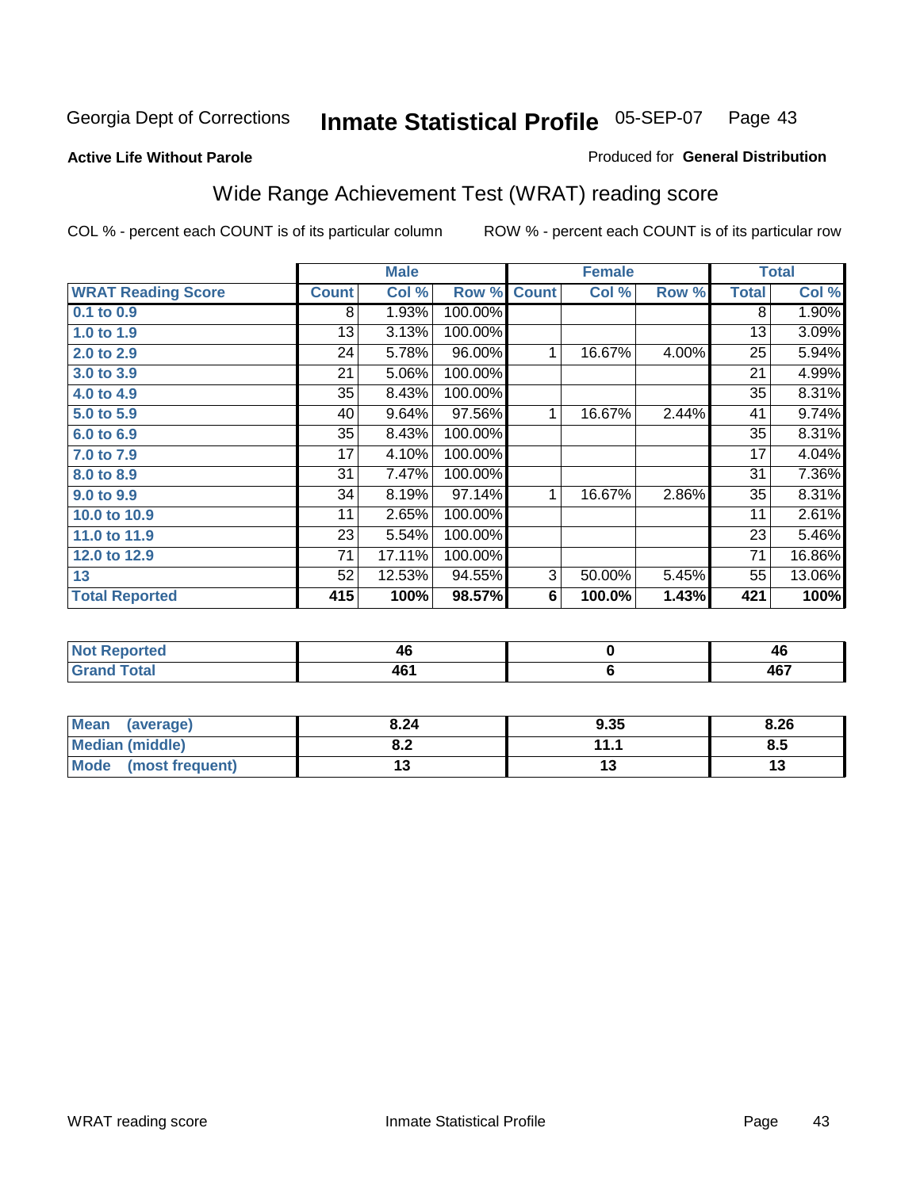Georgia Dept of Corrections **Inmate Statistical Profile** 05-SEP-07 Page 43

**Active Life Without Parole**

Produced for **General Distribution**

## Wide Range Achievement Test (WRAT) reading score

COL % - percent each COUNT is of its particular column ROW % - percent each COUNT is of its particular row

| | Male | | | Female | | | Total | |
|---|---|---|---|---|---|---|---|---|
| **WRAT Reading Score** | **Count** | **Col %** | **Row %** | **Count** | **Col %** | **Row %** | **Total** | **Col %** |
| 0.1 to 0.9 | 8 | 1.93% | 100.00% | | | | 8 | 1.90% |
| 1.0 to 1.9 | 13 | 3.13% | 100.00% | | | | 13 | 3.09% |
| 2.0 to 2.9 | 24 | 5.78% | 96.00% | 1 | 16.67% | 4.00% | 25 | 5.94% |
| 3.0 to 3.9 | 21 | 5.06% | 100.00% | | | | 21 | 4.99% |
| 4.0 to 4.9 | 35 | 8.43% | 100.00% | | | | 35 | 8.31% |
| 5.0 to 5.9 | 40 | 9.64% | 97.56% | 1 | 16.67% | 2.44% | 41 | 9.74% |
| 6.0 to 6.9 | 35 | 8.43% | 100.00% | | | | 35 | 8.31% |
| 7.0 to 7.9 | 17 | 4.10% | 100.00% | | | | 17 | 4.04% |
| 8.0 to 8.9 | 31 | 7.47% | 100.00% | | | | 31 | 7.36% |
| 9.0 to 9.9 | 34 | 8.19% | 97.14% | 1 | 16.67% | 2.86% | 35 | 8.31% |
| 10.0 to 10.9 | 11 | 2.65% | 100.00% | | | | 11 | 2.61% |
| 11.0 to 11.9 | 23 | 5.54% | 100.00% | | | | 23 | 5.46% |
| 12.0 to 12.9 | 71 | 17.11% | 100.00% | | | | 71 | 16.86% |
| 13 | 52 | 12.53% | 94.55% | 3 | 50.00% | 5.45% | 55 | 13.06% |
| **Total Reported** | **415** | **100%** | **98.57%** | **6** | **100.0%** | **1.43%** | **421** | **100%** |

| | Male | Female | Total |
|---|---|---|---|
| Not Reported | 46 | 0 | 46 |
| Grand Total | 461 | 6 | 467 |

| | Male | Female | Total |
|---|---|---|---|
| Mean (average) | 8.24 | 9.35 | 8.26 |
| Median (middle) | 8.2 | 11.1 | 8.5 |
| Mode (most frequent) | 13 | 13 | 13 |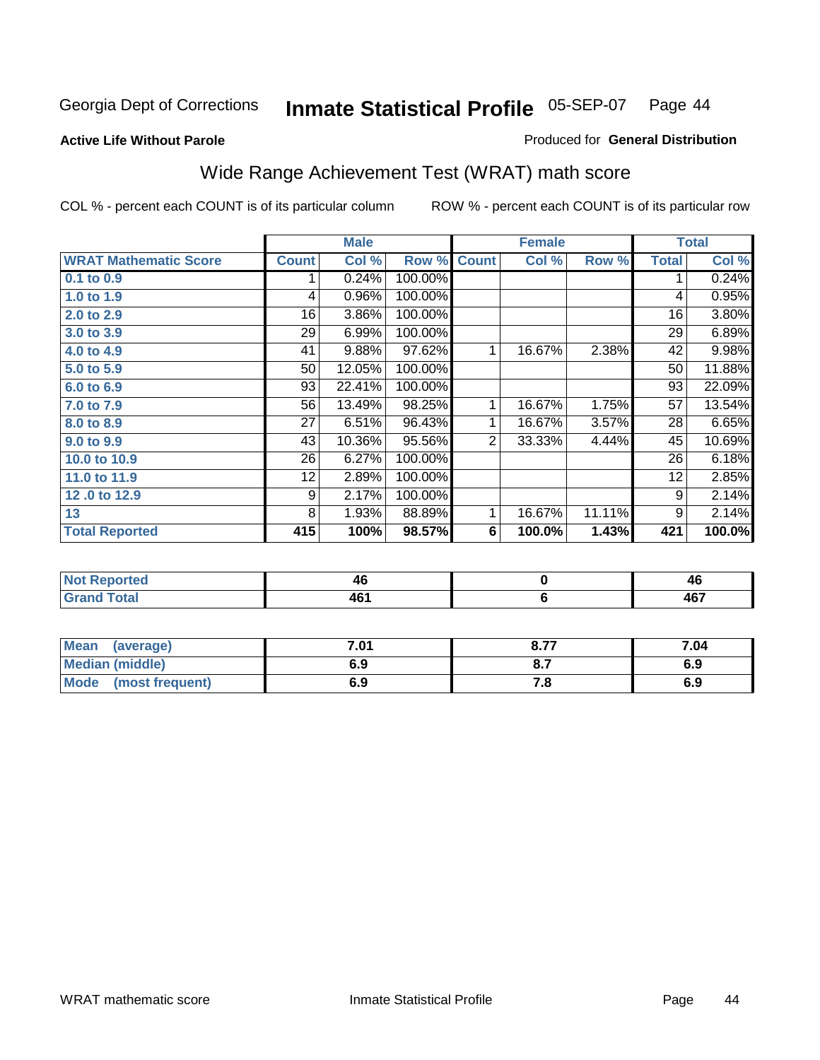Georgia Dept of Corrections **Inmate Statistical Profile** 05-SEP-07

**Active Life Without Parole**

Produced for **General Distribution**

## Wide Range Achievement Test (WRAT) math score

COL % - percent each COUNT is of its particular column ROW % - percent each COUNT is of its particular row

| | Male | | | Female | | | Total | |
|---|---|---|---|---|---|---|---|---|
| **WRAT Mathematic Score** | **Count** | **Col %** | **Row %** | **Count** | **Col %** | **Row %** | **Total** | **Col %** |
| **0.1 to 0.9** | 1 | 0.24% | 100.00% | | | | 1 | 0.24% |
| **1.0 to 1.9** | 4 | 0.96% | 100.00% | | | | 4 | 0.95% |
| **2.0 to 2.9** | 16 | 3.86% | 100.00% | | | | 16 | 3.80% |
| **3.0 to 3.9** | 29 | 6.99% | 100.00% | | | | 29 | 6.89% |
| **4.0 to 4.9** | 41 | 9.88% | 97.62% | 1 | 16.67% | 2.38% | 42 | 9.98% |
| **5.0 to 5.9** | 50 | 12.05% | 100.00% | | | | 50 | 11.88% |
| **6.0 to 6.9** | 93 | 22.41% | 100.00% | | | | 93 | 22.09% |
| **7.0 to 7.9** | 56 | 13.49% | 98.25% | 1 | 16.67% | 1.75% | 57 | 13.54% |
| **8.0 to 8.9** | 27 | 6.51% | 96.43% | 1 | 16.67% | 3.57% | 28 | 6.65% |
| **9.0 to 9.9** | 43 | 10.36% | 95.56% | 2 | 33.33% | 4.44% | 45 | 10.69% |
| **10.0 to 10.9** | 26 | 6.27% | 100.00% | | | | 26 | 6.18% |
| **11.0 to 11.9** | 12 | 2.89% | 100.00% | | | | 12 | 2.85% |
| **12 .0 to 12.9** | 9 | 2.17% | 100.00% | | | | 9 | 2.14% |
| **13** | 8 | 1.93% | 88.89% | 1 | 16.67% | 11.11% | 9 | 2.14% |
| **Total Reported** | **415** | **100%** | **98.57%** | **6** | **100.0%** | **1.43%** | **421** | **100.0%** |

| | Male | Female | Total |
|---|---|---|---|
| **Not Reported** | **46** | **0** | **46** |
| **Grand Total** | **461** | **6** | **467** |

| | Male | Female | Total |
|---|---|---|---|
| **Mean (average)** | **7.01** | **8.77** | **7.04** |
| **Median (middle)** | **6.9** | **8.7** | **6.9** |
| **Mode (most frequent)** | **6.9** | **7.8** | **6.9** |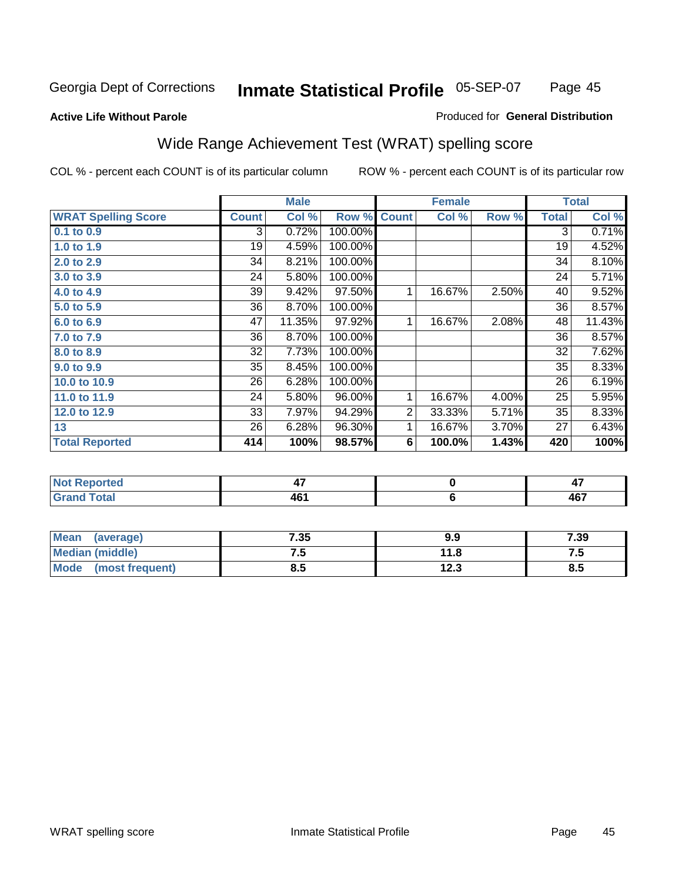Georgia Dept of Corrections **Inmate Statistical Profile** 05-SEP-07

**Active Life Without Parole**

Produced for **General Distribution**

## Wide Range Achievement Test (WRAT) spelling score

COL % - percent each COUNT is of its particular column ROW % - percent each COUNT is of its particular row

| | Male | | | Female | | | Total | |
|---|---|---|---|---|---|---|---|---|
| **WRAT Spelling Score** | **Count** | **Col %** | **Row %** | **Count** | **Col %** | **Row %** | **Total** | **Col %** |
| 0.1 to 0.9 | 3 | 0.72% | 100.00% | | | | 3 | 0.71% |
| 1.0 to 1.9 | 19 | 4.59% | 100.00% | | | | 19 | 4.52% |
| 2.0 to 2.9 | 34 | 8.21% | 100.00% | | | | 34 | 8.10% |
| 3.0 to 3.9 | 24 | 5.80% | 100.00% | | | | 24 | 5.71% |
| 4.0 to 4.9 | 39 | 9.42% | 97.50% | 1 | 16.67% | 2.50% | 40 | 9.52% |
| 5.0 to 5.9 | 36 | 8.70% | 100.00% | | | | 36 | 8.57% |
| 6.0 to 6.9 | 47 | 11.35% | 97.92% | 1 | 16.67% | 2.08% | 48 | 11.43% |
| 7.0 to 7.9 | 36 | 8.70% | 100.00% | | | | 36 | 8.57% |
| 8.0 to 8.9 | 32 | 7.73% | 100.00% | | | | 32 | 7.62% |
| 9.0 to 9.9 | 35 | 8.45% | 100.00% | | | | 35 | 8.33% |
| 10.0 to 10.9 | 26 | 6.28% | 100.00% | | | | 26 | 6.19% |
| 11.0 to 11.9 | 24 | 5.80% | 96.00% | 1 | 16.67% | 4.00% | 25 | 5.95% |
| 12.0 to 12.9 | 33 | 7.97% | 94.29% | 2 | 33.33% | 5.71% | 35 | 8.33% |
| 13 | 26 | 6.28% | 96.30% | 1 | 16.67% | 3.70% | 27 | 6.43% |
| **Total Reported** | **414** | **100%** | **98.57%** | **6** | **100.0%** | **1.43%** | **420** | **100%** |

| | Male | Female | Total |
|---|---|---|---|
| Not Reported | 47 | 0 | 47 |
| Grand Total | 461 | 6 | 467 |

| | Male | Female | Total |
|---|---|---|---|
| Mean (average) | 7.35 | 9.9 | 7.39 |
| Median (middle) | 7.5 | 11.8 | 7.5 |
| Mode (most frequent) | 8.5 | 12.3 | 8.5 |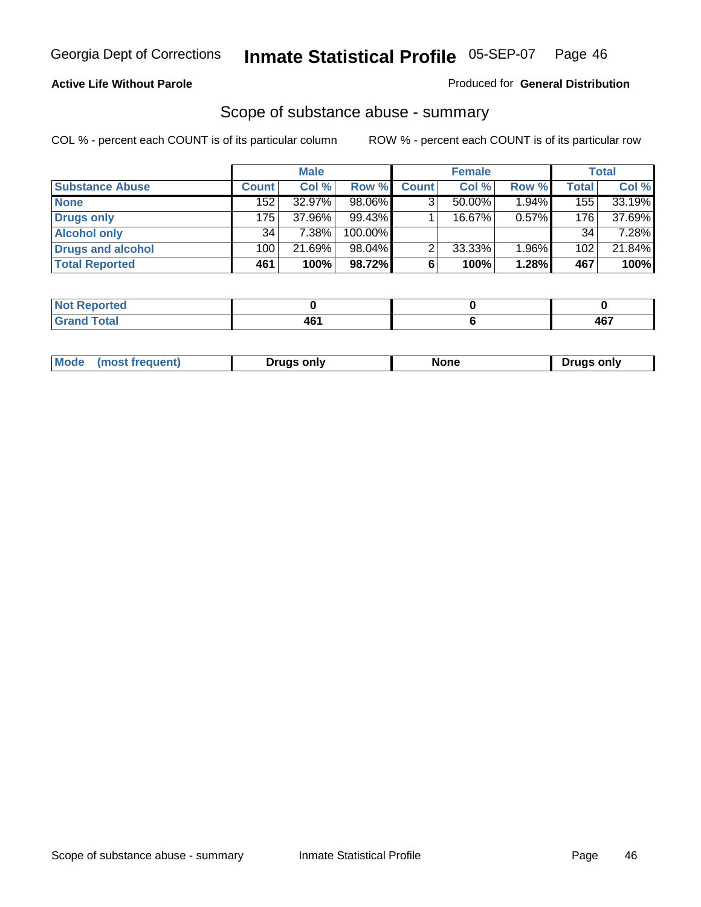Georgia Dept of Corrections **Inmate Statistical Profile** 05-SEP-07

**Active Life Without Parole**

Produced for **General Distribution**

## Scope of substance abuse - summary

COL % - percent each COUNT is of its particular column

ROW % - percent each COUNT is of its particular row

| | Male | | | Female | | | Total | |
|---|---|---|---|---|---|---|---|---|
| **Substance Abuse** | **Count** | **Col %** | **Row %** | **Count** | **Col %** | **Row %** | **Total** | **Col %** |
| **None** | 152 | 32.97% | 98.06% | 3 | 50.00% | 1.94% | 155 | 33.19% |
| **Drugs only** | 175 | 37.96% | 99.43% | 1 | 16.67% | 0.57% | 176 | 37.69% |
| **Alcohol only** | 34 | 7.38% | 100.00% | | | | 34 | 7.28% |
| **Drugs and alcohol** | 100 | 21.69% | 98.04% | 2 | 33.33% | 1.96% | 102 | 21.84% |
| **Total Reported** | **461** | **100%** | **98.72%** | **6** | **100%** | **1.28%** | **467** | **100%** |

| | Male | Female | Total |
|---|---|---|---|
| **Not Reported** | **0** | **0** | **0** |
| **Grand Total** | **461** | **6** | **467** |

| | Male | Female | Total |
|---|---|---|---|
| **Mode (most frequent)** | **Drugs only** | **None** | **Drugs only** |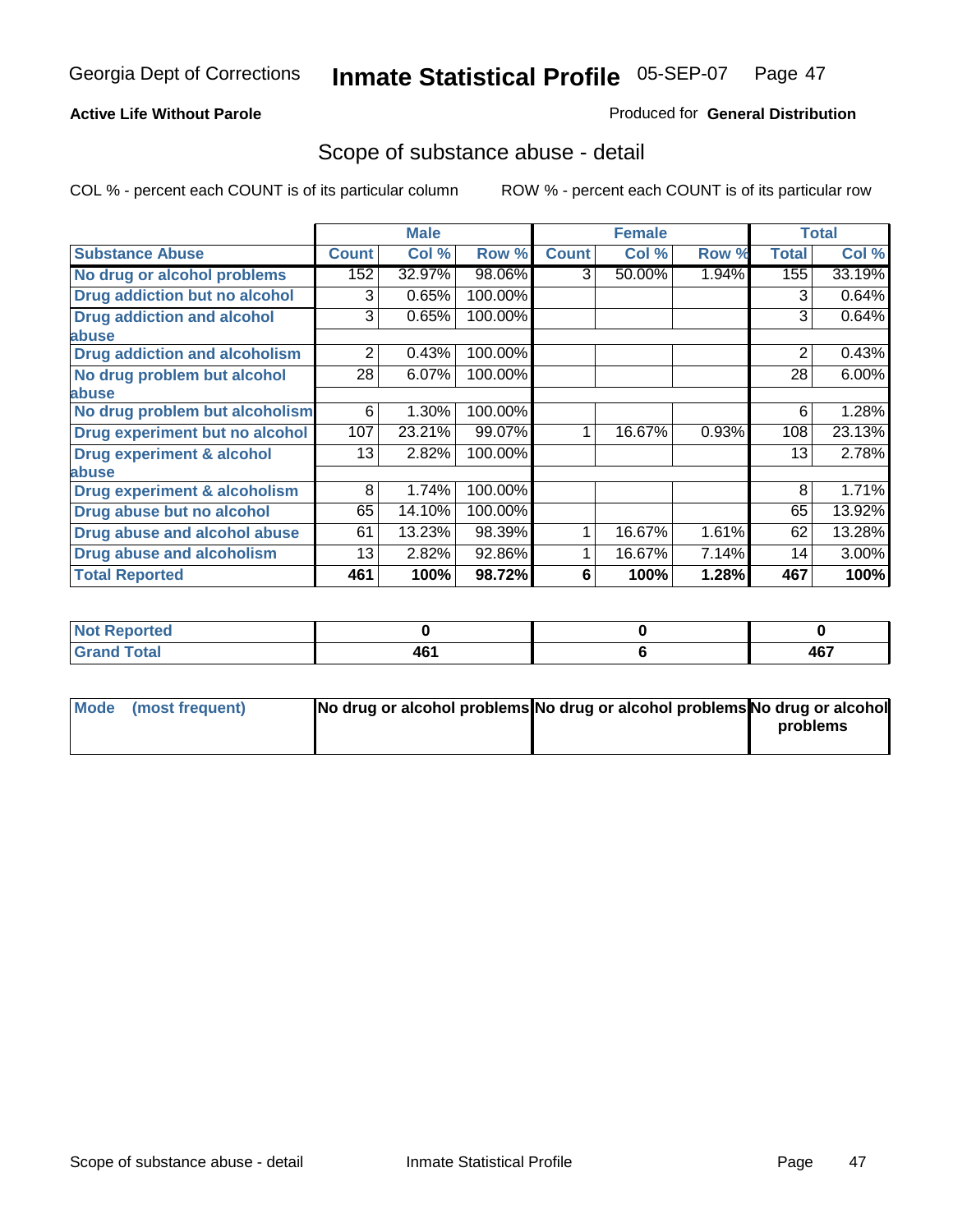Georgia Dept of Corrections **Inmate Statistical Profile** 05-SEP-07

**Active Life Without Parole**

Produced for **General Distribution**

## Scope of substance abuse - detail

COL % - percent each COUNT is of its particular column ROW % - percent each COUNT is of its particular row

| | Male | | | Female | | | Total | |
|---|---|---|---|---|---|---|---|---|
| **Substance Abuse** | **Count** | **Col %** | **Row %** | **Count** | **Col %** | **Row %** | **Total** | **Col %** |
| **No drug or alcohol problems** | 152 | 32.97% | 98.06% | 3 | 50.00% | 1.94% | 155 | 33.19% |
| **Drug addiction but no alcohol** | 3 | 0.65% | 100.00% | | | | 3 | 0.64% |
| **Drug addiction and alcohol abuse** | 3 | 0.65% | 100.00% | | | | 3 | 0.64% |
| **Drug addiction and alcoholism** | 2 | 0.43% | 100.00% | | | | 2 | 0.43% |
| **No drug problem but alcohol abuse** | 28 | 6.07% | 100.00% | | | | 28 | 6.00% |
| **No drug problem but alcoholism** | 6 | 1.30% | 100.00% | | | | 6 | 1.28% |
| **Drug experiment but no alcohol** | 107 | 23.21% | 99.07% | 1 | 16.67% | 0.93% | 108 | 23.13% |
| **Drug experiment & alcohol abuse** | 13 | 2.82% | 100.00% | | | | 13 | 2.78% |
| **Drug experiment & alcoholism** | 8 | 1.74% | 100.00% | | | | 8 | 1.71% |
| **Drug abuse but no alcohol** | 65 | 14.10% | 100.00% | | | | 65 | 13.92% |
| **Drug abuse and alcohol abuse** | 61 | 13.23% | 98.39% | 1 | 16.67% | 1.61% | 62 | 13.28% |
| **Drug abuse and alcoholism** | 13 | 2.82% | 92.86% | 1 | 16.67% | 7.14% | 14 | 3.00% |
| **Total Reported** | **461** | **100%** | **98.72%** | **6** | **100%** | **1.28%** | **467** | **100%** |

| | Male | Female | Total |
|---|---|---|---|
| **Not Reported** | **0** | **0** | **0** |
| **Grand Total** | **461** | **6** | **467** |

| | Male | Female | Total |
|---|---|---|---|
| **Mode (most frequent)** | **No drug or alcohol problems** | **No drug or alcohol problems** | **No drug or alcohol problems** |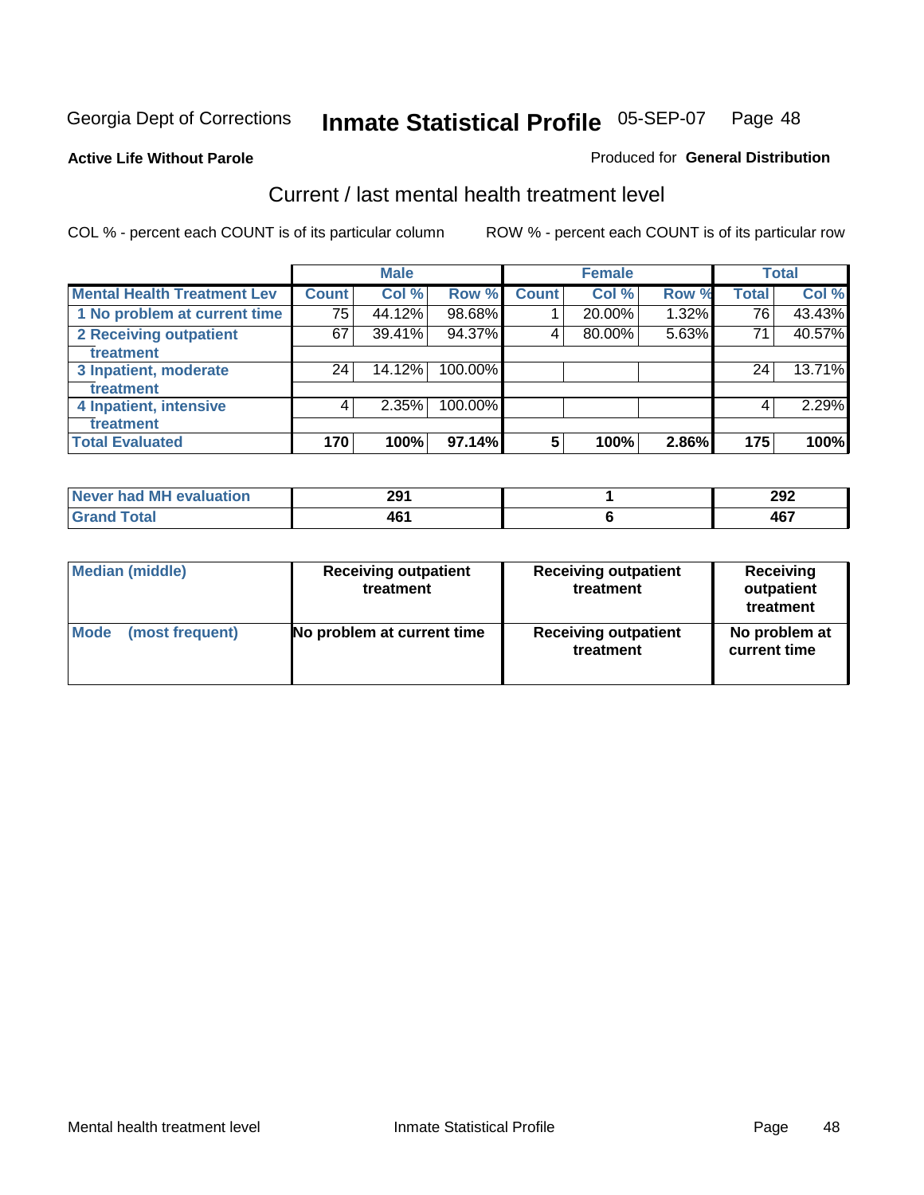Georgia Dept of Corrections **Inmate Statistical Profile** 05-SEP-07

**Active Life Without Parole**

Produced for **General Distribution**

## Current / last mental health treatment level

COL % - percent each COUNT is of its particular column        ROW % - percent each COUNT is of its particular row

| | Male | | | Female | | | Total | |
|---|---|---|---|---|---|---|---|---|
| **Mental Health Treatment Lev** | **Count** | **Col %** | **Row %** | **Count** | **Col %** | **Row %** | **Total** | **Col %** |
| 1 No problem at current time | 75 | 44.12% | 98.68% | 1 | 20.00% | 1.32% | 76 | 43.43% |
| 2 Receiving outpatient treatment | 67 | 39.41% | 94.37% | 4 | 80.00% | 5.63% | 71 | 40.57% |
| 3 Inpatient, moderate treatment | 24 | 14.12% | 100.00% | | | | 24 | 13.71% |
| 4 Inpatient, intensive treatment | 4 | 2.35% | 100.00% | | | | 4 | 2.29% |
| **Total Evaluated** | **170** | **100%** | **97.14%** | **5** | **100%** | **2.86%** | **175** | **100%** |

| | Male | Female | Total |
|---|---|---|---|
| Never had MH evaluation | 291 | 1 | 292 |
| Grand Total | 461 | 6 | 467 |

| | Male | Female | Total |
|---|---|---|---|
| Median (middle) | Receiving outpatient treatment | Receiving outpatient treatment | Receiving outpatient treatment |
| Mode (most frequent) | No problem at current time | Receiving outpatient treatment | No problem at current time |

Mental health treatment level        Inmate Statistical Profile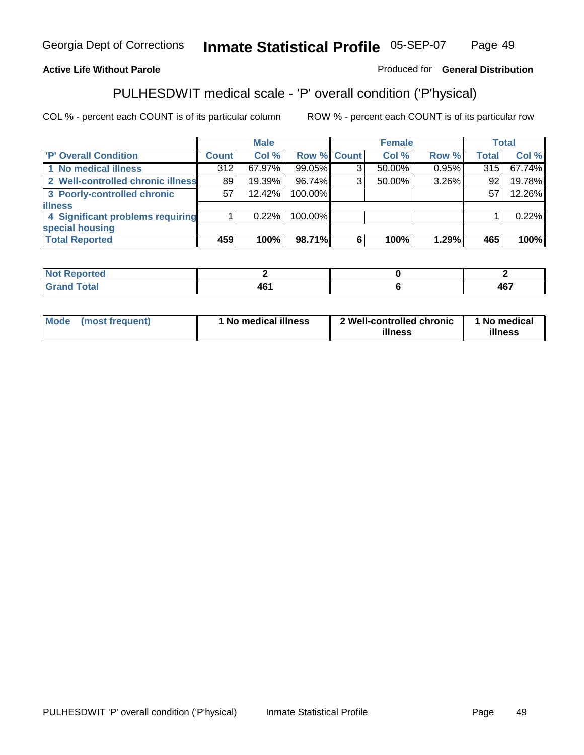Georgia Dept of Corrections **Inmate Statistical Profile** 05-SEP-07

**Active Life Without Parole** Produced for **General Distribution**

## PULHESDWIT medical scale - 'P' overall condition ('P'hysical)

COL % - percent each COUNT is of its particular column ROW % - percent each COUNT is of its particular row

| | Male | | | Female | | | Total | |
|---|---|---|---|---|---|---|---|---|
| 'P' Overall Condition | Count | Col % | Row % | Count | Col % | Row % | Total | Col % |
| 1 No medical illness | 312 | 67.97% | 99.05% | 3 | 50.00% | 0.95% | 315 | 67.74% |
| 2 Well-controlled chronic illness | 89 | 19.39% | 96.74% | 3 | 50.00% | 3.26% | 92 | 19.78% |
| 3 Poorly-controlled chronic illness | 57 | 12.42% | 100.00% | | | | 57 | 12.26% |
| 4 Significant problems requiring special housing | 1 | 0.22% | 100.00% | | | | 1 | 0.22% |
| **Total Reported** | **459** | **100%** | **98.71%** | **6** | **100%** | **1.29%** | **465** | **100%** |

| | Male | Female | Total |
|---|---|---|---|
| Not Reported | 2 | 0 | 2 |
| Grand Total | 461 | 6 | 467 |

| | Male | Female | Total |
|---|---|---|---|
| Mode (most frequent) | 1 No medical illness | 2 Well-controlled chronic illness | 1 No medical illness |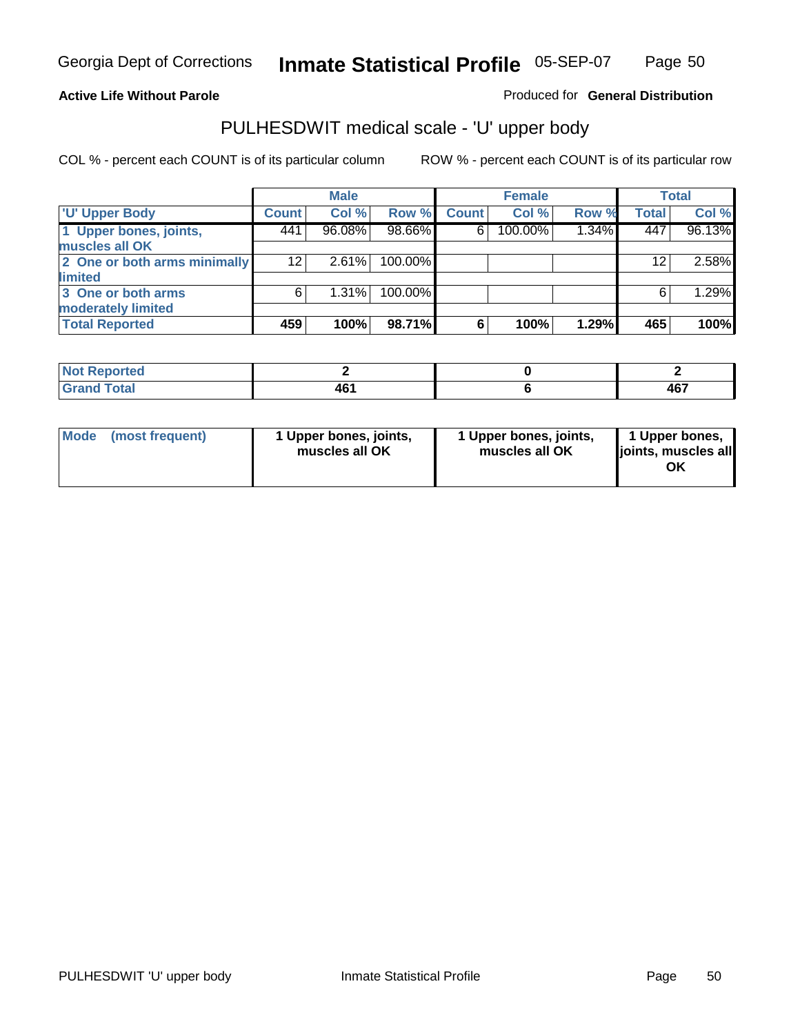Georgia Dept of Corrections **Inmate Statistical Profile** 05-SEP-07

**Active Life Without Parole** Produced for **General Distribution**

## PULHESDWIT medical scale - 'U' upper body

COL % - percent each COUNT is of its particular column ROW % - percent each COUNT is of its particular row

| | Male | | | Female | | | Total | |
|---|---|---|---|---|---|---|---|---|
| 'U' Upper Body | Count | Col % | Row % | Count | Col % | Row % | Total | Col % |
| 1 Upper bones, joints, muscles all OK | 441 | 96.08% | 98.66% | 6 | 100.00% | 1.34% | 447 | 96.13% |
| 2 One or both arms minimally limited | 12 | 2.61% | 100.00% | | | | 12 | 2.58% |
| 3 One or both arms moderately limited | 6 | 1.31% | 100.00% | | | | 6 | 1.29% |
| **Total Reported** | **459** | **100%** | **98.71%** | **6** | **100%** | **1.29%** | **465** | **100%** |

| | Male | Female | Total |
|---|---|---|---|
| Not Reported | 2 | 0 | 2 |
| Grand Total | 461 | 6 | 467 |

| | Male | Female | Total |
|---|---|---|---|
| Mode (most frequent) | 1 Upper bones, joints, muscles all OK | 1 Upper bones, joints, muscles all OK | 1 Upper bones, joints, muscles all OK |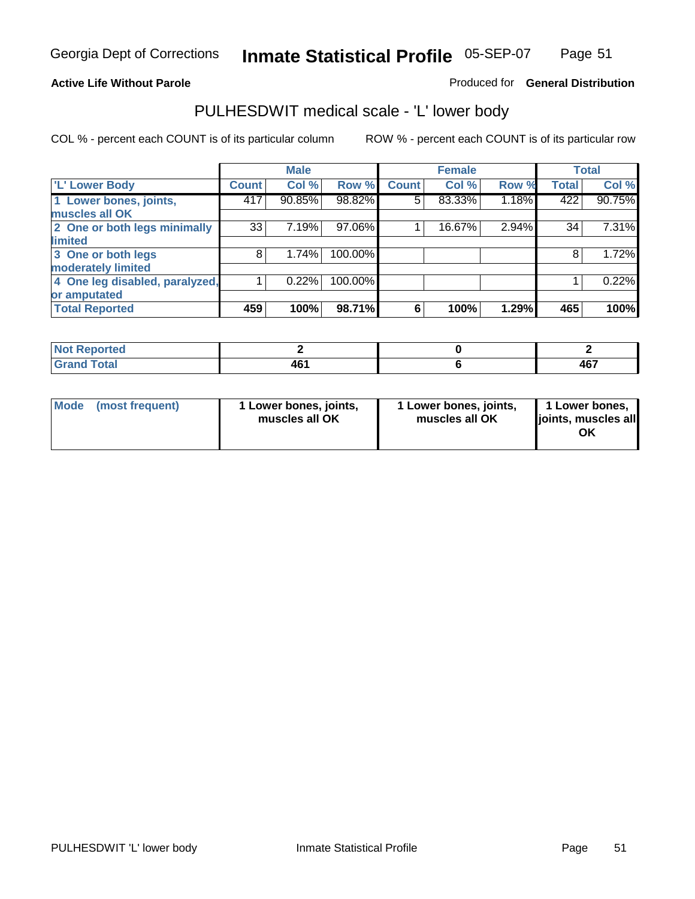Georgia Dept of Corrections **Inmate Statistical Profile** 05-SEP-07

**Active Life Without Parole**

Produced for **General Distribution**

## PULHESDWIT medical scale - 'L' lower body

COL % - percent each COUNT is of its particular column

ROW % - percent each COUNT is of its particular row

| | Male | | | Female | | | Total | |
|---|---|---|---|---|---|---|---|---|
| 'L' Lower Body | Count | Col % | Row % | Count | Col % | Row % | Total | Col % |
| 1 Lower bones, joints, muscles all OK | 417 | 90.85% | 98.82% | 5 | 83.33% | 1.18% | 422 | 90.75% |
| 2 One or both legs minimally limited | 33 | 7.19% | 97.06% | 1 | 16.67% | 2.94% | 34 | 7.31% |
| 3 One or both legs moderately limited | 8 | 1.74% | 100.00% | | | | 8 | 1.72% |
| 4 One leg disabled, paralyzed, or amputated | 1 | 0.22% | 100.00% | | | | 1 | 0.22% |
| **Total Reported** | **459** | **100%** | **98.71%** | **6** | **100%** | **1.29%** | **465** | **100%** |

| | Male | Female | Total |
|---|---|---|---|
| Not Reported | 2 | 0 | 2 |
| Grand Total | 461 | 6 | 467 |

| | Male | Female | Total |
|---|---|---|---|
| Mode (most frequent) | 1 Lower bones, joints, muscles all OK | 1 Lower bones, joints, muscles all OK | 1 Lower bones, joints, muscles all OK |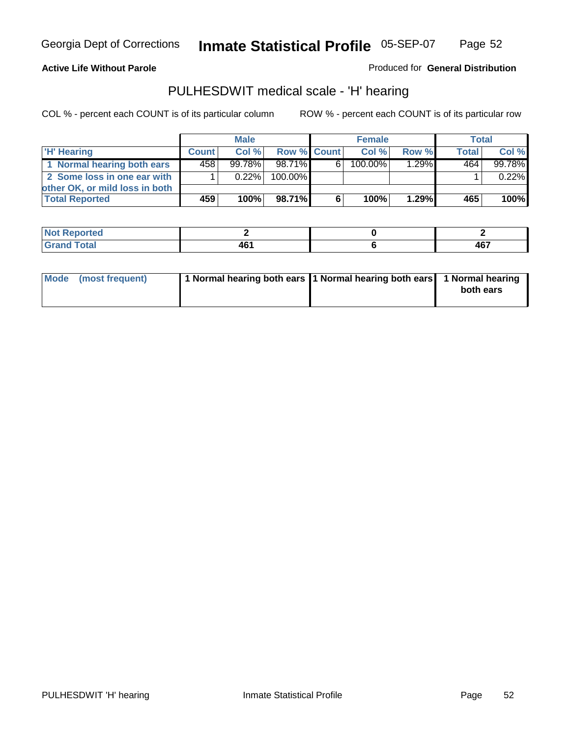**Active Life Without Parole**

Produced for **General Distribution**

## PULHESDWIT medical scale - 'H' hearing

COL % - percent each COUNT is of its particular column

ROW % - percent each COUNT is of its particular row

| | Male | | | Female | | | Total | |
|---|---|---|---|---|---|---|---|---|
| 'H' Hearing | Count | Col % | Row % | Count | Col % | Row % | Total | Col % |
| 1 Normal hearing both ears | 458 | 99.78% | 98.71% | 6 | 100.00% | 1.29% | 464 | 99.78% |
| 2 Some loss in one ear with other OK, or mild loss in both | 1 | 0.22% | 100.00% | | | | 1 | 0.22% |
| **Total Reported** | **459** | **100%** | **98.71%** | **6** | **100%** | **1.29%** | **465** | **100%** |

| | Male | Female | Total |
|---|---|---|---|
| Not Reported | 2 | 0 | 2 |
| Grand Total | 461 | 6 | 467 |

| | Male | Female | Total |
|---|---|---|---|
| Mode (most frequent) | 1 Normal hearing both ears | 1 Normal hearing both ears | 1 Normal hearing both ears |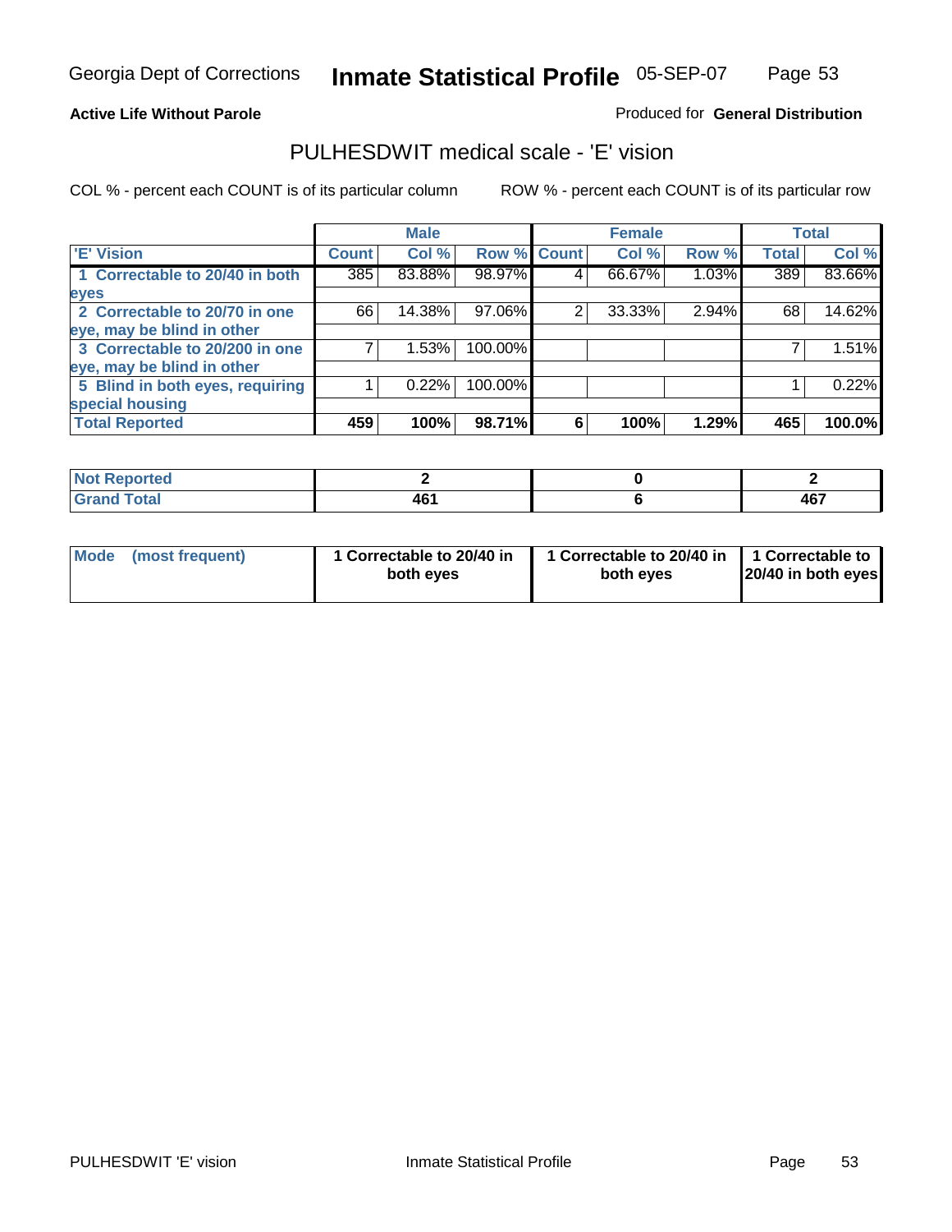**Active Life Without Parole**

Produced for **General Distribution**

## PULHESDWIT medical scale - 'E' vision

COL % - percent each COUNT is of its particular column

ROW % - percent each COUNT is of its particular row

| | Male | | | Female | | | Total | |
|---|---|---|---|---|---|---|---|---|
| 'E' Vision | Count | Col % | Row % | Count | Col % | Row % | Total | Col % |
| 1 Correctable to 20/40 in both eyes | 385 | 83.88% | 98.97% | 4 | 66.67% | 1.03% | 389 | 83.66% |
| 2 Correctable to 20/70 in one eye, may be blind in other | 66 | 14.38% | 97.06% | 2 | 33.33% | 2.94% | 68 | 14.62% |
| 3 Correctable to 20/200 in one eye, may be blind in other | 7 | 1.53% | 100.00% | | | | 7 | 1.51% |
| 5 Blind in both eyes, requiring special housing | 1 | 0.22% | 100.00% | | | | 1 | 0.22% |
| **Total Reported** | **459** | **100%** | **98.71%** | **6** | **100%** | **1.29%** | **465** | **100.0%** |

| | Male | Female | Total |
|---|---|---|---|
| Not Reported | 2 | 0 | 2 |
| Grand Total | 461 | 6 | 467 |

| | Male | Female | Total |
|---|---|---|---|
| Mode (most frequent) | 1 Correctable to 20/40 in both eyes | 1 Correctable to 20/40 in both eyes | 1 Correctable to 20/40 in both eyes |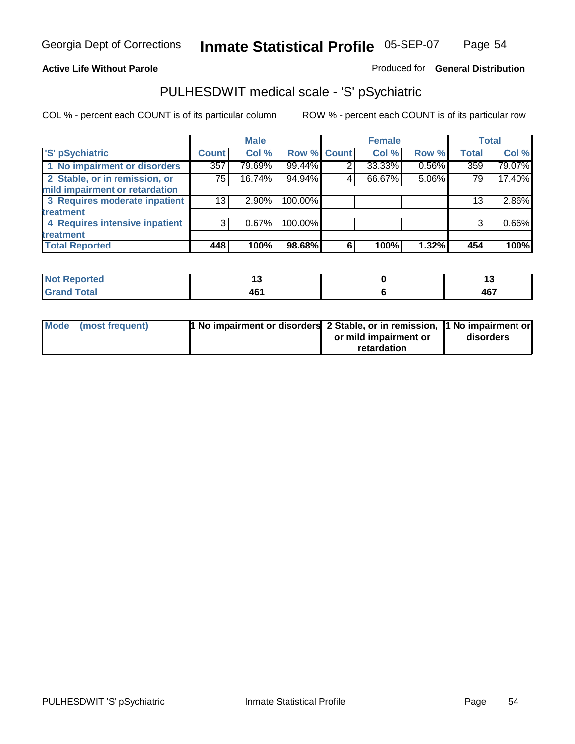**Active Life Without Parole**

Produced for **General Distribution**

## PULHESDWIT medical scale - 'S' pSychiatric

COL % - percent each COUNT is of its particular column

ROW % - percent each COUNT is of its particular row

| 'S' pSychiatric | Male | | | Female | | | Total | |
|---|---|---|---|---|---|---|---|---|
| | Count | Col % | Row % | Count | Col % | Row % | Total | Col % |
| 1 No impairment or disorders | 357 | 79.69% | 99.44% | 2 | 33.33% | 0.56% | 359 | 79.07% |
| 2 Stable, or in remission, or mild impairment or retardation | 75 | 16.74% | 94.94% | 4 | 66.67% | 5.06% | 79 | 17.40% |
| 3 Requires moderate inpatient treatment | 13 | 2.90% | 100.00% | | | | 13 | 2.86% |
| 4 Requires intensive inpatient treatment | 3 | 0.67% | 100.00% | | | | 3 | 0.66% |
| **Total Reported** | **448** | **100%** | **98.68%** | **6** | **100%** | **1.32%** | **454** | **100%** |

| | Male | Female | Total |
|---|---|---|---|
| Not Reported | 13 | 0 | 13 |
| Grand Total | 461 | 6 | 467 |

| | Male | Female | Total |
|---|---|---|---|
| Mode (most frequent) | 1 No impairment or disorders | 2 Stable, or in remission, or mild impairment or retardation | 1 No impairment or disorders |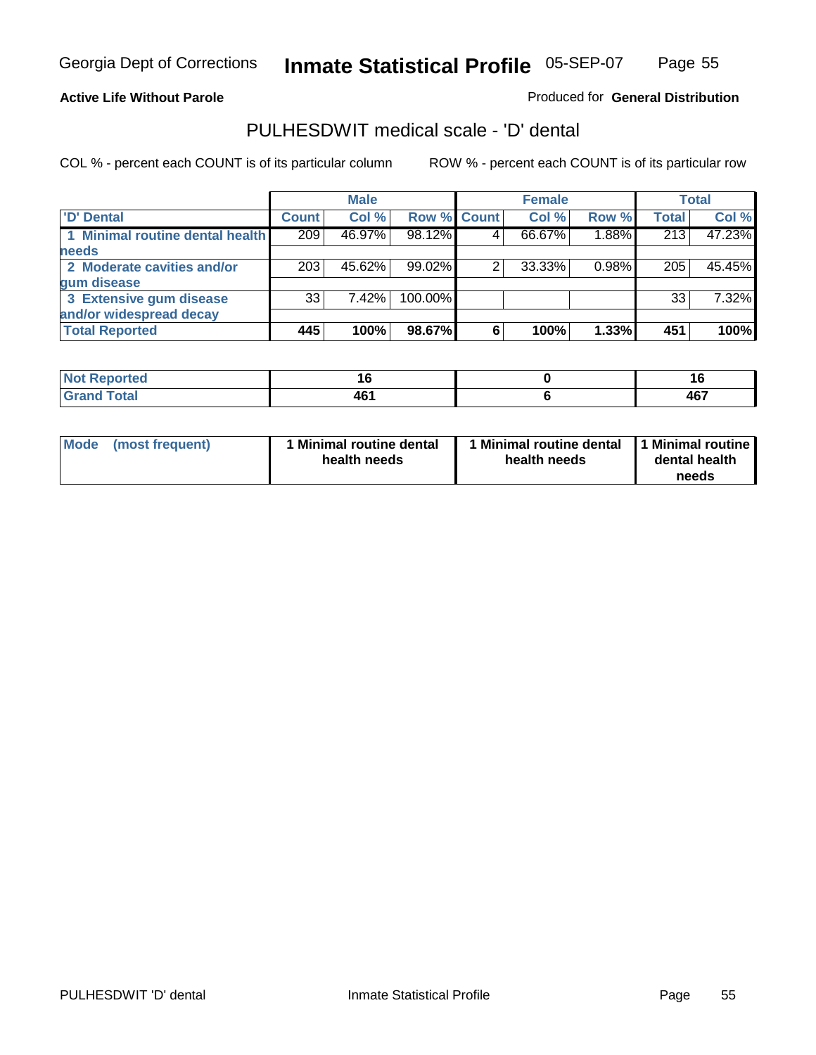**Active Life Without Parole**

Produced for **General Distribution**

## PULHESDWIT medical scale - 'D' dental

COL % - percent each COUNT is of its particular column    ROW % - percent each COUNT is of its particular row

| | Male | | | Female | | | Total | |
|---|---|---|---|---|---|---|---|---|
| 'D' Dental | Count | Col % | Row % | Count | Col % | Row % | Total | Col % |
| 1 Minimal routine dental health needs | 209 | 46.97% | 98.12% | 4 | 66.67% | 1.88% | 213 | 47.23% |
| 2 Moderate cavities and/or gum disease | 203 | 45.62% | 99.02% | 2 | 33.33% | 0.98% | 205 | 45.45% |
| 3 Extensive gum disease and/or widespread decay | 33 | 7.42% | 100.00% | | | | 33 | 7.32% |
| **Total Reported** | **445** | **100%** | **98.67%** | **6** | **100%** | **1.33%** | **451** | **100%** |

| | Male | Female | Total |
|---|---|---|---|
| Not Reported | **16** | **0** | **16** |
| Grand Total | **461** | **6** | **467** |

| | Male | Female | Total |
|---|---|---|---|
| Mode (most frequent) | **1 Minimal routine dental health needs** | **1 Minimal routine dental health needs** | **1 Minimal routine dental health needs** |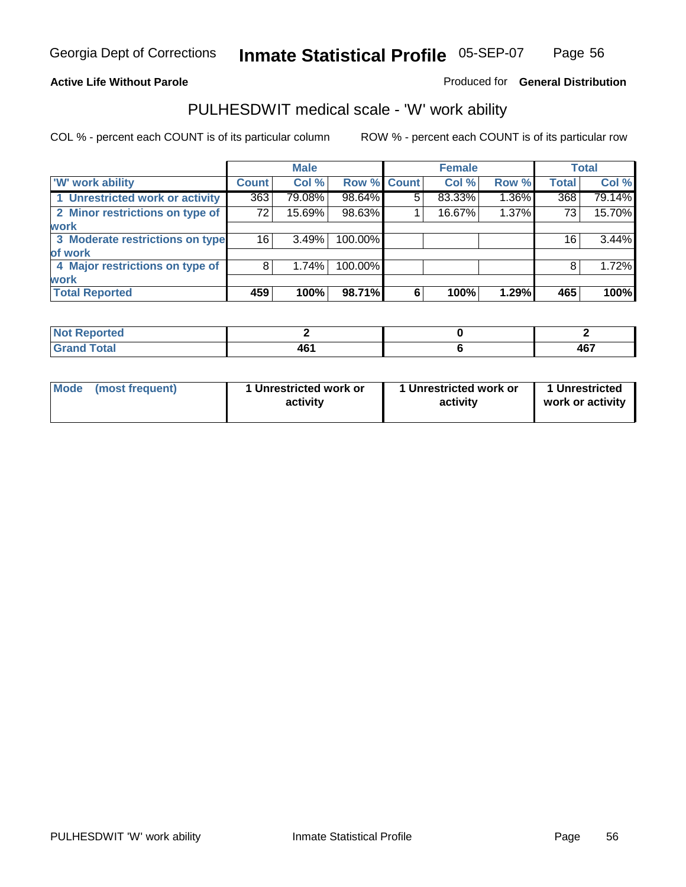Georgia Dept of Corrections **Inmate Statistical Profile** 05-SEP-07

**Active Life Without Parole**

Produced for **General Distribution**

## PULHESDWIT medical scale - 'W' work ability

COL % - percent each COUNT is of its particular column

ROW % - percent each COUNT is of its particular row

| | Male | | | Female | | | Total | |
|---|---|---|---|---|---|---|---|---|
| 'W' work ability | Count | Col % | Row % | Count | Col % | Row % | Total | Col % |
| 1 Unrestricted work or activity | 363 | 79.08% | 98.64% | 5 | 83.33% | 1.36% | 368 | 79.14% |
| 2 Minor restrictions on type of work | 72 | 15.69% | 98.63% | 1 | 16.67% | 1.37% | 73 | 15.70% |
| 3 Moderate restrictions on type of work | 16 | 3.49% | 100.00% | | | | 16 | 3.44% |
| 4 Major restrictions on type of work | 8 | 1.74% | 100.00% | | | | 8 | 1.72% |
| **Total Reported** | **459** | **100%** | **98.71%** | **6** | **100%** | **1.29%** | **465** | **100%** |

| | Male | Female | Total |
|---|---|---|---|
| **Not Reported** | **2** | **0** | **2** |
| **Grand Total** | **461** | **6** | **467** |

| | Male | Female | Total |
|---|---|---|---|
| **Mode (most frequent)** | **1 Unrestricted work or activity** | **1 Unrestricted work or activity** | **1 Unrestricted work or activity** |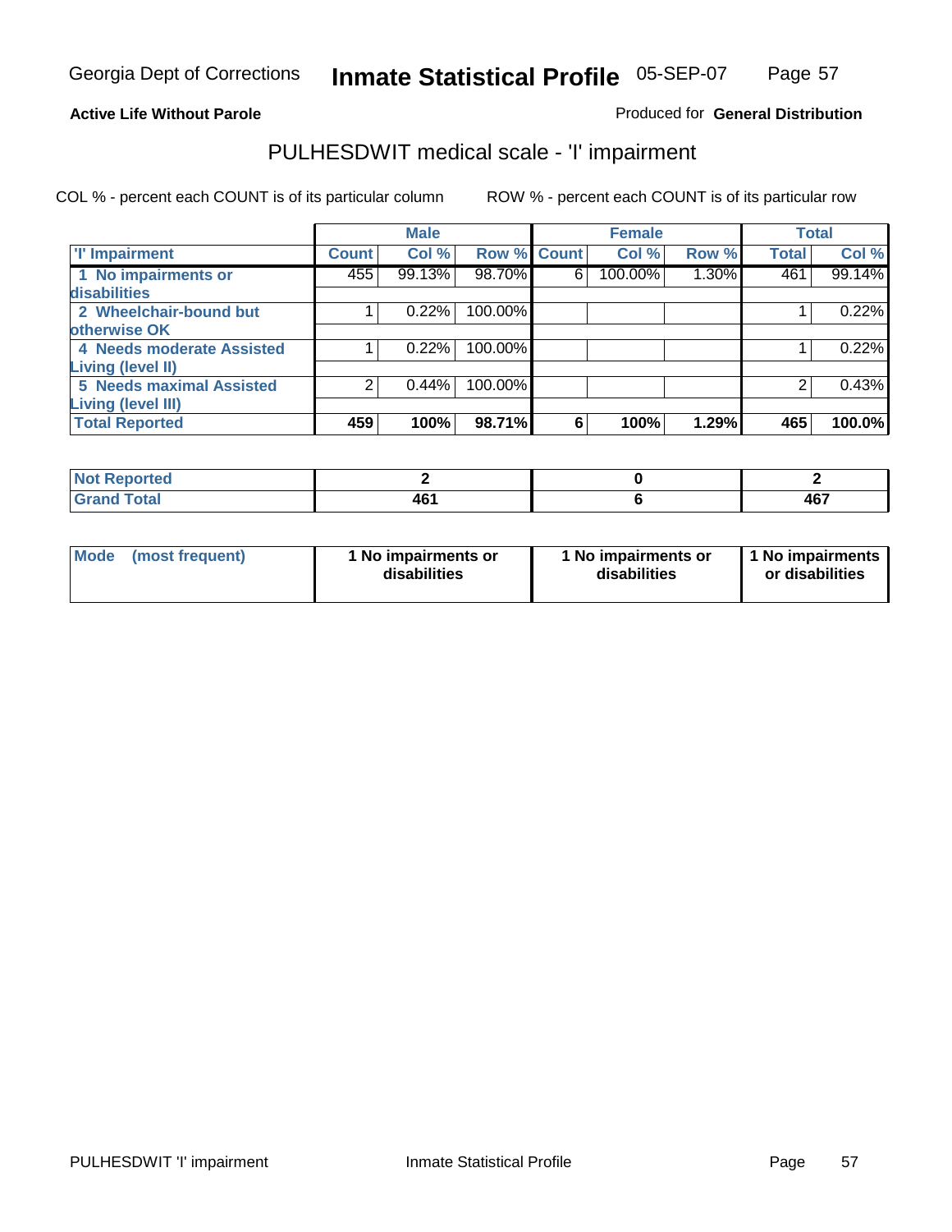Georgia Dept of Corrections **Inmate Statistical Profile** 05-SEP-07

**Active Life Without Parole**

Produced for **General Distribution**

## PULHESDWIT medical scale - 'I' impairment

COL % - percent each COUNT is of its particular column

ROW % - percent each COUNT is of its particular row

| | Male | | | Female | | | Total | |
|---|---|---|---|---|---|---|---|---|
| 'I' Impairment | Count | Col % | Row % | Count | Col % | Row % | Total | Col % |
| 1 No impairments or disabilities | 455 | 99.13% | 98.70% | 6 | 100.00% | 1.30% | 461 | 99.14% |
| 2 Wheelchair-bound but otherwise OK | 1 | 0.22% | 100.00% | | | | 1 | 0.22% |
| 4 Needs moderate Assisted Living (level II) | 1 | 0.22% | 100.00% | | | | 1 | 0.22% |
| 5 Needs maximal Assisted Living (level III) | 2 | 0.44% | 100.00% | | | | 2 | 0.43% |
| **Total Reported** | **459** | **100%** | **98.71%** | **6** | **100%** | **1.29%** | **465** | **100.0%** |

| | Male | Female | Total |
|---|---|---|---|
| Not Reported | 2 | 0 | 2 |
| Grand Total | 461 | 6 | 467 |

| | Male | Female | Total |
|---|---|---|---|
| Mode (most frequent) | 1 No impairments or disabilities | 1 No impairments or disabilities | 1 No impairments or disabilities |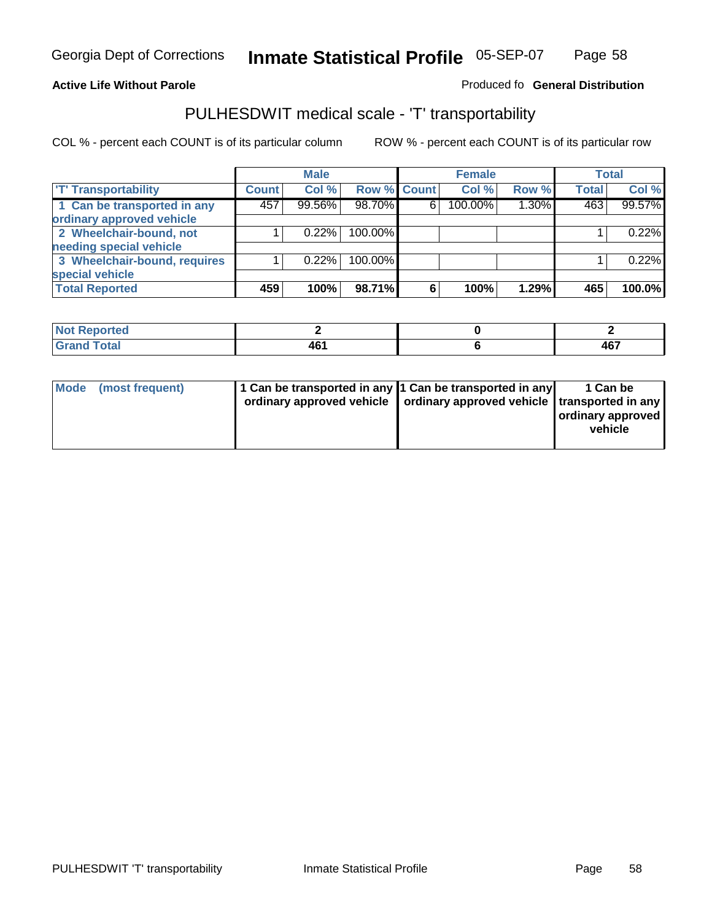**Active Life Without Parole**

Produced fo **General Distribution**

## PULHESDWIT medical scale - 'T' transportability

COL % - percent each COUNT is of its particular column

ROW % - percent each COUNT is of its particular row

| | Male | | | Female | | | Total | |
|---|---|---|---|---|---|---|---|---|
| 'T' Transportability | Count | Col % | Row % | Count | Col % | Row % | Total | Col % |
| 1 Can be transported in any ordinary approved vehicle | 457 | 99.56% | 98.70% | 6 | 100.00% | 1.30% | 463 | 99.57% |
| 2 Wheelchair-bound, not needing special vehicle | 1 | 0.22% | 100.00% | | | | 1 | 0.22% |
| 3 Wheelchair-bound, requires special vehicle | 1 | 0.22% | 100.00% | | | | 1 | 0.22% |
| **Total Reported** | **459** | **100%** | **98.71%** | **6** | **100%** | **1.29%** | **465** | **100.0%** |

| | Male | Female | Total |
|---|---|---|---|
| Not Reported | 2 | 0 | 2 |
| Grand Total | 461 | 6 | 467 |

| | Male | Female | Total |
|---|---|---|---|
| Mode (most frequent) | 1 Can be transported in any ordinary approved vehicle | 1 Can be transported in any ordinary approved vehicle | 1 Can be transported in any ordinary approved vehicle |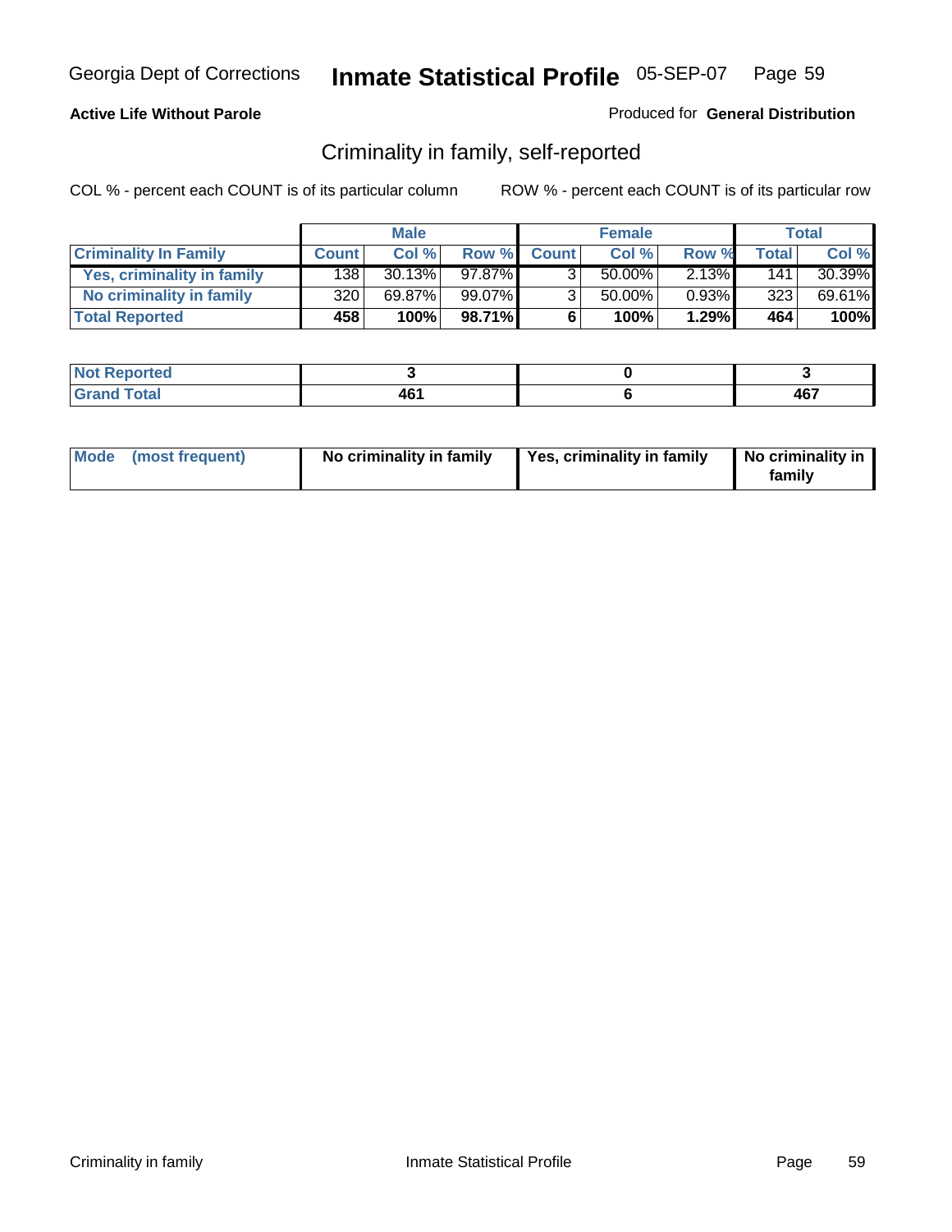Georgia Dept of Corrections **Inmate Statistical Profile** 05-SEP-07

**Active Life Without Parole**

Produced for **General Distribution**

## Criminality in family, self-reported

COL % - percent each COUNT is of its particular column ROW % - percent each COUNT is of its particular row

| | Male | | | Female | | | Total | |
|---|---|---|---|---|---|---|---|---|
| **Criminality In Family** | **Count** | **Col %** | **Row %** | **Count** | **Col %** | **Row %** | **Total** | **Col %** |
| **Yes, criminality in family** | 138 | 30.13% | 97.87% | 3 | 50.00% | 2.13% | 141 | 30.39% |
| **No criminality in family** | 320 | 69.87% | 99.07% | 3 | 50.00% | 0.93% | 323 | 69.61% |
| **Total Reported** | **458** | **100%** | **98.71%** | **6** | **100%** | **1.29%** | **464** | **100%** |

| | Male | Female | Total |
|---|---|---|---|
| **Not Reported** | **3** | **0** | **3** |
| **Grand Total** | **461** | **6** | **467** |

| | Male | Female | Total |
|---|---|---|---|
| **Mode (most frequent)** | **No criminality in family** | **Yes, criminality in family** | **No criminality in family** |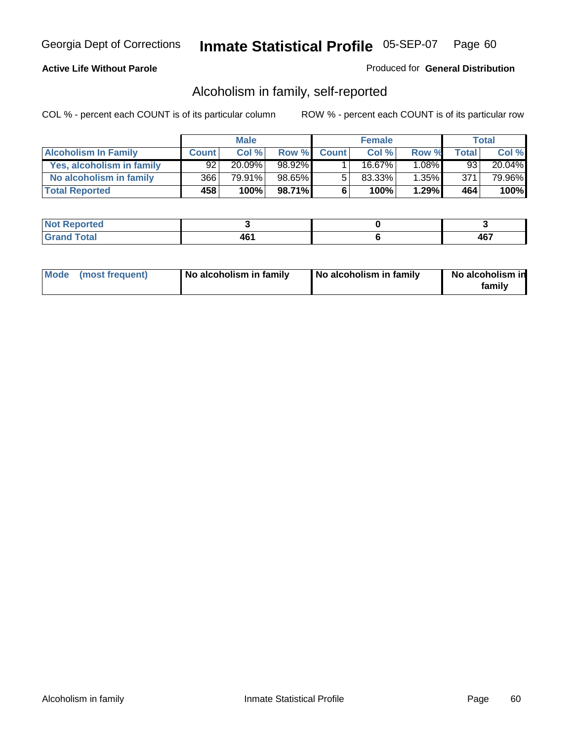Georgia Dept of Corrections **Inmate Statistical Profile** 05-SEP-07

**Active Life Without Parole**

Produced for **General Distribution**

## Alcoholism in family, self-reported

COL % - percent each COUNT is of its particular column    ROW % - percent each COUNT is of its particular row

| | Male | | | Female | | | Total | |
|---|---|---|---|---|---|---|---|---|
| **Alcoholism In Family** | **Count** | **Col %** | **Row %** | **Count** | **Col %** | **Row %** | **Total** | **Col %** |
| **Yes, alcoholism in family** | 92 | 20.09% | 98.92% | 1 | 16.67% | 1.08% | 93 | 20.04% |
| **No alcoholism in family** | 366 | 79.91% | 98.65% | 5 | 83.33% | 1.35% | 371 | 79.96% |
| **Total Reported** | **458** | **100%** | **98.71%** | **6** | **100%** | **1.29%** | **464** | **100%** |

| | Male | Female | Total |
|---|---|---|---|
| **Not Reported** | **3** | **0** | **3** |
| **Grand Total** | **461** | **6** | **467** |

| | Male | Female | Total |
|---|---|---|---|
| **Mode (most frequent)** | **No alcoholism in family** | **No alcoholism in family** | **No alcoholism in family** |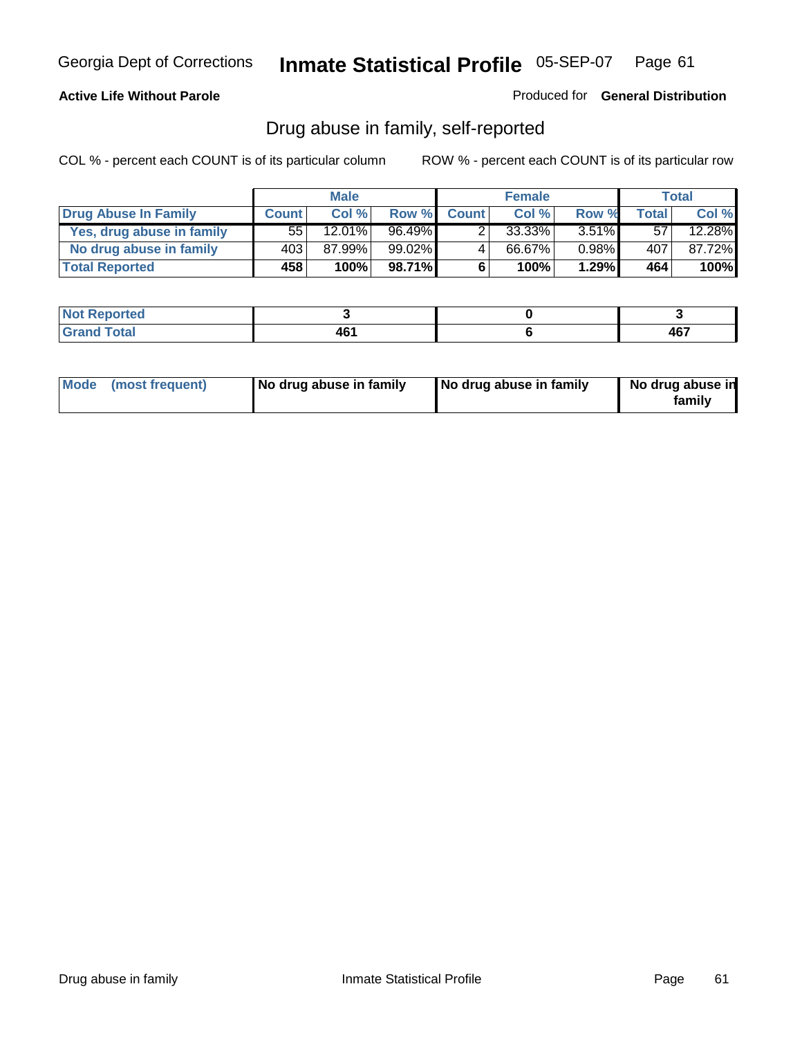Georgia Dept of Corrections **Inmate Statistical Profile** 05-SEP-07

**Active Life Without Parole**

Produced for **General Distribution**

## Drug abuse in family, self-reported

COL % - percent each COUNT is of its particular column ROW % - percent each COUNT is of its particular row

| | Male | | | Female | | | Total | |
|---|---|---|---|---|---|---|---|---|
| **Drug Abuse In Family** | **Count** | **Col %** | **Row %** | **Count** | **Col %** | **Row %** | **Total** | **Col %** |
| **Yes, drug abuse in family** | 55 | 12.01% | 96.49% | 2 | 33.33% | 3.51% | 57 | 12.28% |
| **No drug abuse in family** | 403 | 87.99% | 99.02% | 4 | 66.67% | 0.98% | 407 | 87.72% |
| **Total Reported** | **458** | **100%** | **98.71%** | **6** | **100%** | **1.29%** | **464** | **100%** |

| | Male | Female | Total |
|---|---|---|---|
| **Not Reported** | **3** | **0** | **3** |
| **Grand Total** | **461** | **6** | **467** |

| | Male | Female | Total |
|---|---|---|---|
| **Mode (most frequent)** | **No drug abuse in family** | **No drug abuse in family** | **No drug abuse in family** |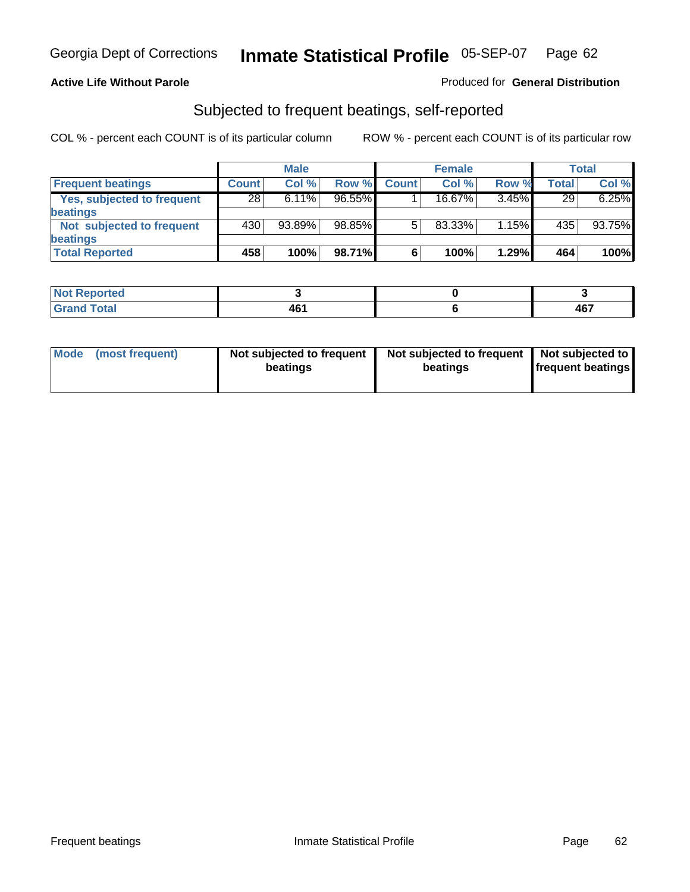Georgia Dept of Corrections **Inmate Statistical Profile** 05-SEP-07

**Active Life Without Parole**

Produced for **General Distribution**

## Subjected to frequent beatings, self-reported

COL % - percent each COUNT is of its particular column

ROW % - percent each COUNT is of its particular row

| | Male | | | Female | | | Total | |
|---|---|---|---|---|---|---|---|---|
| **Frequent beatings** | **Count** | **Col %** | **Row %** | **Count** | **Col %** | **Row %** | **Total** | **Col %** |
| **Yes, subjected to frequent beatings** | 28 | 6.11% | 96.55% | 1 | 16.67% | 3.45% | 29 | 6.25% |
| **Not subjected to frequent beatings** | 430 | 93.89% | 98.85% | 5 | 83.33% | 1.15% | 435 | 93.75% |
| **Total Reported** | **458** | **100%** | **98.71%** | **6** | **100%** | **1.29%** | **464** | **100%** |

| | Male | Female | Total |
|---|---|---|---|
| **Not Reported** | **3** | **0** | **3** |
| **Grand Total** | **461** | **6** | **467** |

| | Male | Female | Total |
|---|---|---|---|
| **Mode (most frequent)** | **Not subjected to frequent beatings** | **Not subjected to frequent beatings** | **Not subjected to frequent beatings** |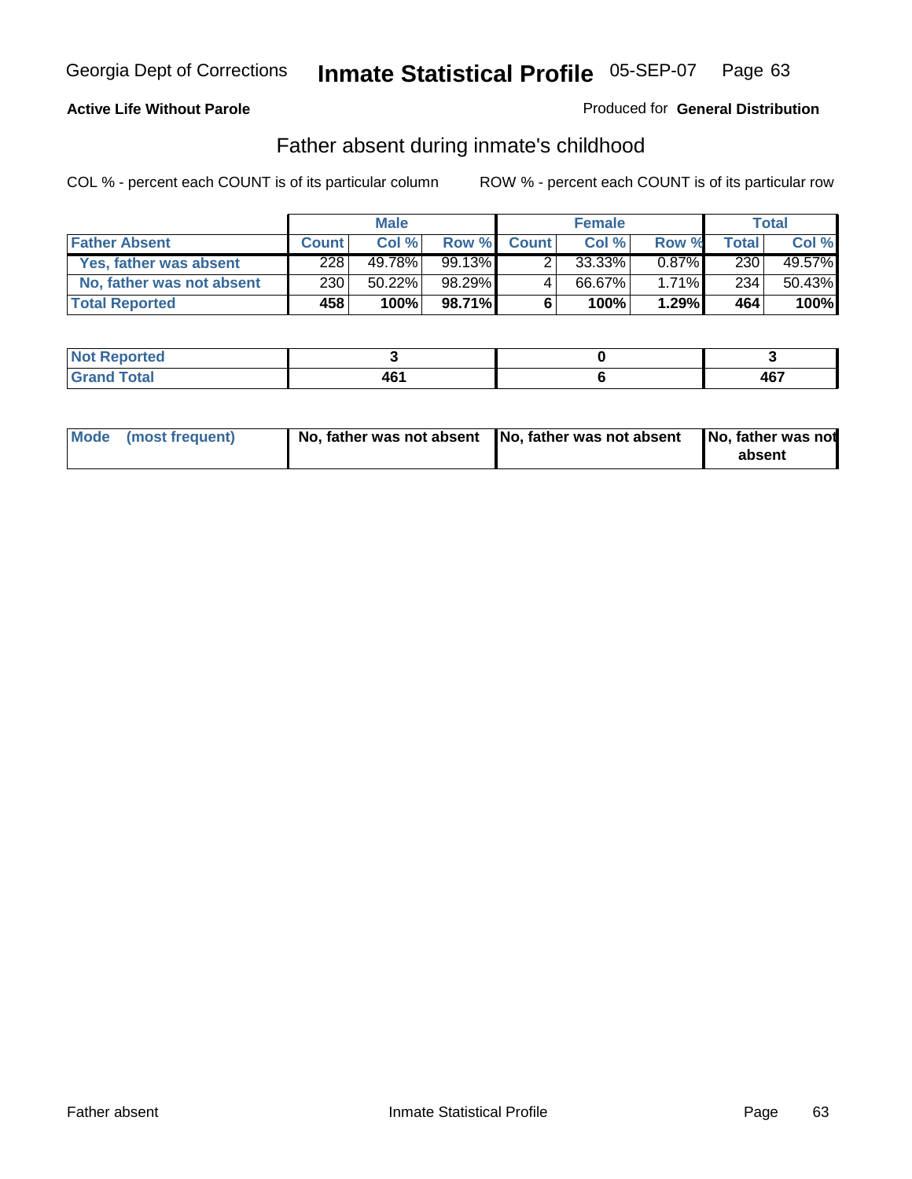**Active Life Without Parole**

Produced for **General Distribution**

## Father absent during inmate's childhood

COL % - percent each COUNT is of its particular column

ROW % - percent each COUNT is of its particular row

| | Male | | | Female | | | Total | |
|---|---|---|---|---|---|---|---|---|
| **Father Absent** | **Count** | **Col %** | **Row %** | **Count** | **Col %** | **Row %** | **Total** | **Col %** |
| Yes, father was absent | 228 | 49.78% | 99.13% | 2 | 33.33% | 0.87% | 230 | 49.57% |
| No, father was not absent | 230 | 50.22% | 98.29% | 4 | 66.67% | 1.71% | 234 | 50.43% |
| **Total Reported** | **458** | **100%** | **98.71%** | **6** | **100%** | **1.29%** | **464** | **100%** |

| | Male | Female | Total |
|---|---|---|---|
| **Not Reported** | **3** | **0** | **3** |
| **Grand Total** | **461** | **6** | **467** |

| | Male | Female | Total |
|---|---|---|---|
| **Mode (most frequent)** | **No, father was not absent** | **No, father was not absent** | **No, father was not absent** |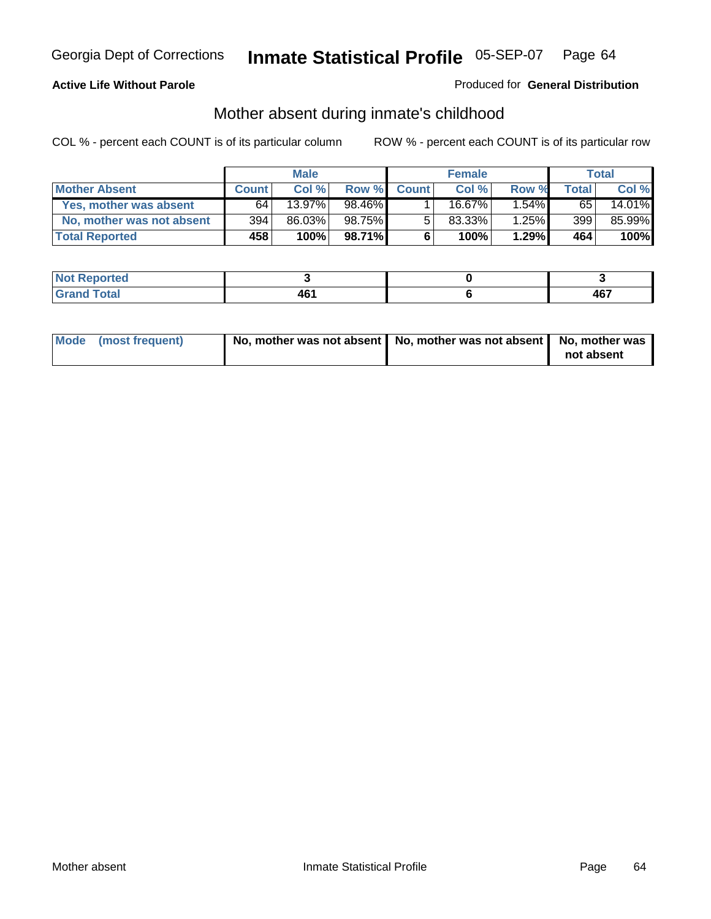Georgia Dept of Corrections **Inmate Statistical Profile** 05-SEP-07

**Active Life Without Parole**

Produced for **General Distribution**

## Mother absent during inmate's childhood

COL % - percent each COUNT is of its particular column

ROW % - percent each COUNT is of its particular row

| | Male | | | Female | | | Total | |
|---|---|---|---|---|---|---|---|---|
| **Mother Absent** | **Count** | **Col %** | **Row %** | **Count** | **Col %** | **Row %** | **Total** | **Col %** |
| **Yes, mother was absent** | 64 | 13.97% | 98.46% | 1 | 16.67% | 1.54% | 65 | 14.01% |
| **No, mother was not absent** | 394 | 86.03% | 98.75% | 5 | 83.33% | 1.25% | 399 | 85.99% |
| **Total Reported** | **458** | **100%** | **98.71%** | **6** | **100%** | **1.29%** | **464** | **100%** |

| | Male | Female | Total |
|---|---|---|---|
| **Not Reported** | **3** | **0** | **3** |
| **Grand Total** | **461** | **6** | **467** |

| | Male | Female | Total |
|---|---|---|---|
| **Mode (most frequent)** | **No, mother was not absent** | **No, mother was not absent** | **No, mother was not absent** |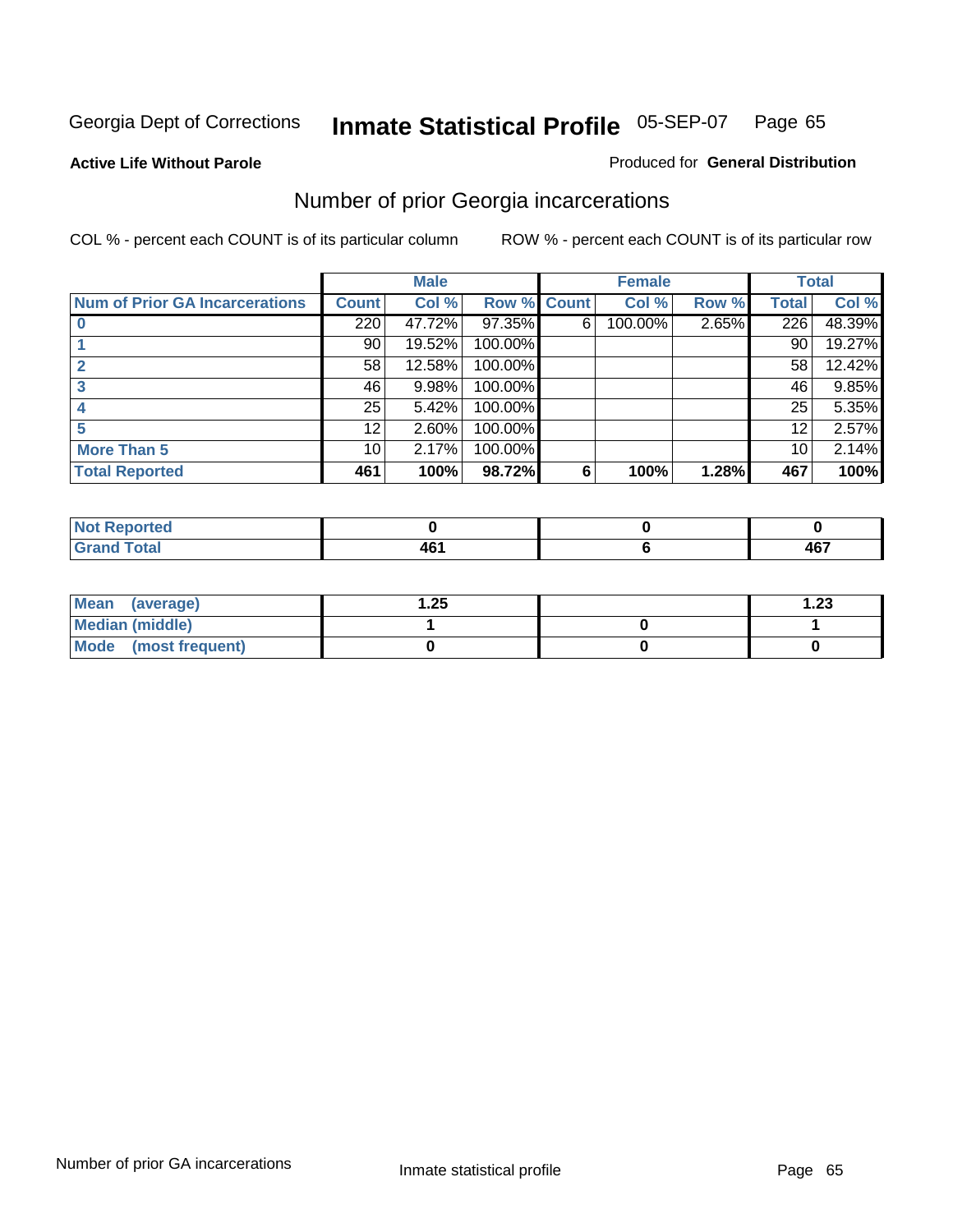Georgia Dept of Corrections **Inmate Statistical Profile** 05-SEP-07

**Active Life Without Parole**

Produced for **General Distribution**

## Number of prior Georgia incarcerations

COL % - percent each COUNT is of its particular column

ROW % - percent each COUNT is of its particular row

| | Male | | | Female | | | Total | |
|---|---|---|---|---|---|---|---|---|
| **Num of Prior GA Incarcerations** | **Count** | **Col %** | **Row %** | **Count** | **Col %** | **Row %** | **Total** | **Col %** |
| **0** | 220 | 47.72% | 97.35% | 6 | 100.00% | 2.65% | 226 | 48.39% |
| **1** | 90 | 19.52% | 100.00% | | | | 90 | 19.27% |
| **2** | 58 | 12.58% | 100.00% | | | | 58 | 12.42% |
| **3** | 46 | 9.98% | 100.00% | | | | 46 | 9.85% |
| **4** | 25 | 5.42% | 100.00% | | | | 25 | 5.35% |
| **5** | 12 | 2.60% | 100.00% | | | | 12 | 2.57% |
| **More Than 5** | 10 | 2.17% | 100.00% | | | | 10 | 2.14% |
| **Total Reported** | **461** | **100%** | **98.72%** | **6** | **100%** | **1.28%** | **467** | **100%** |

| | Male | Female | Total |
|---|---|---|---|
| **Not Reported** | **0** | **0** | **0** |
| **Grand Total** | **461** | **6** | **467** |

| | Male | Female | Total |
|---|---|---|---|
| **Mean (average)** | **1.25** | | **1.23** |
| **Median (middle)** | **1** | **0** | **1** |
| **Mode (most frequent)** | **0** | **0** | **0** |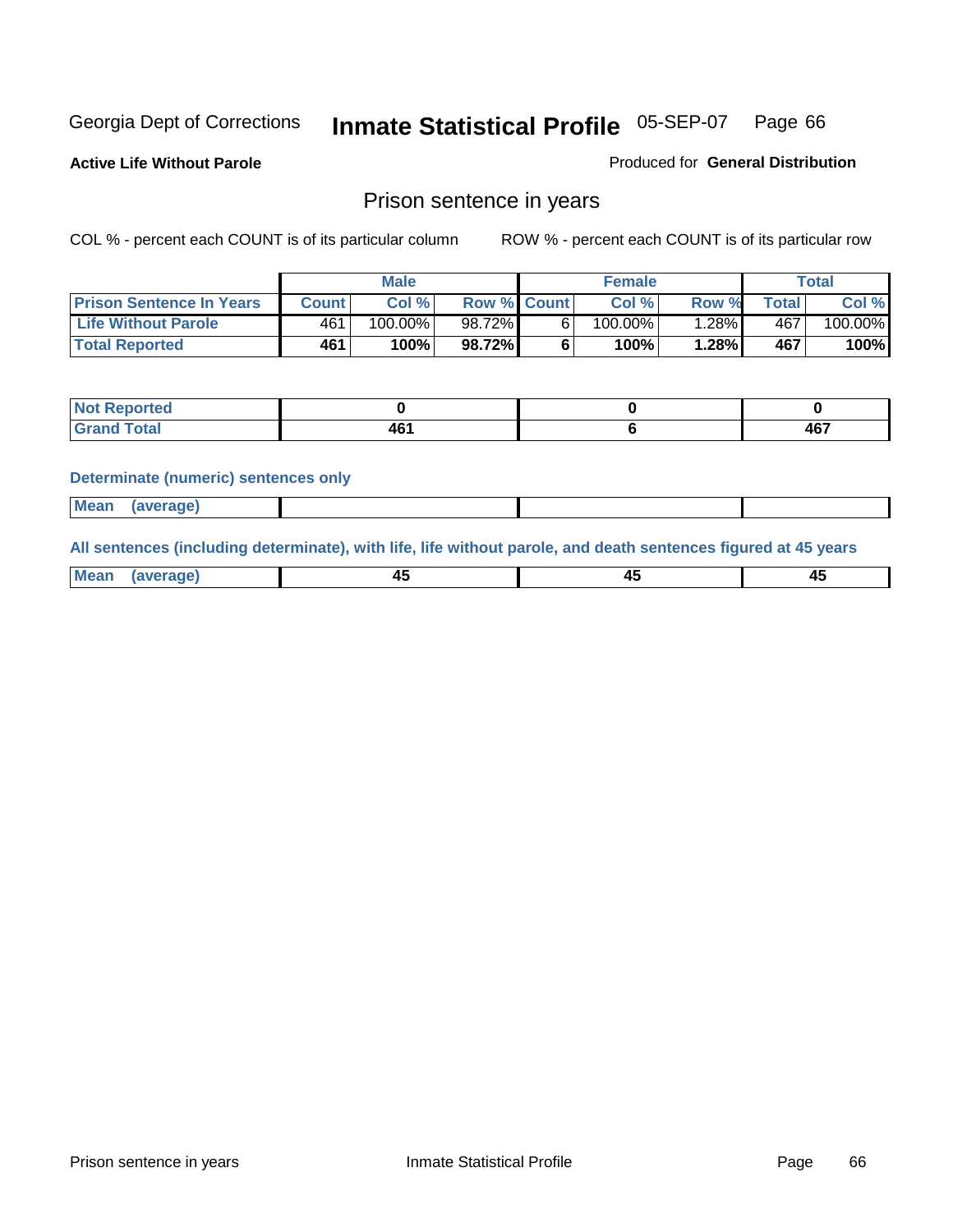Georgia Dept of Corrections **Inmate Statistical Profile** 05-SEP-07

**Active Life Without Parole**

Produced for **General Distribution**

## Prison sentence in years

COL % - percent each COUNT is of its particular column

ROW % - percent each COUNT is of its particular row

| | Male | | | Female | | | Total | |
|---|---|---|---|---|---|---|---|---|
| **Prison Sentence In Years** | **Count** | **Col %** | **Row %** | **Count** | **Col %** | **Row %** | **Total** | **Col %** |
| **Life Without Parole** | 461 | 100.00% | 98.72% | 6 | 100.00% | 1.28% | 467 | 100.00% |
| **Total Reported** | **461** | **100%** | **98.72%** | **6** | **100%** | **1.28%** | **467** | **100%** |

| | Male | Female | Total |
|---|---|---|---|
| **Not Reported** | **0** | **0** | **0** |
| **Grand Total** | **461** | **6** | **467** |

**Determinate (numeric) sentences only**

| | Male | Female | Total |
|---|---|---|---|
| **Mean (average)** | | | |

**All sentences (including determinate), with life, life without parole, and death sentences figured at 45 years**

| | Male | Female | Total |
|---|---|---|---|
| **Mean (average)** | **45** | **45** | **45** |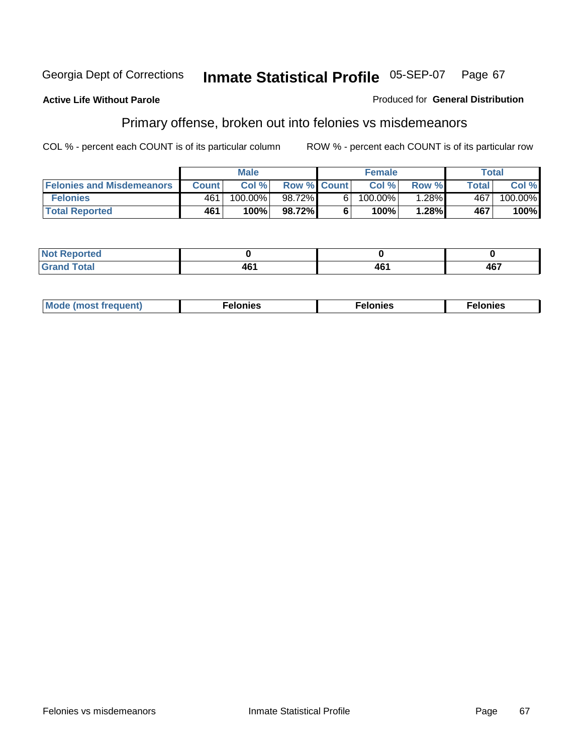Georgia Dept of Corrections **Inmate Statistical Profile** 05-SEP-07

**Active Life Without Parole**

Produced for **General Distribution**

## Primary offense, broken out into felonies vs misdemeanors

COL % - percent each COUNT is of its particular column

ROW % - percent each COUNT is of its particular row

| | Male | | | Female | | | Total | |
|---|---|---|---|---|---|---|---|---|
| **Felonies and Misdemeanors** | **Count** | **Col %** | **Row %** | **Count** | **Col %** | **Row %** | **Total** | **Col %** |
| **Felonies** | 461 | 100.00% | 98.72% | 6 | 100.00% | 1.28% | 467 | 100.00% |
| **Total Reported** | **461** | **100%** | **98.72%** | **6** | **100%** | **1.28%** | **467** | **100%** |

| | Male | Female | Total |
|---|---|---|---|
| **Not Reported** | **0** | **0** | **0** |
| **Grand Total** | **461** | **461** | **467** |

| | Male | Female | Total |
|---|---|---|---|
| **Mode (most frequent)** | **Felonies** | **Felonies** | **Felonies** |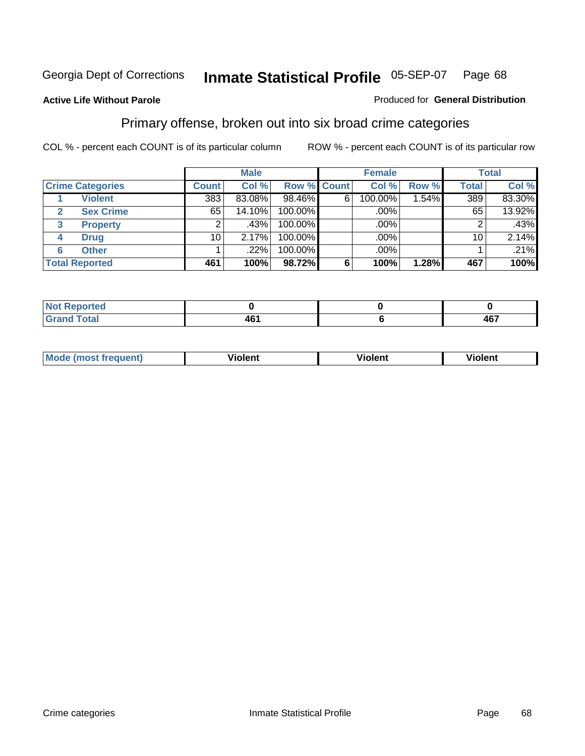Georgia Dept of Corrections **Inmate Statistical Profile** 05-SEP-07

**Active Life Without Parole** Produced for **General Distribution**

## Primary offense, broken out into six broad crime categories

COL % - percent each COUNT is of its particular column ROW % - percent each COUNT is of its particular row

| | | Male | | | Female | | | Total | |
|---|---|---|---|---|---|---|---|---|---|
| Crime Categories | | Count | Col % | Row % | Count | Col % | Row % | Total | Col % |
| 1 | Violent | 383 | 83.08% | 98.46% | 6 | 100.00% | 1.54% | 389 | 83.30% |
| 2 | Sex Crime | 65 | 14.10% | 100.00% | | .00% | | 65 | 13.92% |
| 3 | Property | 2 | .43% | 100.00% | | .00% | | 2 | .43% |
| 4 | Drug | 10 | 2.17% | 100.00% | | .00% | | 10 | 2.14% |
| 6 | Other | 1 | .22% | 100.00% | | .00% | | 1 | .21% |
| **Total Reported** | | **461** | **100%** | **98.72%** | **6** | **100%** | **1.28%** | **467** | **100%** |

| | Male | Female | Total |
|---|---|---|---|
| Not Reported | 0 | 0 | 0 |
| Grand Total | 461 | 6 | 467 |

| | Male | Female | Total |
|---|---|---|---|
| Mode (most frequent) | Violent | Violent | Violent |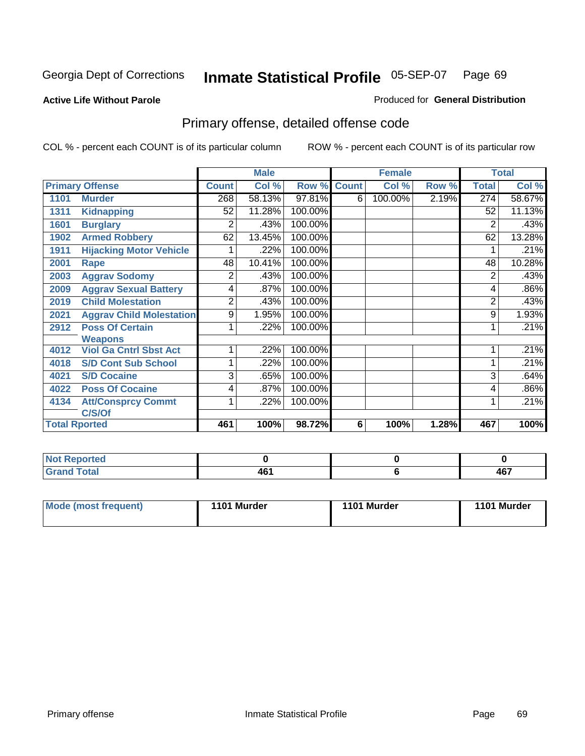Georgia Dept of Corrections **Inmate Statistical Profile** 05-SEP-07 Page 69

**Active Life Without Parole**

Produced for **General Distribution**

## Primary offense, detailed offense code

COL % - percent each COUNT is of its particular column

ROW % - percent each COUNT is of its particular row

| Primary Offense | | Male | | | Female | | | Total | |
|---|---|---|---|---|---|---|---|---|---|
| | | Count | Col % | Row % | Count | Col % | Row % | Total | Col % |
| 1101 | Murder | 268 | 58.13% | 97.81% | 6 | 100.00% | 2.19% | 274 | 58.67% |
| 1311 | Kidnapping | 52 | 11.28% | 100.00% | | | | 52 | 11.13% |
| 1601 | Burglary | 2 | .43% | 100.00% | | | | 2 | .43% |
| 1902 | Armed Robbery | 62 | 13.45% | 100.00% | | | | 62 | 13.28% |
| 1911 | Hijacking Motor Vehicle | 1 | .22% | 100.00% | | | | 1 | .21% |
| 2001 | Rape | 48 | 10.41% | 100.00% | | | | 48 | 10.28% |
| 2003 | Aggrav Sodomy | 2 | .43% | 100.00% | | | | 2 | .43% |
| 2009 | Aggrav Sexual Battery | 4 | .87% | 100.00% | | | | 4 | .86% |
| 2019 | Child Molestation | 2 | .43% | 100.00% | | | | 2 | .43% |
| 2021 | Aggrav Child Molestation | 9 | 1.95% | 100.00% | | | | 9 | 1.93% |
| 2912 | Poss Of Certain Weapons | 1 | .22% | 100.00% | | | | 1 | .21% |
| 4012 | Viol Ga Cntrl Sbst Act | 1 | .22% | 100.00% | | | | 1 | .21% |
| 4018 | S/D Cont Sub School | 1 | .22% | 100.00% | | | | 1 | .21% |
| 4021 | S/D Cocaine | 3 | .65% | 100.00% | | | | 3 | .64% |
| 4022 | Poss Of Cocaine | 4 | .87% | 100.00% | | | | 4 | .86% |
| 4134 | Att/Consprcy Commt C/S/Of | 1 | .22% | 100.00% | | | | 1 | .21% |
| **Total Rported** | | **461** | **100%** | **98.72%** | **6** | **100%** | **1.28%** | **467** | **100%** |

| | Male | Female | Total |
|---|---|---|---|
| **Not Reported** | **0** | **0** | **0** |
| **Grand Total** | **461** | **6** | **467** |

| | Male | Female | Total |
|---|---|---|---|
| **Mode (most frequent)** | **1101 Murder** | **1101 Murder** | **1101 Murder** |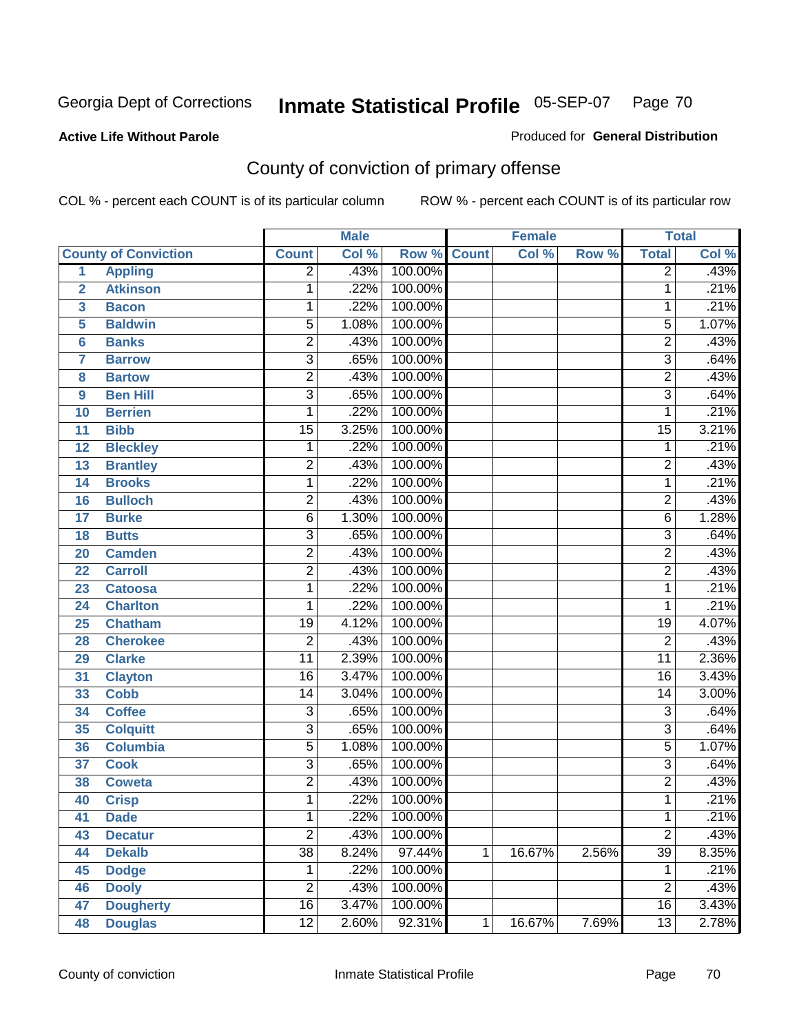Georgia Dept of Corrections **Inmate Statistical Profile** 05-SEP-07

**Active Life Without Parole**

Produced for **General Distribution**

## County of conviction of primary offense

COL % - percent each COUNT is of its particular column ROW % - percent each COUNT is of its particular row

| | | Male | | | Female | | | Total | |
|---|---|---|---|---|---|---|---|---|---|
| **County of Conviction** | | **Count** | **Col %** | **Row %** | **Count** | **Col %** | **Row %** | **Total** | **Col %** |
| 1 | Appling | 2 | .43% | 100.00% | | | | 2 | .43% |
| 2 | Atkinson | 1 | .22% | 100.00% | | | | 1 | .21% |
| 3 | Bacon | 1 | .22% | 100.00% | | | | 1 | .21% |
| 5 | Baldwin | 5 | 1.08% | 100.00% | | | | 5 | 1.07% |
| 6 | Banks | 2 | .43% | 100.00% | | | | 2 | .43% |
| 7 | Barrow | 3 | .65% | 100.00% | | | | 3 | .64% |
| 8 | Bartow | 2 | .43% | 100.00% | | | | 2 | .43% |
| 9 | Ben Hill | 3 | .65% | 100.00% | | | | 3 | .64% |
| 10 | Berrien | 1 | .22% | 100.00% | | | | 1 | .21% |
| 11 | Bibb | 15 | 3.25% | 100.00% | | | | 15 | 3.21% |
| 12 | Bleckley | 1 | .22% | 100.00% | | | | 1 | .21% |
| 13 | Brantley | 2 | .43% | 100.00% | | | | 2 | .43% |
| 14 | Brooks | 1 | .22% | 100.00% | | | | 1 | .21% |
| 16 | Bulloch | 2 | .43% | 100.00% | | | | 2 | .43% |
| 17 | Burke | 6 | 1.30% | 100.00% | | | | 6 | 1.28% |
| 18 | Butts | 3 | .65% | 100.00% | | | | 3 | .64% |
| 20 | Camden | 2 | .43% | 100.00% | | | | 2 | .43% |
| 22 | Carroll | 2 | .43% | 100.00% | | | | 2 | .43% |
| 23 | Catoosa | 1 | .22% | 100.00% | | | | 1 | .21% |
| 24 | Charlton | 1 | .22% | 100.00% | | | | 1 | .21% |
| 25 | Chatham | 19 | 4.12% | 100.00% | | | | 19 | 4.07% |
| 28 | Cherokee | 2 | .43% | 100.00% | | | | 2 | .43% |
| 29 | Clarke | 11 | 2.39% | 100.00% | | | | 11 | 2.36% |
| 31 | Clayton | 16 | 3.47% | 100.00% | | | | 16 | 3.43% |
| 33 | Cobb | 14 | 3.04% | 100.00% | | | | 14 | 3.00% |
| 34 | Coffee | 3 | .65% | 100.00% | | | | 3 | .64% |
| 35 | Colquitt | 3 | .65% | 100.00% | | | | 3 | .64% |
| 36 | Columbia | 5 | 1.08% | 100.00% | | | | 5 | 1.07% |
| 37 | Cook | 3 | .65% | 100.00% | | | | 3 | .64% |
| 38 | Coweta | 2 | .43% | 100.00% | | | | 2 | .43% |
| 40 | Crisp | 1 | .22% | 100.00% | | | | 1 | .21% |
| 41 | Dade | 1 | .22% | 100.00% | | | | 1 | .21% |
| 43 | Decatur | 2 | .43% | 100.00% | | | | 2 | .43% |
| 44 | Dekalb | 38 | 8.24% | 97.44% | 1 | 16.67% | 2.56% | 39 | 8.35% |
| 45 | Dodge | 1 | .22% | 100.00% | | | | 1 | .21% |
| 46 | Dooly | 2 | .43% | 100.00% | | | | 2 | .43% |
| 47 | Dougherty | 16 | 3.47% | 100.00% | | | | 16 | 3.43% |
| 48 | Douglas | 12 | 2.60% | 92.31% | 1 | 16.67% | 7.69% | 13 | 2.78% |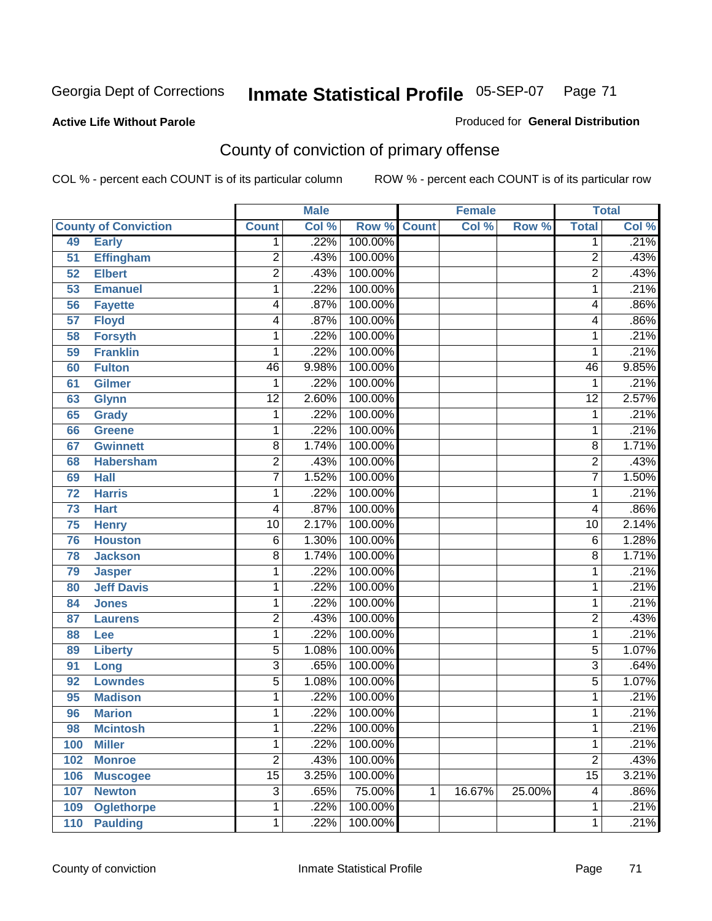Georgia Dept of Corrections

# Inmate Statistical Profile 05-SEP-07

**Active Life Without Parole**

Produced for **General Distribution**

## County of conviction of primary offense

COL % - percent each COUNT is of its particular column

ROW % - percent each COUNT is of its particular row

| County of Conviction | | Male | | | Female | | | Total | |
|---|---|---|---|---|---|---|---|---|---|
| | | Count | Col % | Row % | Count | Col % | Row % | Total | Col % |
| 49 | Early | 1 | .22% | 100.00% | | | | 1 | .21% |
| 51 | Effingham | 2 | .43% | 100.00% | | | | 2 | .43% |
| 52 | Elbert | 2 | .43% | 100.00% | | | | 2 | .43% |
| 53 | Emanuel | 1 | .22% | 100.00% | | | | 1 | .21% |
| 56 | Fayette | 4 | .87% | 100.00% | | | | 4 | .86% |
| 57 | Floyd | 4 | .87% | 100.00% | | | | 4 | .86% |
| 58 | Forsyth | 1 | .22% | 100.00% | | | | 1 | .21% |
| 59 | Franklin | 1 | .22% | 100.00% | | | | 1 | .21% |
| 60 | Fulton | 46 | 9.98% | 100.00% | | | | 46 | 9.85% |
| 61 | Gilmer | 1 | .22% | 100.00% | | | | 1 | .21% |
| 63 | Glynn | 12 | 2.60% | 100.00% | | | | 12 | 2.57% |
| 65 | Grady | 1 | .22% | 100.00% | | | | 1 | .21% |
| 66 | Greene | 1 | .22% | 100.00% | | | | 1 | .21% |
| 67 | Gwinnett | 8 | 1.74% | 100.00% | | | | 8 | 1.71% |
| 68 | Habersham | 2 | .43% | 100.00% | | | | 2 | .43% |
| 69 | Hall | 7 | 1.52% | 100.00% | | | | 7 | 1.50% |
| 72 | Harris | 1 | .22% | 100.00% | | | | 1 | .21% |
| 73 | Hart | 4 | .87% | 100.00% | | | | 4 | .86% |
| 75 | Henry | 10 | 2.17% | 100.00% | | | | 10 | 2.14% |
| 76 | Houston | 6 | 1.30% | 100.00% | | | | 6 | 1.28% |
| 78 | Jackson | 8 | 1.74% | 100.00% | | | | 8 | 1.71% |
| 79 | Jasper | 1 | .22% | 100.00% | | | | 1 | .21% |
| 80 | Jeff Davis | 1 | .22% | 100.00% | | | | 1 | .21% |
| 84 | Jones | 1 | .22% | 100.00% | | | | 1 | .21% |
| 87 | Laurens | 2 | .43% | 100.00% | | | | 2 | .43% |
| 88 | Lee | 1 | .22% | 100.00% | | | | 1 | .21% |
| 89 | Liberty | 5 | 1.08% | 100.00% | | | | 5 | 1.07% |
| 91 | Long | 3 | .65% | 100.00% | | | | 3 | .64% |
| 92 | Lowndes | 5 | 1.08% | 100.00% | | | | 5 | 1.07% |
| 95 | Madison | 1 | .22% | 100.00% | | | | 1 | .21% |
| 96 | Marion | 1 | .22% | 100.00% | | | | 1 | .21% |
| 98 | Mcintosh | 1 | .22% | 100.00% | | | | 1 | .21% |
| 100 | Miller | 1 | .22% | 100.00% | | | | 1 | .21% |
| 102 | Monroe | 2 | .43% | 100.00% | | | | 2 | .43% |
| 106 | Muscogee | 15 | 3.25% | 100.00% | | | | 15 | 3.21% |
| 107 | Newton | 3 | .65% | 75.00% | 1 | 16.67% | 25.00% | 4 | .86% |
| 109 | Oglethorpe | 1 | .22% | 100.00% | | | | 1 | .21% |
| 110 | Paulding | 1 | .22% | 100.00% | | | | 1 | .21% |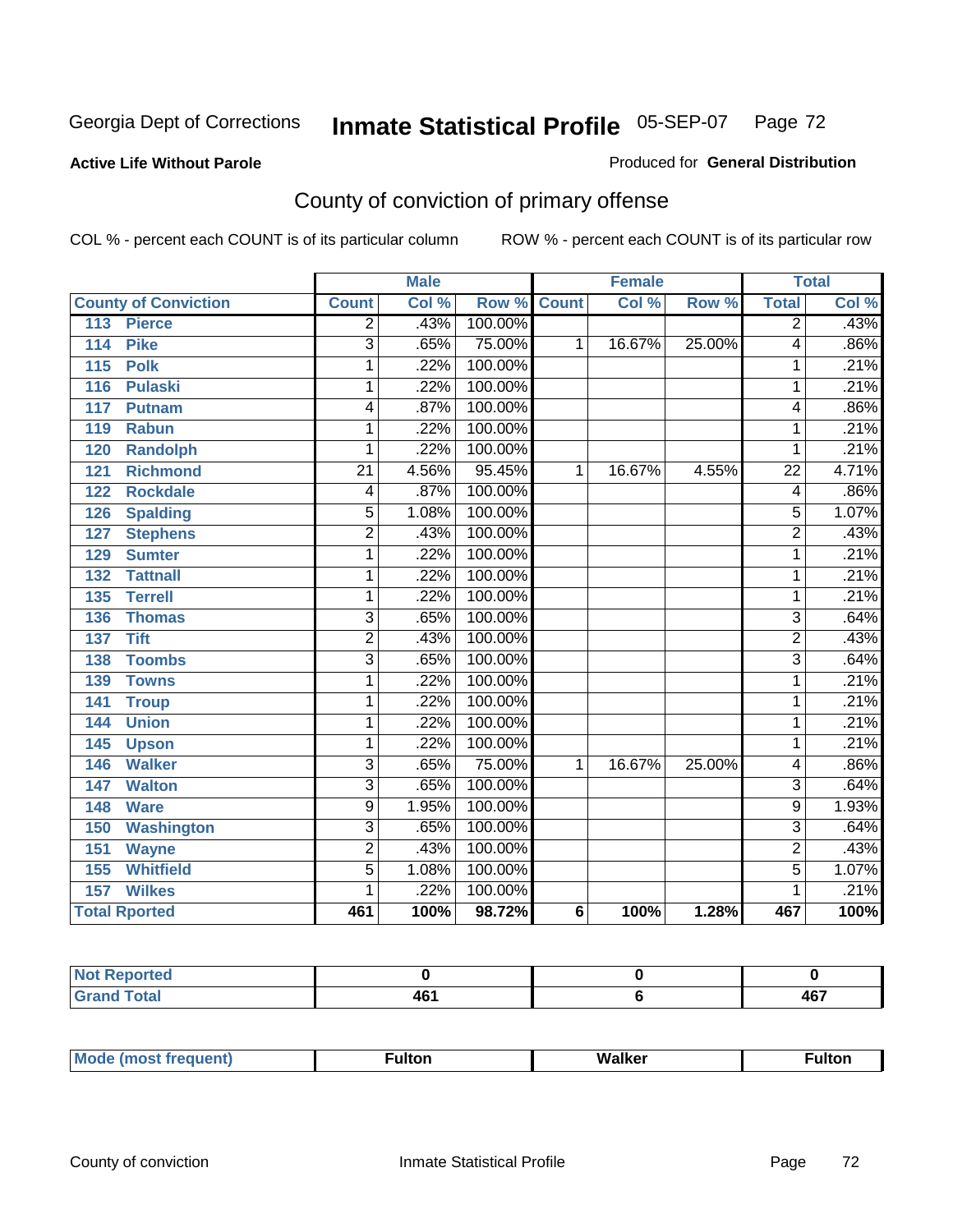Georgia Dept of Corrections **Inmate Statistical Profile** 05-SEP-07

**Active Life Without Parole** Produced for **General Distribution**

## County of conviction of primary offense

COL % - percent each COUNT is of its particular column ROW % - percent each COUNT is of its particular row

| | Male | | | Female | | | Total | |
|---|---|---|---|---|---|---|---|---|
| County of Conviction | Count | Col % | Row % | Count | Col % | Row % | Total | Col % |
| 113 Pierce | 2 | .43% | 100.00% | | | | 2 | .43% |
| 114 Pike | 3 | .65% | 75.00% | 1 | 16.67% | 25.00% | 4 | .86% |
| 115 Polk | 1 | .22% | 100.00% | | | | 1 | .21% |
| 116 Pulaski | 1 | .22% | 100.00% | | | | 1 | .21% |
| 117 Putnam | 4 | .87% | 100.00% | | | | 4 | .86% |
| 119 Rabun | 1 | .22% | 100.00% | | | | 1 | .21% |
| 120 Randolph | 1 | .22% | 100.00% | | | | 1 | .21% |
| 121 Richmond | 21 | 4.56% | 95.45% | 1 | 16.67% | 4.55% | 22 | 4.71% |
| 122 Rockdale | 4 | .87% | 100.00% | | | | 4 | .86% |
| 126 Spalding | 5 | 1.08% | 100.00% | | | | 5 | 1.07% |
| 127 Stephens | 2 | .43% | 100.00% | | | | 2 | .43% |
| 129 Sumter | 1 | .22% | 100.00% | | | | 1 | .21% |
| 132 Tattnall | 1 | .22% | 100.00% | | | | 1 | .21% |
| 135 Terrell | 1 | .22% | 100.00% | | | | 1 | .21% |
| 136 Thomas | 3 | .65% | 100.00% | | | | 3 | .64% |
| 137 Tift | 2 | .43% | 100.00% | | | | 2 | .43% |
| 138 Toombs | 3 | .65% | 100.00% | | | | 3 | .64% |
| 139 Towns | 1 | .22% | 100.00% | | | | 1 | .21% |
| 141 Troup | 1 | .22% | 100.00% | | | | 1 | .21% |
| 144 Union | 1 | .22% | 100.00% | | | | 1 | .21% |
| 145 Upson | 1 | .22% | 100.00% | | | | 1 | .21% |
| 146 Walker | 3 | .65% | 75.00% | 1 | 16.67% | 25.00% | 4 | .86% |
| 147 Walton | 3 | .65% | 100.00% | | | | 3 | .64% |
| 148 Ware | 9 | 1.95% | 100.00% | | | | 9 | 1.93% |
| 150 Washington | 3 | .65% | 100.00% | | | | 3 | .64% |
| 151 Wayne | 2 | .43% | 100.00% | | | | 2 | .43% |
| 155 Whitfield | 5 | 1.08% | 100.00% | | | | 5 | 1.07% |
| 157 Wilkes | 1 | .22% | 100.00% | | | | 1 | .21% |
| **Total Rported** | **461** | **100%** | **98.72%** | **6** | **100%** | **1.28%** | **467** | **100%** |

| | Male | Female | Total |
|---|---|---|---|
| Not Reported | 0 | 0 | 0 |
| Grand Total | 461 | 6 | 467 |

| | Male | Female | Total |
|---|---|---|---|
| Mode (most frequent) | Fulton | Walker | Fulton |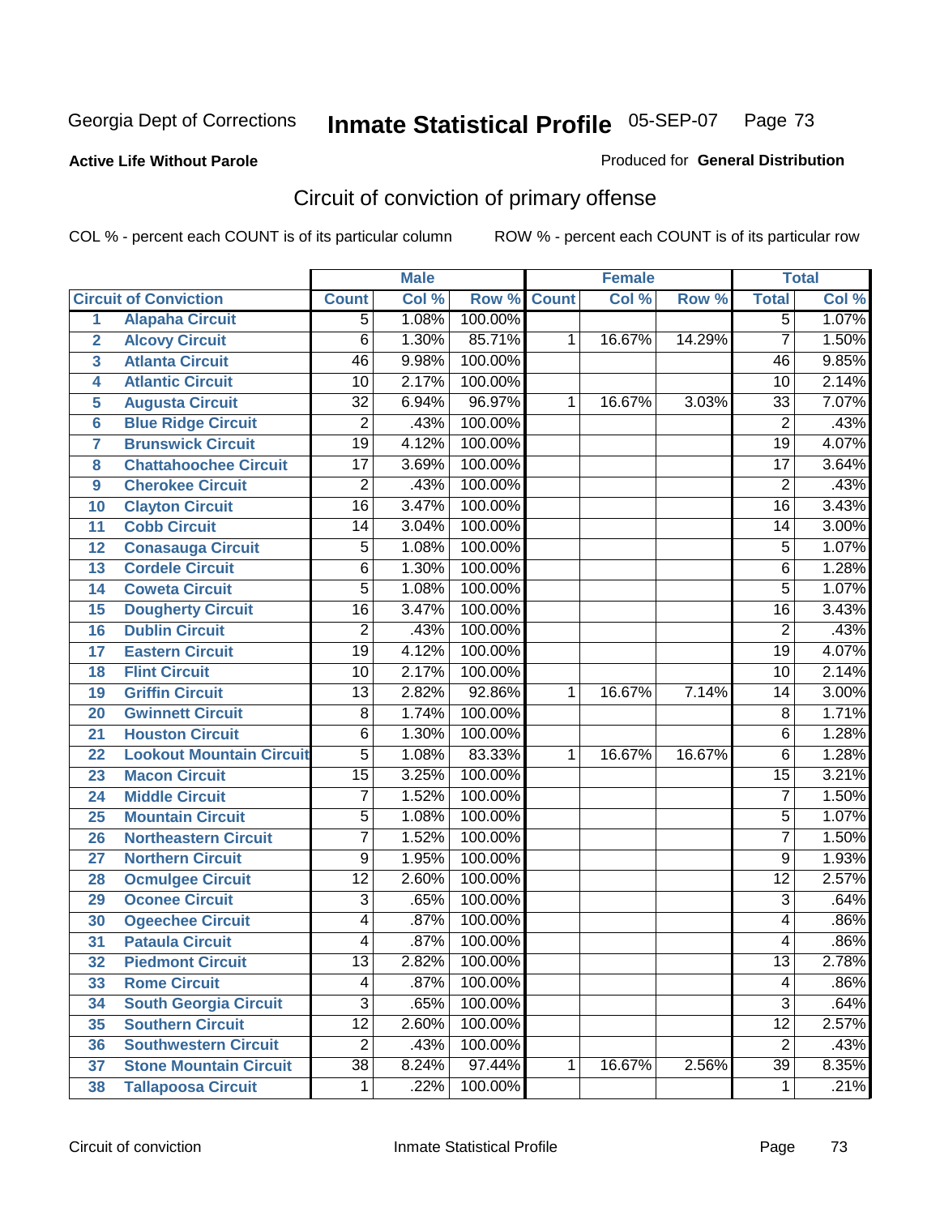# Georgia Dept of Corrections — Inmate Statistical Profile — 05-SEP-07

**Active Life Without Parole** — Produced for **General Distribution**

## Circuit of conviction of primary offense

COL % - percent each COUNT is of its particular column — ROW % - percent each COUNT is of its particular row

| | | Male | | | Female | | | Total | |
|---|---|---|---|---|---|---|---|---|---|
| | Circuit of Conviction | Count | Col % | Row % | Count | Col % | Row % | Total | Col % |
| 1 | Alapaha Circuit | 5 | 1.08% | 100.00% | | | | 5 | 1.07% |
| 2 | Alcovy Circuit | 6 | 1.30% | 85.71% | 1 | 16.67% | 14.29% | 7 | 1.50% |
| 3 | Atlanta Circuit | 46 | 9.98% | 100.00% | | | | 46 | 9.85% |
| 4 | Atlantic Circuit | 10 | 2.17% | 100.00% | | | | 10 | 2.14% |
| 5 | Augusta Circuit | 32 | 6.94% | 96.97% | 1 | 16.67% | 3.03% | 33 | 7.07% |
| 6 | Blue Ridge Circuit | 2 | .43% | 100.00% | | | | 2 | .43% |
| 7 | Brunswick Circuit | 19 | 4.12% | 100.00% | | | | 19 | 4.07% |
| 8 | Chattahoochee Circuit | 17 | 3.69% | 100.00% | | | | 17 | 3.64% |
| 9 | Cherokee Circuit | 2 | .43% | 100.00% | | | | 2 | .43% |
| 10 | Clayton Circuit | 16 | 3.47% | 100.00% | | | | 16 | 3.43% |
| 11 | Cobb Circuit | 14 | 3.04% | 100.00% | | | | 14 | 3.00% |
| 12 | Conasauga Circuit | 5 | 1.08% | 100.00% | | | | 5 | 1.07% |
| 13 | Cordele Circuit | 6 | 1.30% | 100.00% | | | | 6 | 1.28% |
| 14 | Coweta Circuit | 5 | 1.08% | 100.00% | | | | 5 | 1.07% |
| 15 | Dougherty Circuit | 16 | 3.47% | 100.00% | | | | 16 | 3.43% |
| 16 | Dublin Circuit | 2 | .43% | 100.00% | | | | 2 | .43% |
| 17 | Eastern Circuit | 19 | 4.12% | 100.00% | | | | 19 | 4.07% |
| 18 | Flint Circuit | 10 | 2.17% | 100.00% | | | | 10 | 2.14% |
| 19 | Griffin Circuit | 13 | 2.82% | 92.86% | 1 | 16.67% | 7.14% | 14 | 3.00% |
| 20 | Gwinnett Circuit | 8 | 1.74% | 100.00% | | | | 8 | 1.71% |
| 21 | Houston Circuit | 6 | 1.30% | 100.00% | | | | 6 | 1.28% |
| 22 | Lookout Mountain Circuit | 5 | 1.08% | 83.33% | 1 | 16.67% | 16.67% | 6 | 1.28% |
| 23 | Macon Circuit | 15 | 3.25% | 100.00% | | | | 15 | 3.21% |
| 24 | Middle Circuit | 7 | 1.52% | 100.00% | | | | 7 | 1.50% |
| 25 | Mountain Circuit | 5 | 1.08% | 100.00% | | | | 5 | 1.07% |
| 26 | Northeastern Circuit | 7 | 1.52% | 100.00% | | | | 7 | 1.50% |
| 27 | Northern Circuit | 9 | 1.95% | 100.00% | | | | 9 | 1.93% |
| 28 | Ocmulgee Circuit | 12 | 2.60% | 100.00% | | | | 12 | 2.57% |
| 29 | Oconee Circuit | 3 | .65% | 100.00% | | | | 3 | .64% |
| 30 | Ogeechee Circuit | 4 | .87% | 100.00% | | | | 4 | .86% |
| 31 | Pataula Circuit | 4 | .87% | 100.00% | | | | 4 | .86% |
| 32 | Piedmont Circuit | 13 | 2.82% | 100.00% | | | | 13 | 2.78% |
| 33 | Rome Circuit | 4 | .87% | 100.00% | | | | 4 | .86% |
| 34 | South Georgia Circuit | 3 | .65% | 100.00% | | | | 3 | .64% |
| 35 | Southern Circuit | 12 | 2.60% | 100.00% | | | | 12 | 2.57% |
| 36 | Southwestern Circuit | 2 | .43% | 100.00% | | | | 2 | .43% |
| 37 | Stone Mountain Circuit | 38 | 8.24% | 97.44% | 1 | 16.67% | 2.56% | 39 | 8.35% |
| 38 | Tallapoosa Circuit | 1 | .22% | 100.00% | | | | 1 | .21% |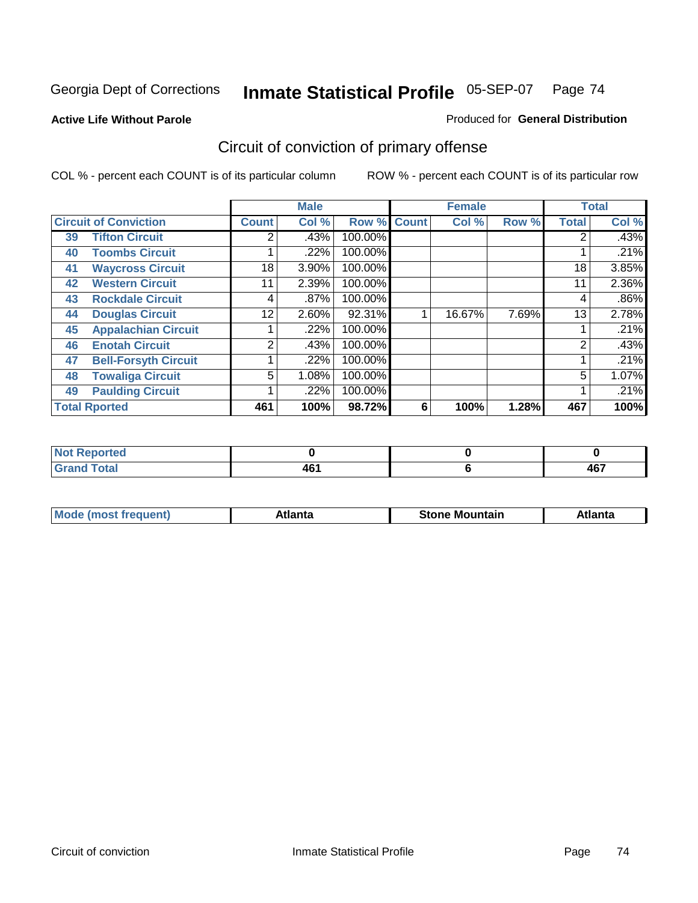Georgia Dept of Corrections

# Inmate Statistical Profile 05-SEP-07

**Active Life Without Parole**

Produced for **General Distribution**

## Circuit of conviction of primary offense

COL % - percent each COUNT is of its particular column

ROW % - percent each COUNT is of its particular row

| Circuit of Conviction | | Male | | | Female | | | Total | |
|---|---|---|---|---|---|---|---|---|---|
| | | Count | Col % | Row % | Count | Col % | Row % | Total | Col % |
| 39 | Tifton Circuit | 2 | .43% | 100.00% | | | | 2 | .43% |
| 40 | Toombs Circuit | 1 | .22% | 100.00% | | | | 1 | .21% |
| 41 | Waycross Circuit | 18 | 3.90% | 100.00% | | | | 18 | 3.85% |
| 42 | Western Circuit | 11 | 2.39% | 100.00% | | | | 11 | 2.36% |
| 43 | Rockdale Circuit | 4 | .87% | 100.00% | | | | 4 | .86% |
| 44 | Douglas Circuit | 12 | 2.60% | 92.31% | 1 | 16.67% | 7.69% | 13 | 2.78% |
| 45 | Appalachian Circuit | 1 | .22% | 100.00% | | | | 1 | .21% |
| 46 | Enotah Circuit | 2 | .43% | 100.00% | | | | 2 | .43% |
| 47 | Bell-Forsyth Circuit | 1 | .22% | 100.00% | | | | 1 | .21% |
| 48 | Towaliga Circuit | 5 | 1.08% | 100.00% | | | | 5 | 1.07% |
| 49 | Paulding Circuit | 1 | .22% | 100.00% | | | | 1 | .21% |
| **Total Rported** | | **461** | **100%** | **98.72%** | **6** | **100%** | **1.28%** | **467** | **100%** |

| | Male | Female | Total |
|---|---|---|---|
| Not Reported | 0 | 0 | 0 |
| Grand Total | 461 | 6 | 467 |

| | Male | Female | Total |
|---|---|---|---|
| Mode (most frequent) | Atlanta | Stone Mountain | Atlanta |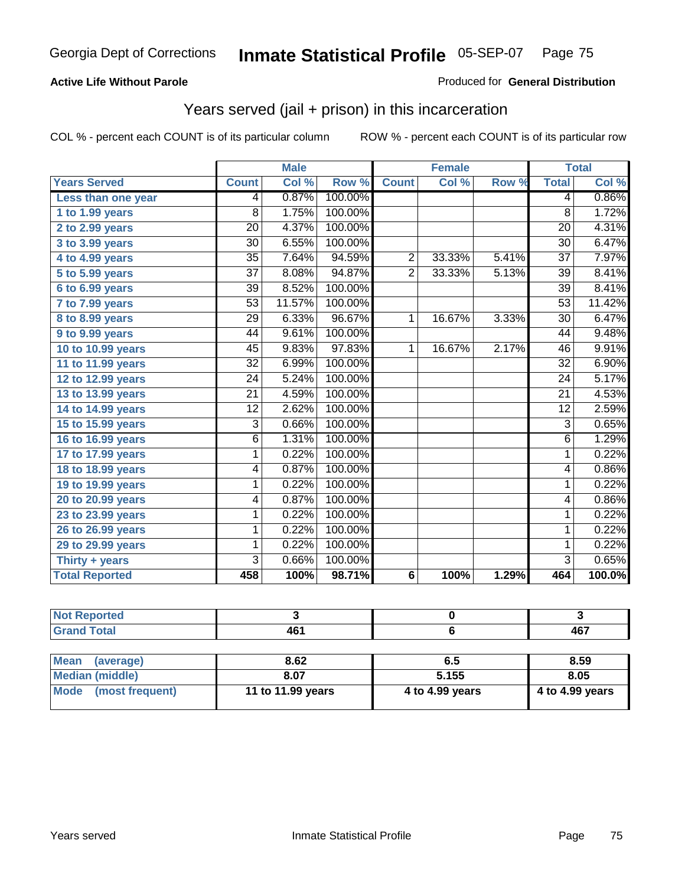Georgia Dept of Corrections **Inmate Statistical Profile** 05-SEP-07

**Active Life Without Parole**

Produced for **General Distribution**

## Years served (jail + prison) in this incarceration

COL % - percent each COUNT is of its particular column

ROW % - percent each COUNT is of its particular row

| | Male | | | Female | | | Total | |
|---|---|---|---|---|---|---|---|---|
| **Years Served** | **Count** | **Col %** | **Row %** | **Count** | **Col %** | **Row %** | **Total** | **Col %** |
| **Less than one year** | 4 | 0.87% | 100.00% | | | | 4 | 0.86% |
| **1 to 1.99 years** | 8 | 1.75% | 100.00% | | | | 8 | 1.72% |
| **2 to 2.99 years** | 20 | 4.37% | 100.00% | | | | 20 | 4.31% |
| **3 to 3.99 years** | 30 | 6.55% | 100.00% | | | | 30 | 6.47% |
| **4 to 4.99 years** | 35 | 7.64% | 94.59% | 2 | 33.33% | 5.41% | 37 | 7.97% |
| **5 to 5.99 years** | 37 | 8.08% | 94.87% | 2 | 33.33% | 5.13% | 39 | 8.41% |
| **6 to 6.99 years** | 39 | 8.52% | 100.00% | | | | 39 | 8.41% |
| **7 to 7.99 years** | 53 | 11.57% | 100.00% | | | | 53 | 11.42% |
| **8 to 8.99 years** | 29 | 6.33% | 96.67% | 1 | 16.67% | 3.33% | 30 | 6.47% |
| **9 to 9.99 years** | 44 | 9.61% | 100.00% | | | | 44 | 9.48% |
| **10 to 10.99 years** | 45 | 9.83% | 97.83% | 1 | 16.67% | 2.17% | 46 | 9.91% |
| **11 to 11.99 years** | 32 | 6.99% | 100.00% | | | | 32 | 6.90% |
| **12 to 12.99 years** | 24 | 5.24% | 100.00% | | | | 24 | 5.17% |
| **13 to 13.99 years** | 21 | 4.59% | 100.00% | | | | 21 | 4.53% |
| **14 to 14.99 years** | 12 | 2.62% | 100.00% | | | | 12 | 2.59% |
| **15 to 15.99 years** | 3 | 0.66% | 100.00% | | | | 3 | 0.65% |
| **16 to 16.99 years** | 6 | 1.31% | 100.00% | | | | 6 | 1.29% |
| **17 to 17.99 years** | 1 | 0.22% | 100.00% | | | | 1 | 0.22% |
| **18 to 18.99 years** | 4 | 0.87% | 100.00% | | | | 4 | 0.86% |
| **19 to 19.99 years** | 1 | 0.22% | 100.00% | | | | 1 | 0.22% |
| **20 to 20.99 years** | 4 | 0.87% | 100.00% | | | | 4 | 0.86% |
| **23 to 23.99 years** | 1 | 0.22% | 100.00% | | | | 1 | 0.22% |
| **26 to 26.99 years** | 1 | 0.22% | 100.00% | | | | 1 | 0.22% |
| **29 to 29.99 years** | 1 | 0.22% | 100.00% | | | | 1 | 0.22% |
| **Thirty + years** | 3 | 0.66% | 100.00% | | | | 3 | 0.65% |
| **Total Reported** | **458** | **100%** | **98.71%** | **6** | **100%** | **1.29%** | **464** | **100.0%** |

| | Male | Female | Total |
|---|---|---|---|
| **Not Reported** | **3** | **0** | **3** |
| **Grand Total** | **461** | **6** | **467** |

| | Male | Female | Total |
|---|---|---|---|
| **Mean (average)** | **8.62** | **6.5** | **8.59** |
| **Median (middle)** | **8.07** | **5.155** | **8.05** |
| **Mode (most frequent)** | **11 to 11.99 years** | **4 to 4.99 years** | **4 to 4.99 years** |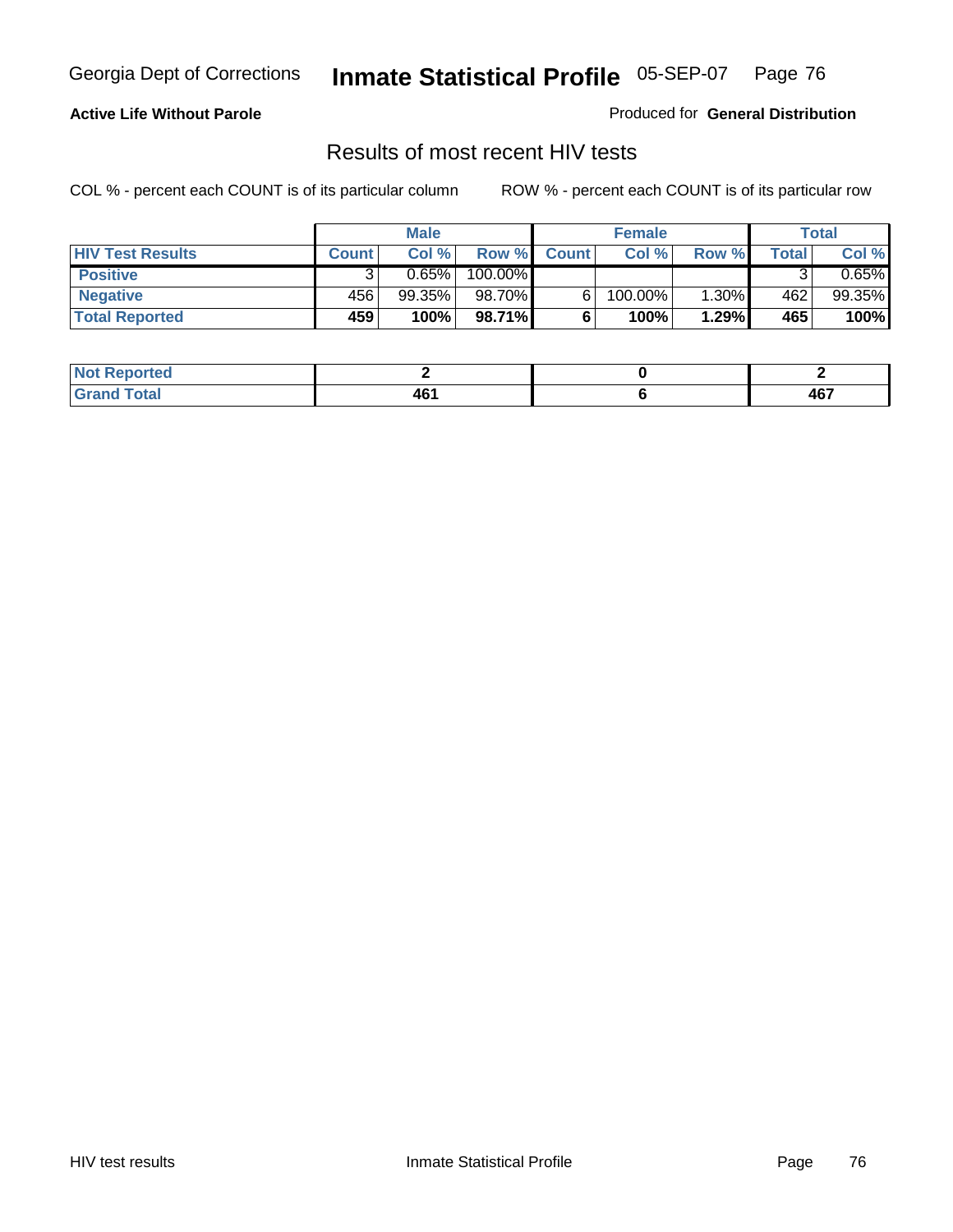**Active Life Without Parole**

Produced for **General Distribution**

## Results of most recent HIV tests

COL % - percent each COUNT is of its particular column

ROW % - percent each COUNT is of its particular row

| | Male | | | Female | | | Total | |
|---|---|---|---|---|---|---|---|---|
| **HIV Test Results** | **Count** | **Col %** | **Row %** | **Count** | **Col %** | **Row %** | **Total** | **Col %** |
| **Positive** | 3 | 0.65% | 100.00% | | | | 3 | 0.65% |
| **Negative** | 456 | 99.35% | 98.70% | 6 | 100.00% | 1.30% | 462 | 99.35% |
| **Total Reported** | **459** | **100%** | **98.71%** | **6** | **100%** | **1.29%** | **465** | **100%** |

| | Male | Female | Total |
|---|---|---|---|
| **Not Reported** | **2** | **0** | **2** |
| **Grand Total** | **461** | **6** | **467** |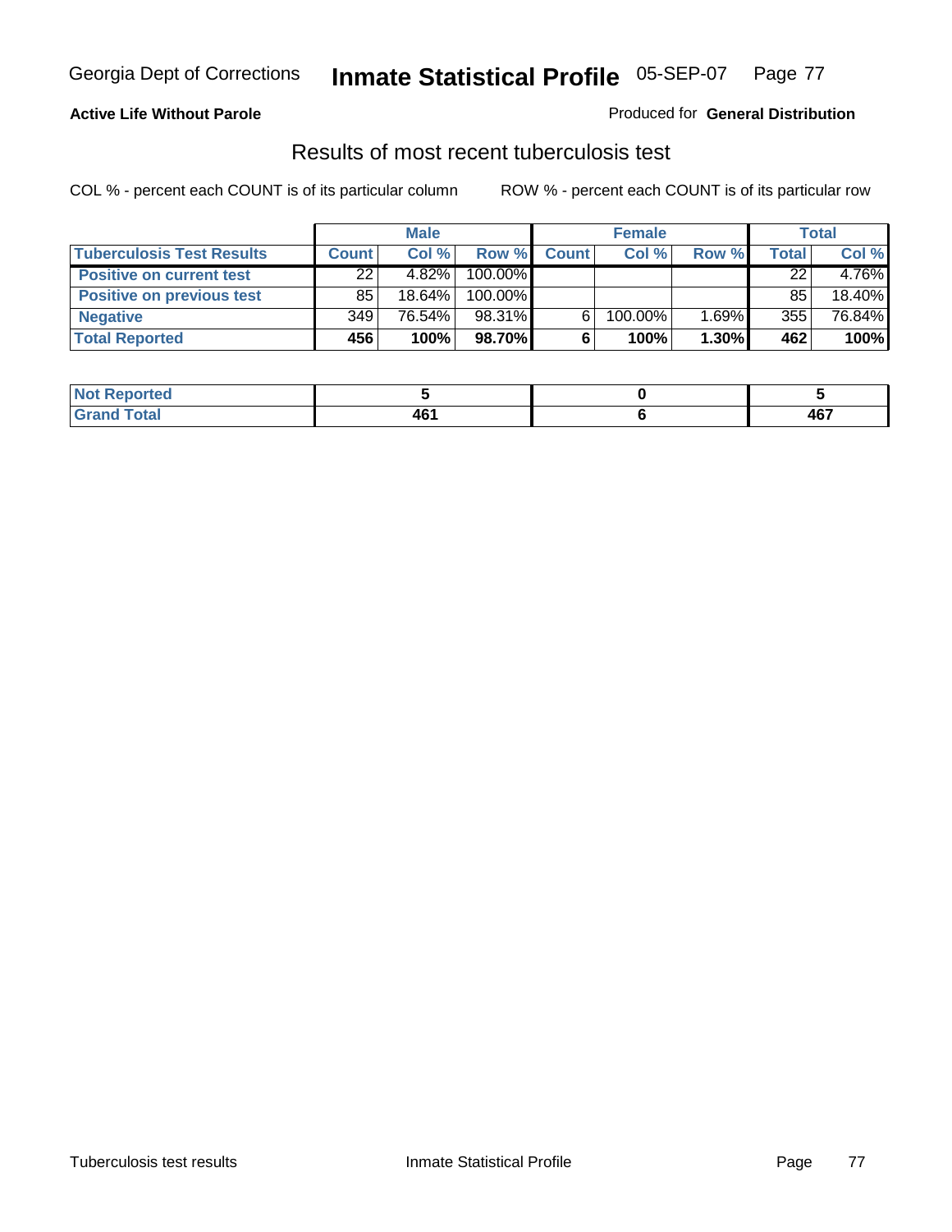**Active Life Without Parole**

Produced for **General Distribution**

## Results of most recent tuberculosis test

COL % - percent each COUNT is of its particular column ROW % - percent each COUNT is of its particular row

| | Male | | | Female | | | Total | |
|---|---|---|---|---|---|---|---|---|
| **Tuberculosis Test Results** | **Count** | **Col %** | **Row %** | **Count** | **Col %** | **Row %** | **Total** | **Col %** |
| **Positive on current test** | 22 | 4.82% | 100.00% | | | | 22 | 4.76% |
| **Positive on previous test** | 85 | 18.64% | 100.00% | | | | 85 | 18.40% |
| **Negative** | 349 | 76.54% | 98.31% | 6 | 100.00% | 1.69% | 355 | 76.84% |
| **Total Reported** | **456** | **100%** | **98.70%** | **6** | **100%** | **1.30%** | **462** | **100%** |

| | Male | Female | Total |
|---|---|---|---|
| **Not Reported** | **5** | **0** | **5** |
| **Grand Total** | **461** | **6** | **467** |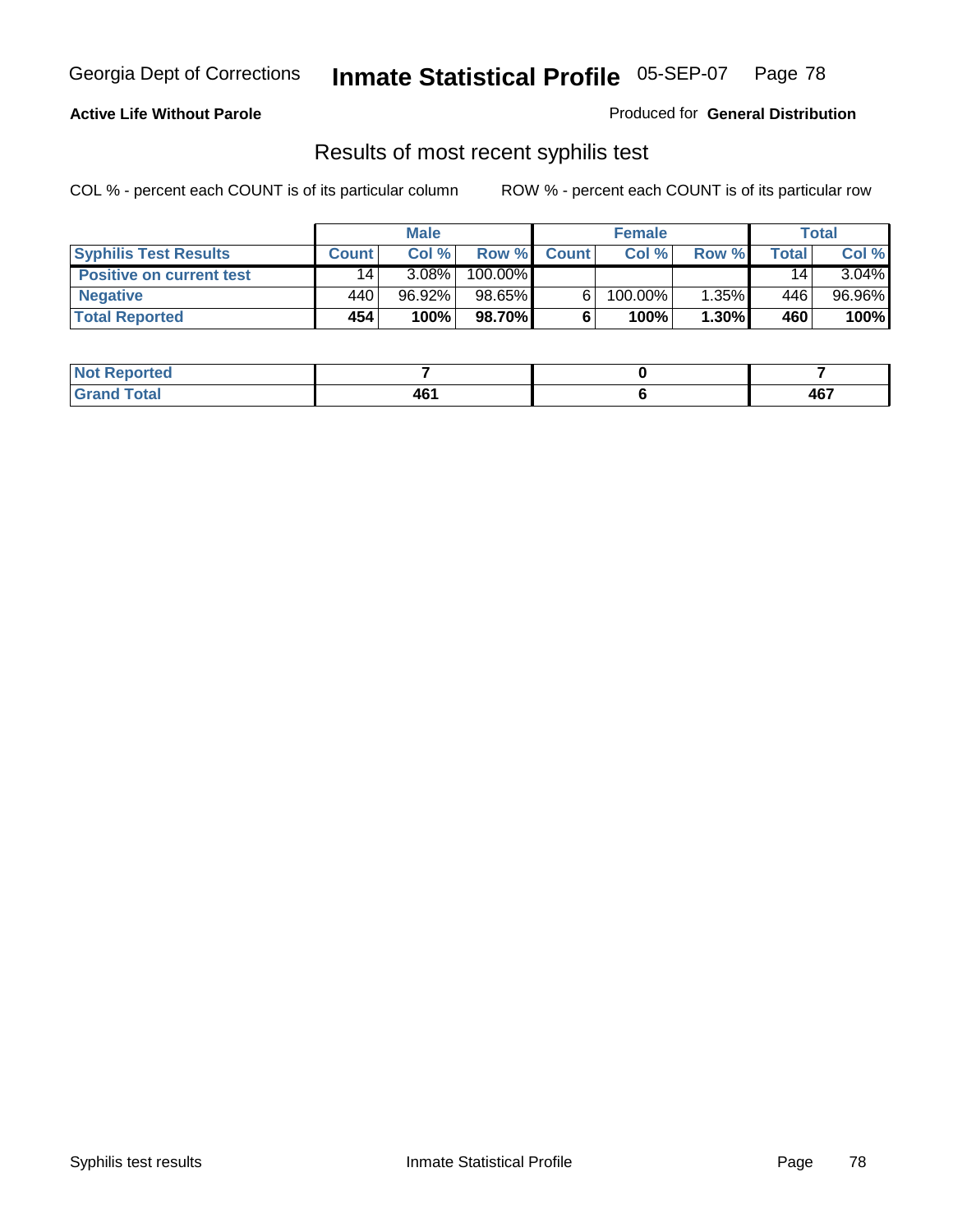**Active Life Without Parole**

Produced for **General Distribution**

## Results of most recent syphilis test

COL % - percent each COUNT is of its particular column

ROW % - percent each COUNT is of its particular row

| | Male | | | Female | | | Total | |
|---|---|---|---|---|---|---|---|---|
| **Syphilis Test Results** | **Count** | **Col %** | **Row %** | **Count** | **Col %** | **Row %** | **Total** | **Col %** |
| **Positive on current test** | 14 | 3.08% | 100.00% | | | | 14 | 3.04% |
| **Negative** | 440 | 96.92% | 98.65% | 6 | 100.00% | 1.35% | 446 | 96.96% |
| **Total Reported** | **454** | **100%** | **98.70%** | **6** | **100%** | **1.30%** | **460** | **100%** |

| | Male | Female | Total |
|---|---|---|---|
| **Not Reported** | **7** | **0** | **7** |
| **Grand Total** | **461** | **6** | **467** |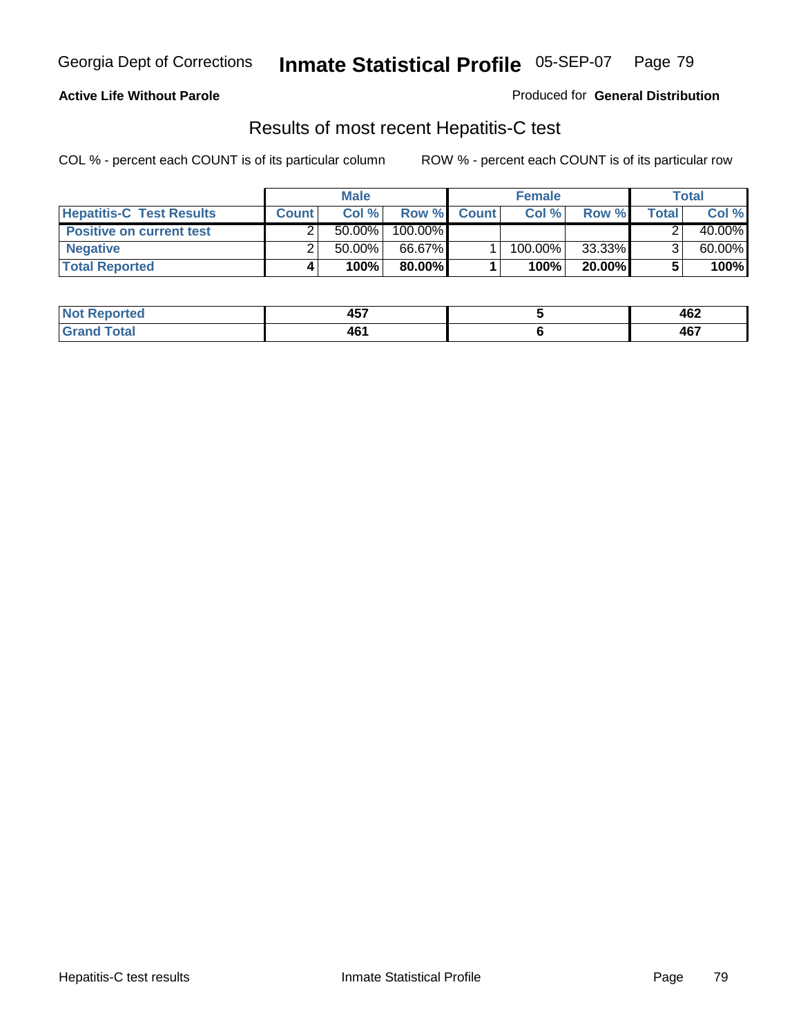**Active Life Without Parole**

Produced for **General Distribution**

## Results of most recent Hepatitis-C test

COL % - percent each COUNT is of its particular column

ROW % - percent each COUNT is of its particular row

| | Male | | | Female | | | Total | |
|---|---|---|---|---|---|---|---|---|
| **Hepatitis-C Test Results** | **Count** | **Col %** | **Row %** | **Count** | **Col %** | **Row %** | **Total** | **Col %** |
| **Positive on current test** | 2 | 50.00% | 100.00% | | | | 2 | 40.00% |
| **Negative** | 2 | 50.00% | 66.67% | 1 | 100.00% | 33.33% | 3 | 60.00% |
| **Total Reported** | **4** | **100%** | **80.00%** | **1** | **100%** | **20.00%** | **5** | **100%** |

| | Male | Female | Total |
|---|---|---|---|
| **Not Reported** | **457** | **5** | **462** |
| **Grand Total** | **461** | **6** | **467** |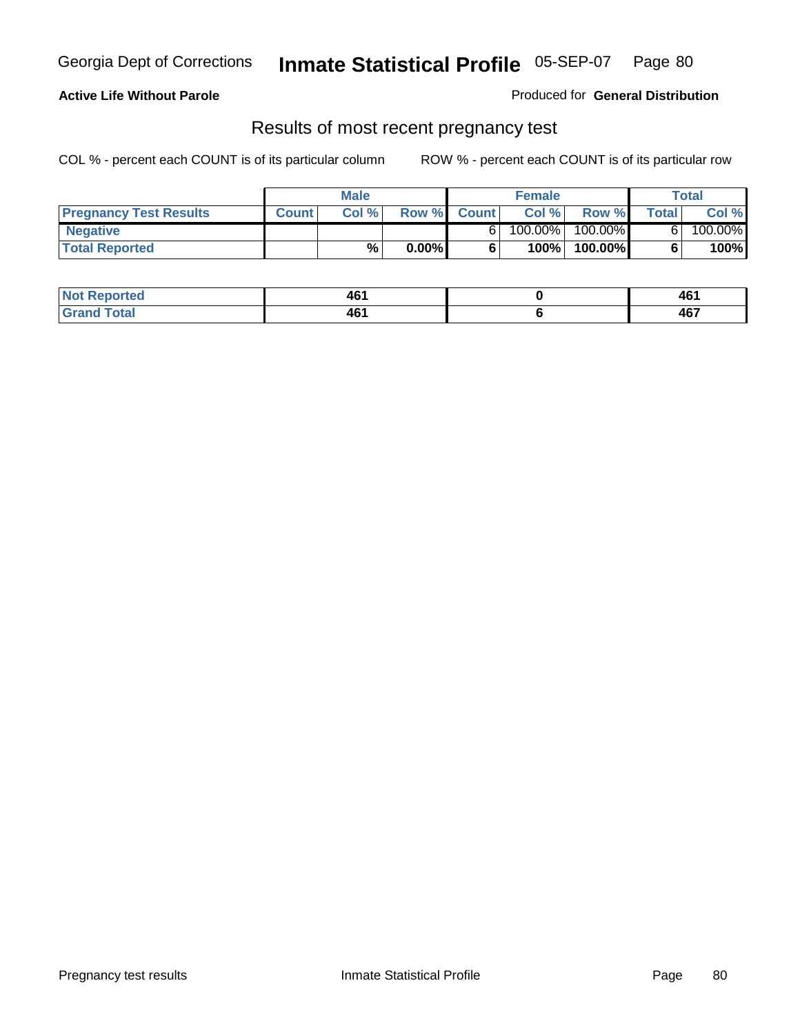Georgia Dept of Corrections **Inmate Statistical Profile** 05-SEP-07 Page 80

**Active Life Without Parole**

Produced for **General Distribution**

## Results of most recent pregnancy test

COL % - percent each COUNT is of its particular column

ROW % - percent each COUNT is of its particular row

| | Male | | | Female | | | Total | |
|---|---|---|---|---|---|---|---|---|
| **Pregnancy Test Results** | **Count** | **Col %** | **Row %** | **Count** | **Col %** | **Row %** | **Total** | **Col %** |
| **Negative** | | | | 6 | 100.00% | 100.00% | 6 | 100.00% |
| **Total Reported** | | **%** | **0.00%** | **6** | **100%** | **100.00%** | **6** | **100%** |

| | Male | Female | Total |
|---|---|---|---|
| **Not Reported** | **461** | **0** | **461** |
| **Grand Total** | **461** | **6** | **467** |

Pregnancy test results Inmate Statistical Profile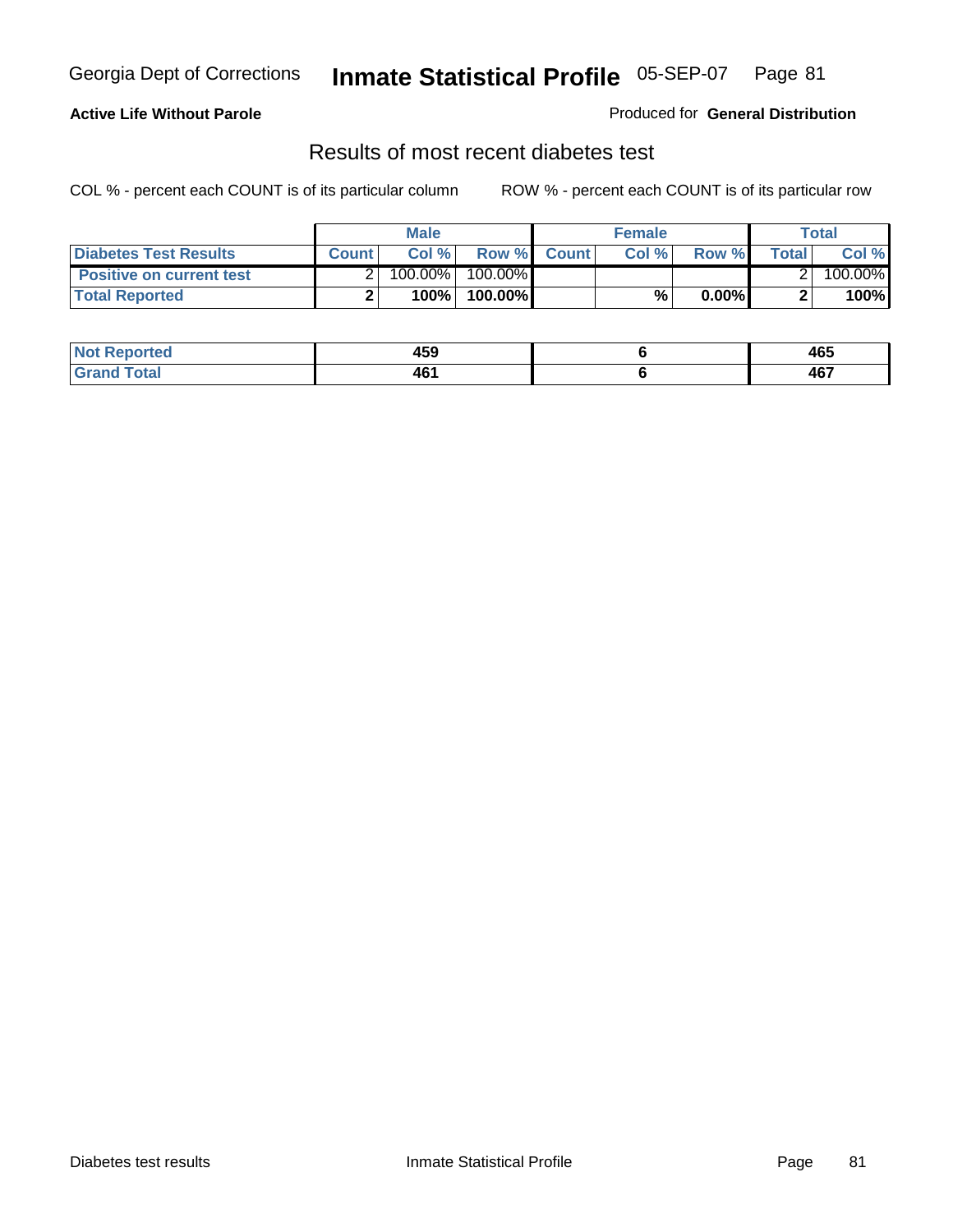**Active Life Without Parole**

Produced for **General Distribution**

## Results of most recent diabetes test

COL % - percent each COUNT is of its particular column

ROW % - percent each COUNT is of its particular row

| | Male | | | Female | | | Total | |
|---|---|---|---|---|---|---|---|---|
| **Diabetes Test Results** | **Count** | **Col %** | **Row %** | **Count** | **Col %** | **Row %** | **Total** | **Col %** |
| **Positive on current test** | 2 | 100.00% | 100.00% | | | | 2 | 100.00% |
| **Total Reported** | **2** | **100%** | **100.00%** | | **%** | **0.00%** | **2** | **100%** |

| | Male | Female | Total |
|---|---|---|---|
| **Not Reported** | **459** | **6** | **465** |
| **Grand Total** | **461** | **6** | **467** |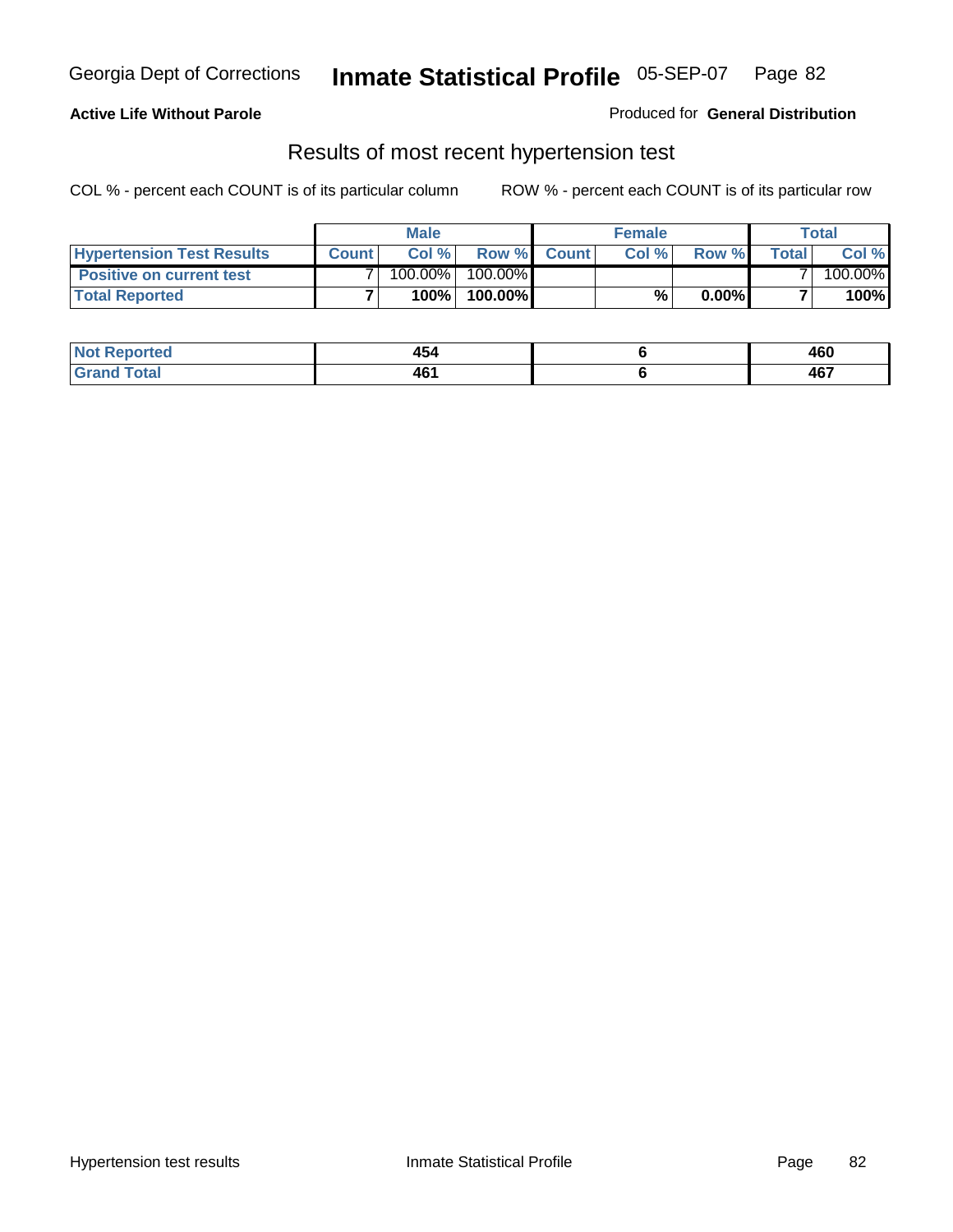Georgia Dept of Corrections **Inmate Statistical Profile** 05-SEP-07

**Active Life Without Parole**

Produced for **General Distribution**

## Results of most recent hypertension test

COL % - percent each COUNT is of its particular column ROW % - percent each COUNT is of its particular row

| | Male | | | Female | | | Total | |
|---|---|---|---|---|---|---|---|---|
| **Hypertension Test Results** | **Count** | **Col %** | **Row %** | **Count** | **Col %** | **Row %** | **Total** | **Col %** |
| **Positive on current test** | 7 | 100.00% | 100.00% | | | | 7 | 100.00% |
| **Total Reported** | **7** | **100%** | **100.00%** | | **%** | **0.00%** | **7** | **100%** |

| | Male | Female | Total |
|---|---|---|---|
| **Not Reported** | **454** | **6** | **460** |
| **Grand Total** | **461** | **6** | **467** |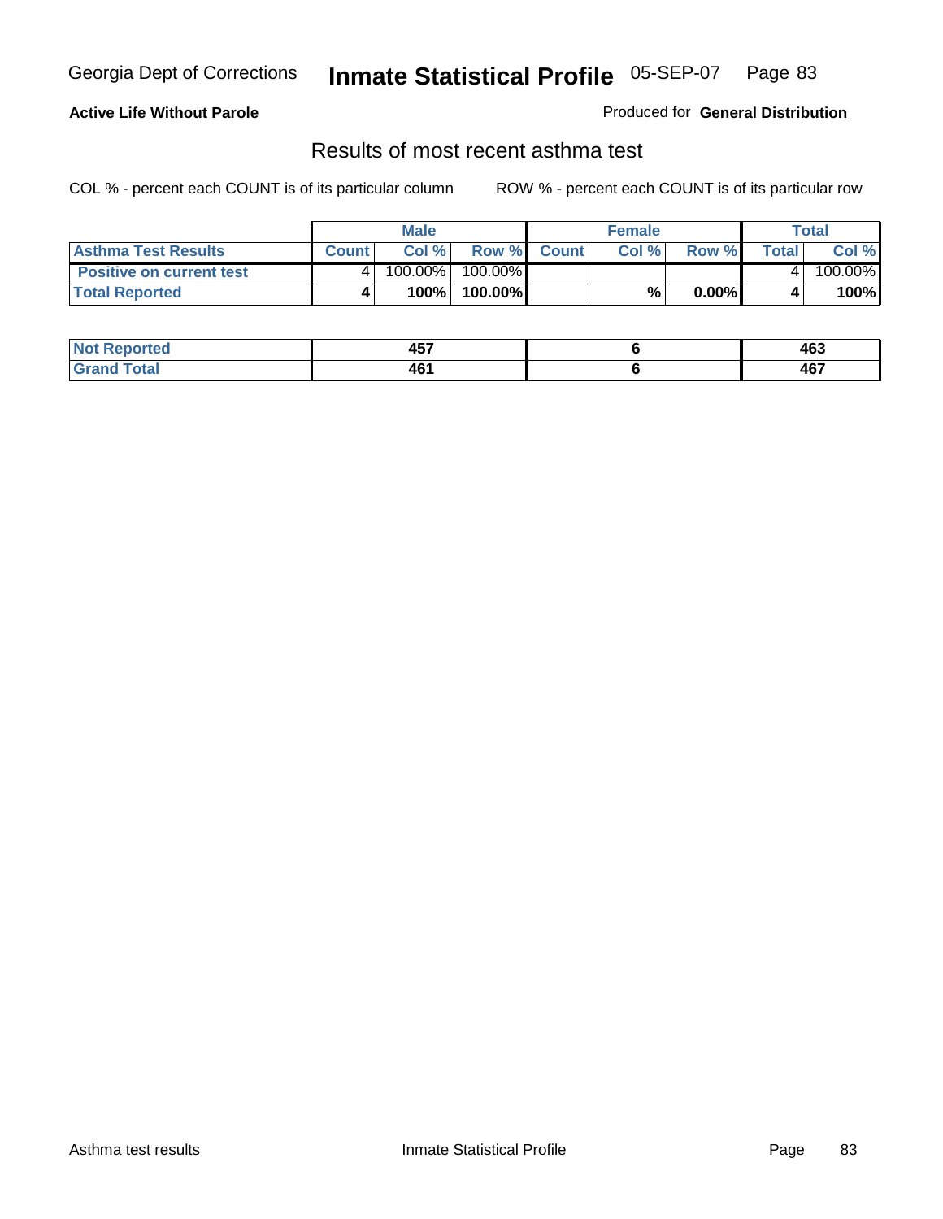Georgia Dept of Corrections **Inmate Statistical Profile** 05-SEP-07

**Active Life Without Parole**

Produced for **General Distribution**

## Results of most recent asthma test

COL % - percent each COUNT is of its particular column    ROW % - percent each COUNT is of its particular row

| | Male | | | Female | | | Total | |
|---|---|---|---|---|---|---|---|---|
| **Asthma Test Results** | **Count** | **Col %** | **Row %** | **Count** | **Col %** | **Row %** | **Total** | **Col %** |
| **Positive on current test** | 4 | 100.00% | 100.00% | | | | 4 | 100.00% |
| **Total Reported** | **4** | **100%** | **100.00%** | | **%** | **0.00%** | **4** | **100%** |

| | Male | Female | Total |
|---|---|---|---|
| **Not Reported** | **457** | **6** | **463** |
| **Grand Total** | **461** | **6** | **467** |